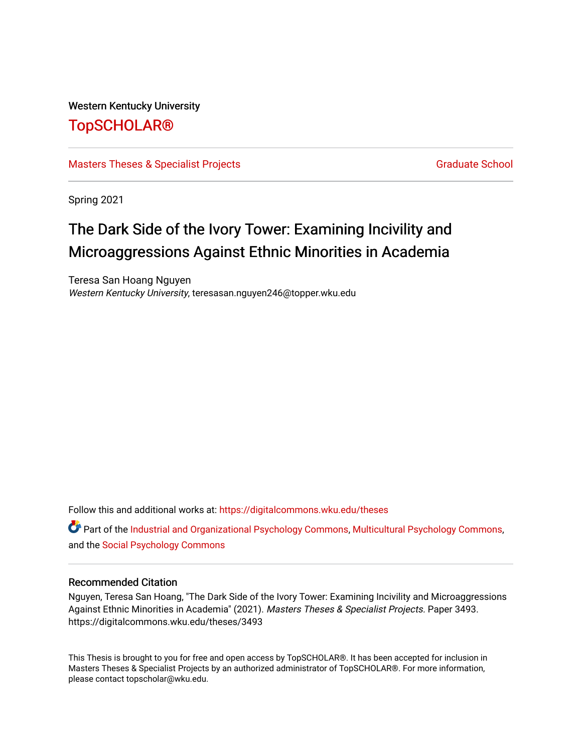Western Kentucky University

# TopSCHOLAR®

Masters Theses & Specialist Projects

Graduate School

Spring 2021

## The Dark Side of the Ivory Tower: Examining Incivility and Microaggressions Against Ethnic Minorities in Academia

Teresa San Hoang Nguyen
*Western Kentucky University*, teresasan.nguyen246@topper.wku.edu

Follow this and additional works at: https://digitalcommons.wku.edu/theses

Part of the Industrial and Organizational Psychology Commons, Multicultural Psychology Commons, and the Social Psychology Commons

### Recommended Citation

Nguyen, Teresa San Hoang, "The Dark Side of the Ivory Tower: Examining Incivility and Microaggressions Against Ethnic Minorities in Academia" (2021). *Masters Theses & Specialist Projects.* Paper 3493.
https://digitalcommons.wku.edu/theses/3493

This Thesis is brought to you for free and open access by TopSCHOLAR®. It has been accepted for inclusion in Masters Theses & Specialist Projects by an authorized administrator of TopSCHOLAR®. For more information, please contact topscholar@wku.edu.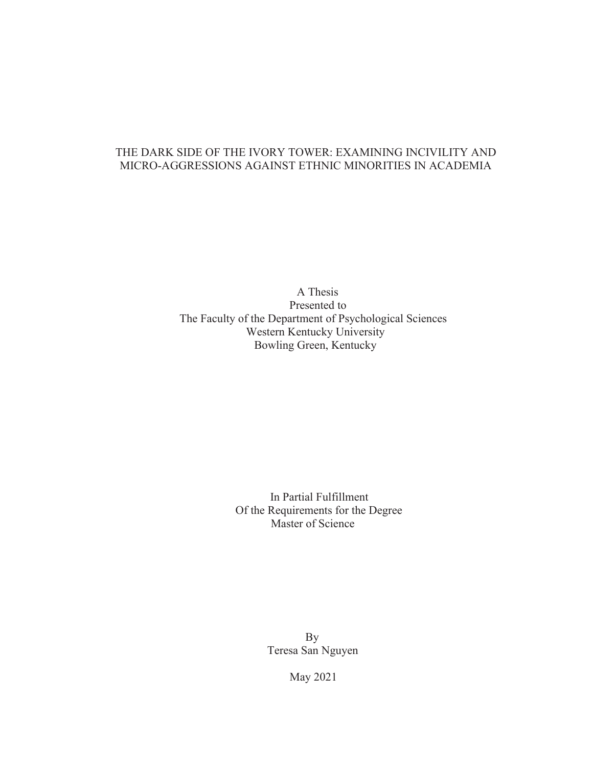# THE DARK SIDE OF THE IVORY TOWER: EXAMINING INCIVILITY AND MICRO-AGGRESSIONS AGAINST ETHNIC MINORITIES IN ACADEMIA

A Thesis
Presented to
The Faculty of the Department of Psychological Sciences
Western Kentucky University
Bowling Green, Kentucky

In Partial Fulfillment
Of the Requirements for the Degree
Master of Science

By
Teresa San Nguyen

May 2021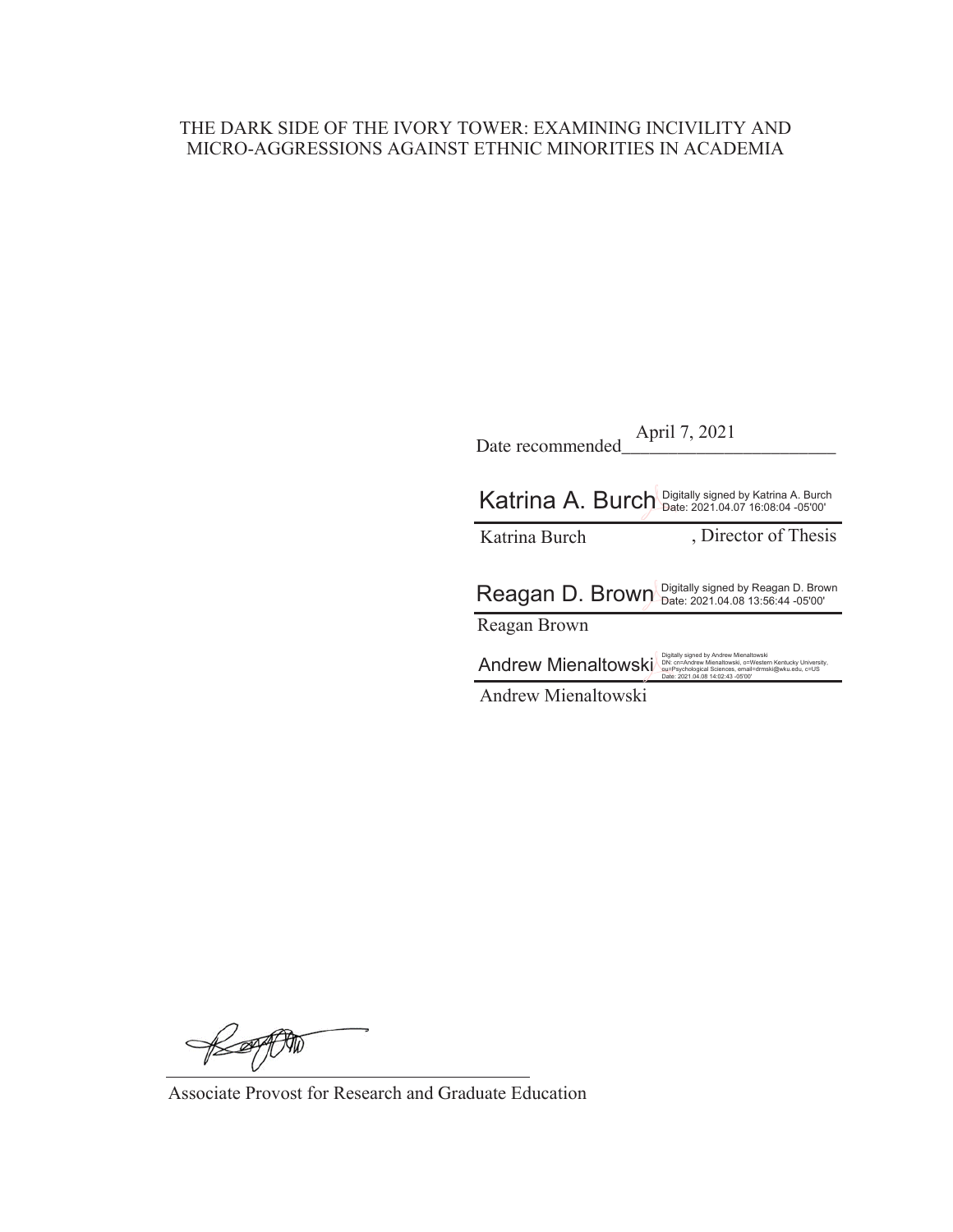THE DARK SIDE OF THE IVORY TOWER: EXAMINING INCIVILITY AND MICRO-AGGRESSIONS AGAINST ETHNIC MINORITIES IN ACADEMIA

Date recommended April 7, 2021

Katrina A. Burch Digitally signed by Katrina A. Burch Date: 2021.04.07 16:08:04 -05'00'

Katrina Burch, Director of Thesis

Reagan D. Brown Digitally signed by Reagan D. Brown Date: 2021.04.08 13:56:44 -05'00'

Reagan Brown

Andrew Mienaltowski Digitally signed by Andrew Mienaltowski DN: cn=Andrew Mienaltowski, o=Western Kentucky University, ou=Psychological Sciences, email=drmski@wku.edu, c=US Date: 2021.04.08 14:02:43 -05'00'

Andrew Mienaltowski

Associate Provost for Research and Graduate Education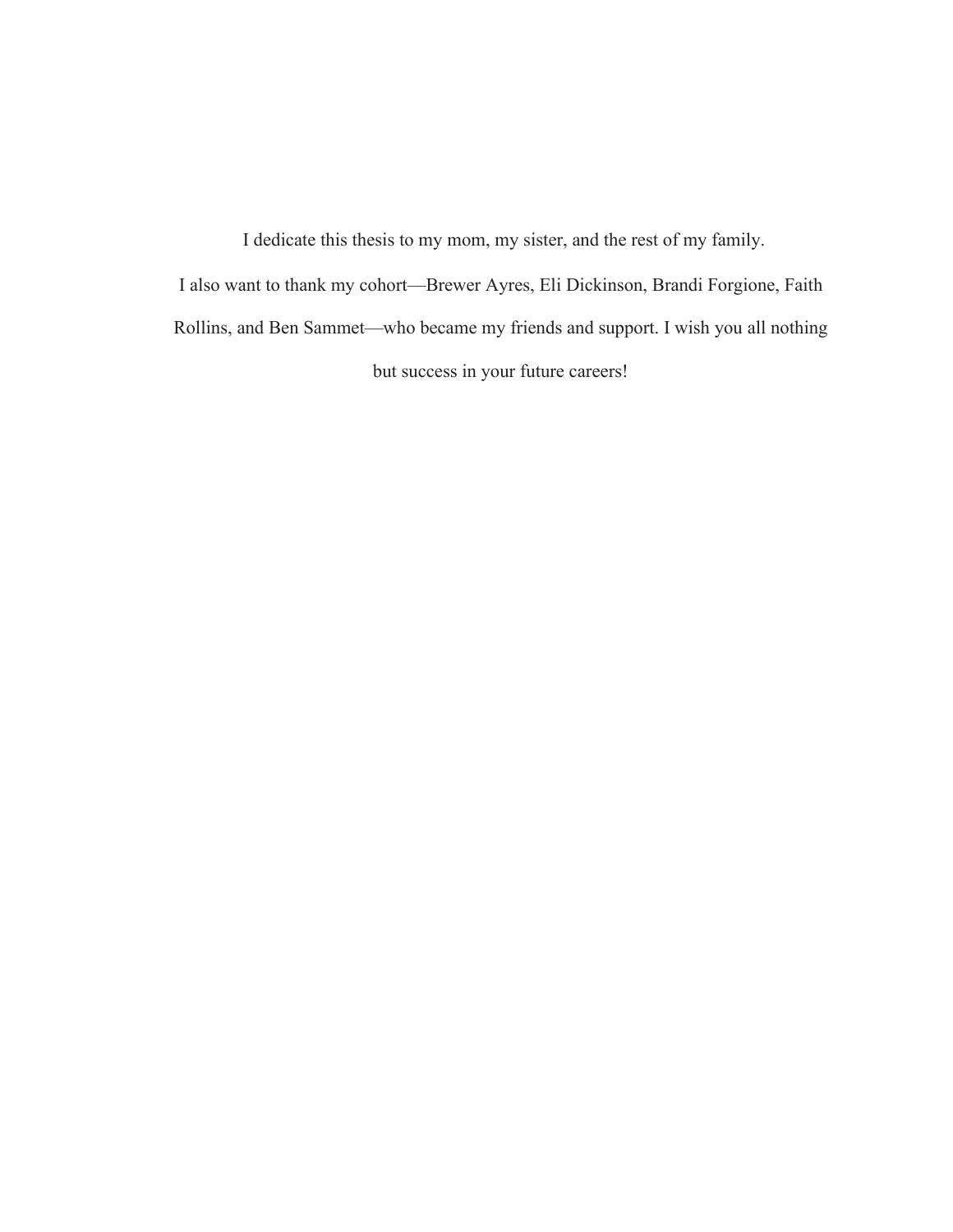I dedicate this thesis to my mom, my sister, and the rest of my family.

I also want to thank my cohort—Brewer Ayres, Eli Dickinson, Brandi Forgione, Faith Rollins, and Ben Sammet—who became my friends and support. I wish you all nothing but success in your future careers!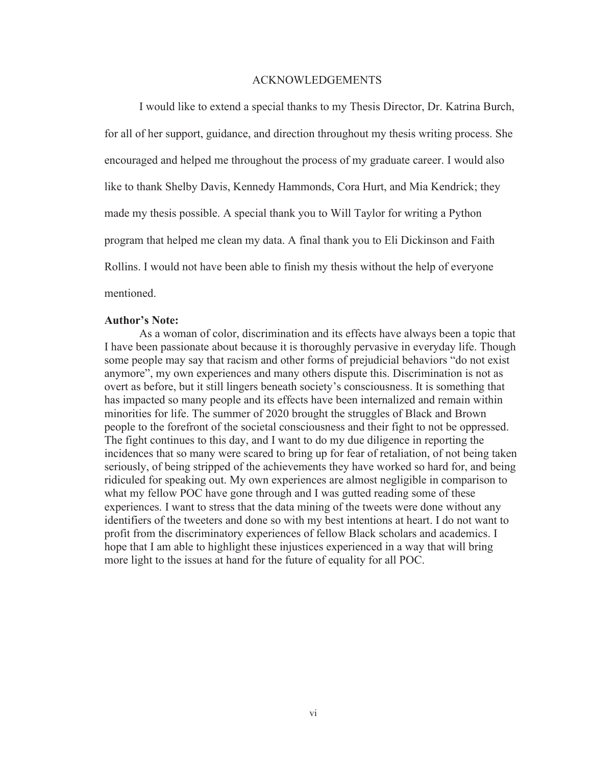# ACKNOWLEDGEMENTS

I would like to extend a special thanks to my Thesis Director, Dr. Katrina Burch, for all of her support, guidance, and direction throughout my thesis writing process. She encouraged and helped me throughout the process of my graduate career. I would also like to thank Shelby Davis, Kennedy Hammonds, Cora Hurt, and Mia Kendrick; they made my thesis possible. A special thank you to Will Taylor for writing a Python program that helped me clean my data. A final thank you to Eli Dickinson and Faith Rollins. I would not have been able to finish my thesis without the help of everyone mentioned.

**Author's Note:**

As a woman of color, discrimination and its effects have always been a topic that I have been passionate about because it is thoroughly pervasive in everyday life. Though some people may say that racism and other forms of prejudicial behaviors "do not exist anymore", my own experiences and many others dispute this. Discrimination is not as overt as before, but it still lingers beneath society's consciousness. It is something that has impacted so many people and its effects have been internalized and remain within minorities for life. The summer of 2020 brought the struggles of Black and Brown people to the forefront of the societal consciousness and their fight to not be oppressed. The fight continues to this day, and I want to do my due diligence in reporting the incidences that so many were scared to bring up for fear of retaliation, of not being taken seriously, of being stripped of the achievements they have worked so hard for, and being ridiculed for speaking out. My own experiences are almost negligible in comparison to what my fellow POC have gone through and I was gutted reading some of these experiences. I want to stress that the data mining of the tweets were done without any identifiers of the tweeters and done so with my best intentions at heart. I do not want to profit from the discriminatory experiences of fellow Black scholars and academics. I hope that I am able to highlight these injustices experienced in a way that will bring more light to the issues at hand for the future of equality for all POC.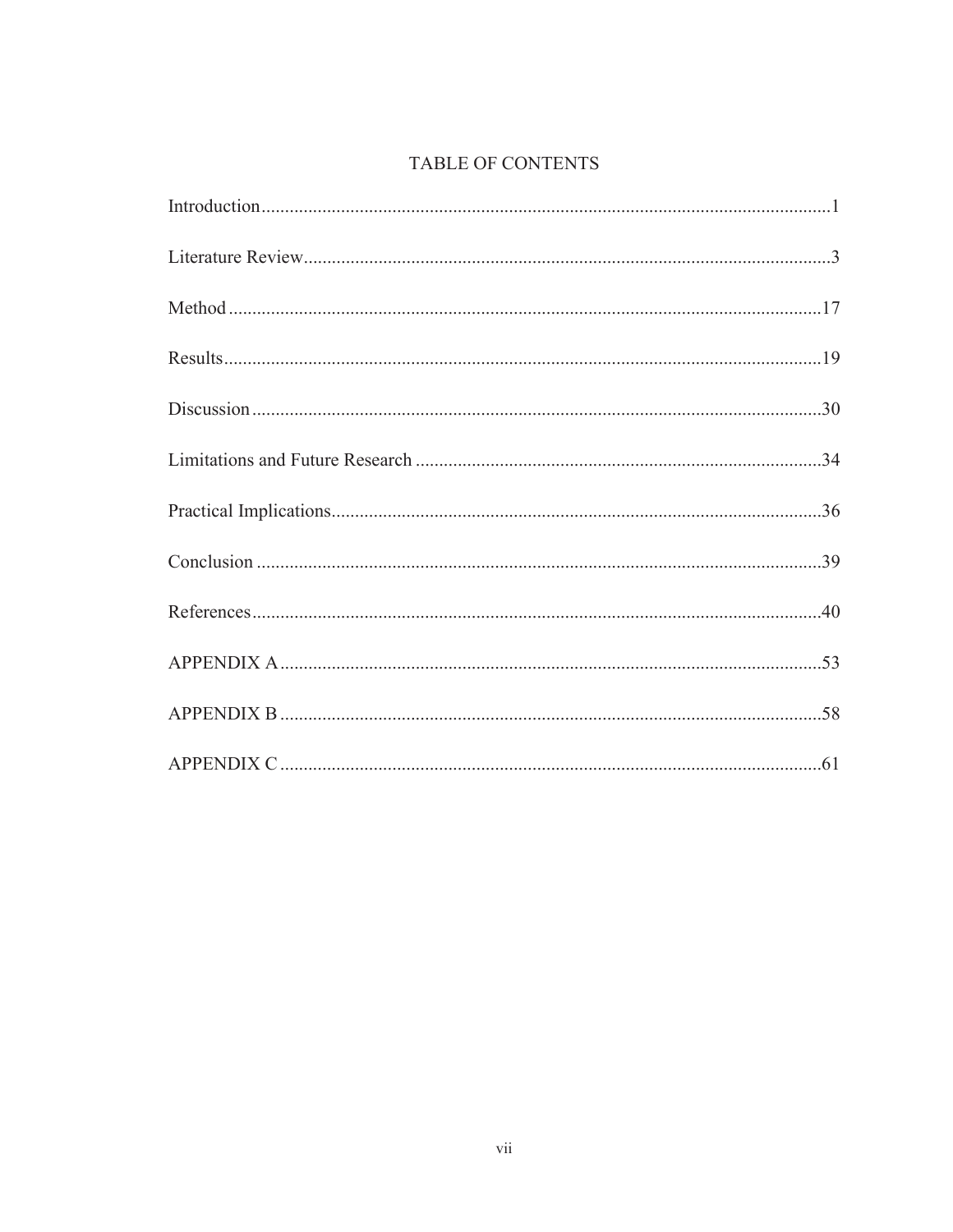# TABLE OF CONTENTS

Introduction........................................................................................................................1

Literature Review................................................................................................................3

Method ..............................................................................................................................17

Results...............................................................................................................................19

Discussion .........................................................................................................................30

Limitations and Future Research ......................................................................................34

Practical Implications........................................................................................................36

Conclusion ........................................................................................................................39

References.........................................................................................................................40

APPENDIX A ...................................................................................................................53

APPENDIX B ...................................................................................................................58

APPENDIX C ...................................................................................................................61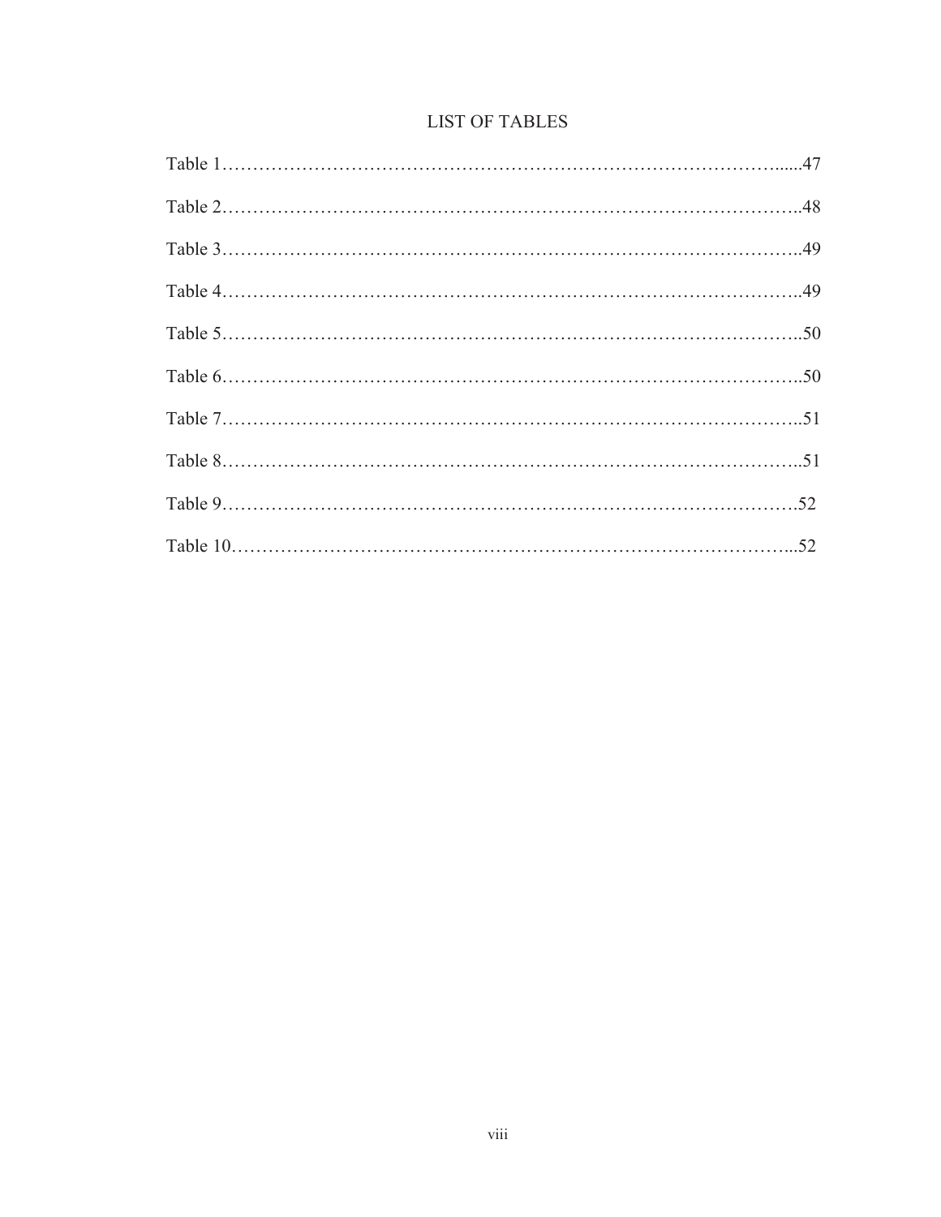# LIST OF TABLES

Table 1……………………………………………………………………………….....47

Table 2……………………………………………………………………………..48

Table 3……………………………………………………………………………..49

Table 4……………………………………………………………………………..49

Table 5……………………………………………………………………………..50

Table 6……………………………………………………………………………..50

Table 7……………………………………………………………………………..51

Table 8……………………………………………………………………………..51

Table 9…………………………………………………………………………….52

Table 10…………………………………………………………………………...52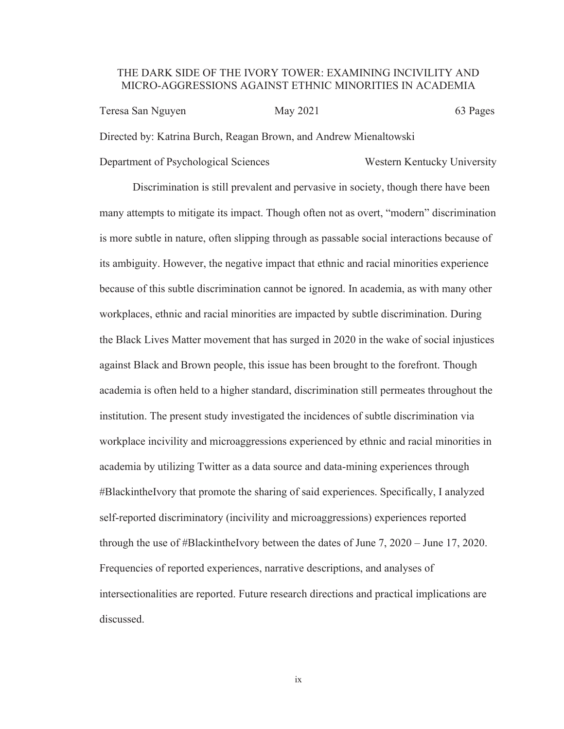THE DARK SIDE OF THE IVORY TOWER: EXAMINING INCIVILITY AND MICRO-AGGRESSIONS AGAINST ETHNIC MINORITIES IN ACADEMIA

Teresa San Nguyen May 2021 63 Pages

Directed by: Katrina Burch, Reagan Brown, and Andrew Mienaltowski

Department of Psychological Sciences Western Kentucky University

Discrimination is still prevalent and pervasive in society, though there have been many attempts to mitigate its impact. Though often not as overt, "modern" discrimination is more subtle in nature, often slipping through as passable social interactions because of its ambiguity. However, the negative impact that ethnic and racial minorities experience because of this subtle discrimination cannot be ignored. In academia, as with many other workplaces, ethnic and racial minorities are impacted by subtle discrimination. During the Black Lives Matter movement that has surged in 2020 in the wake of social injustices against Black and Brown people, this issue has been brought to the forefront. Though academia is often held to a higher standard, discrimination still permeates throughout the institution. The present study investigated the incidences of subtle discrimination via workplace incivility and microaggressions experienced by ethnic and racial minorities in academia by utilizing Twitter as a data source and data-mining experiences through #BlackintheIvory that promote the sharing of said experiences. Specifically, I analyzed self-reported discriminatory (incivility and microaggressions) experiences reported through the use of #BlackintheIvory between the dates of June 7, 2020 – June 17, 2020. Frequencies of reported experiences, narrative descriptions, and analyses of intersectionalities are reported. Future research directions and practical implications are discussed.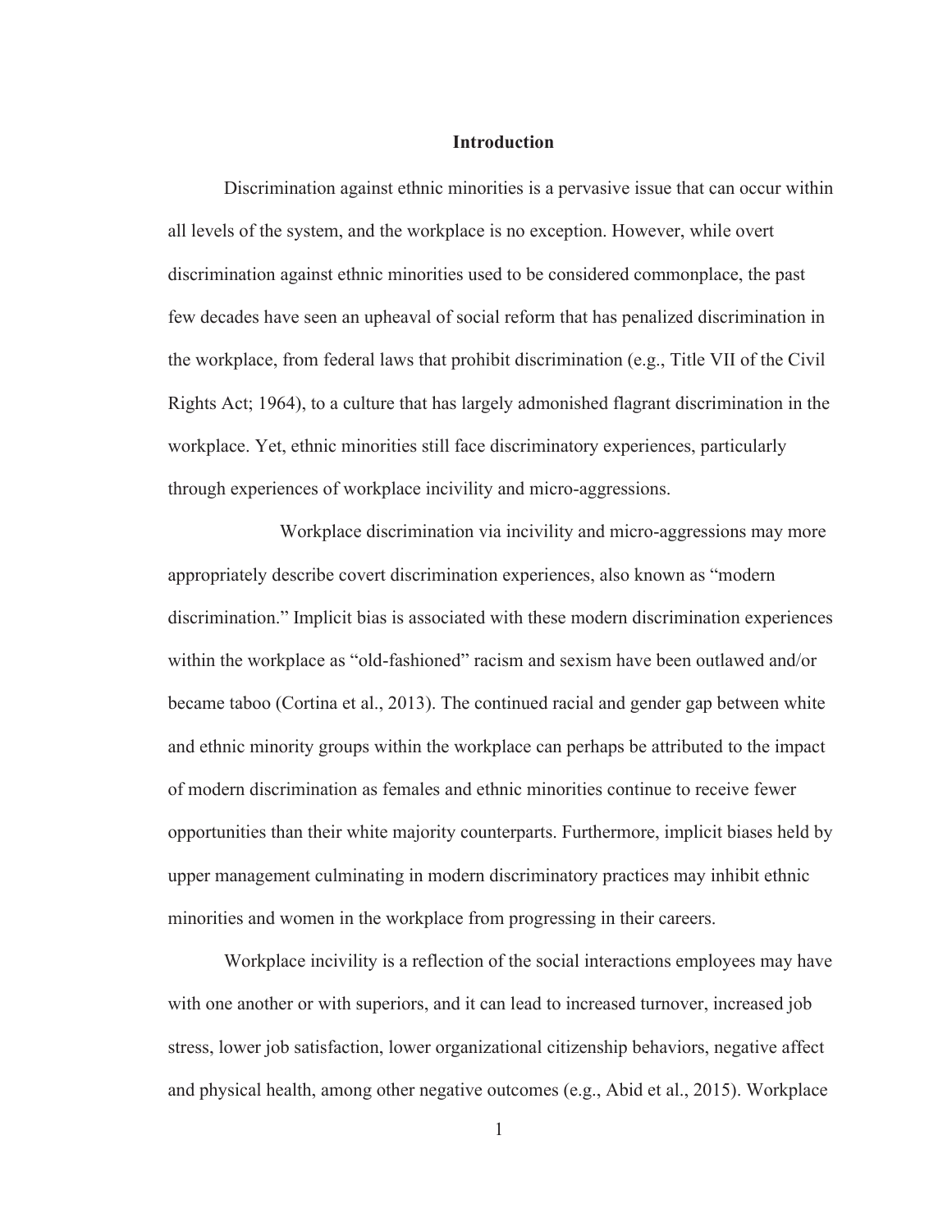## Introduction

Discrimination against ethnic minorities is a pervasive issue that can occur within all levels of the system, and the workplace is no exception. However, while overt discrimination against ethnic minorities used to be considered commonplace, the past few decades have seen an upheaval of social reform that has penalized discrimination in the workplace, from federal laws that prohibit discrimination (e.g., Title VII of the Civil Rights Act; 1964), to a culture that has largely admonished flagrant discrimination in the workplace. Yet, ethnic minorities still face discriminatory experiences, particularly through experiences of workplace incivility and micro-aggressions.

Workplace discrimination via incivility and micro-aggressions may more appropriately describe covert discrimination experiences, also known as "modern discrimination." Implicit bias is associated with these modern discrimination experiences within the workplace as "old-fashioned" racism and sexism have been outlawed and/or became taboo (Cortina et al., 2013). The continued racial and gender gap between white and ethnic minority groups within the workplace can perhaps be attributed to the impact of modern discrimination as females and ethnic minorities continue to receive fewer opportunities than their white majority counterparts. Furthermore, implicit biases held by upper management culminating in modern discriminatory practices may inhibit ethnic minorities and women in the workplace from progressing in their careers.

Workplace incivility is a reflection of the social interactions employees may have with one another or with superiors, and it can lead to increased turnover, increased job stress, lower job satisfaction, lower organizational citizenship behaviors, negative affect and physical health, among other negative outcomes (e.g., Abid et al., 2015). Workplace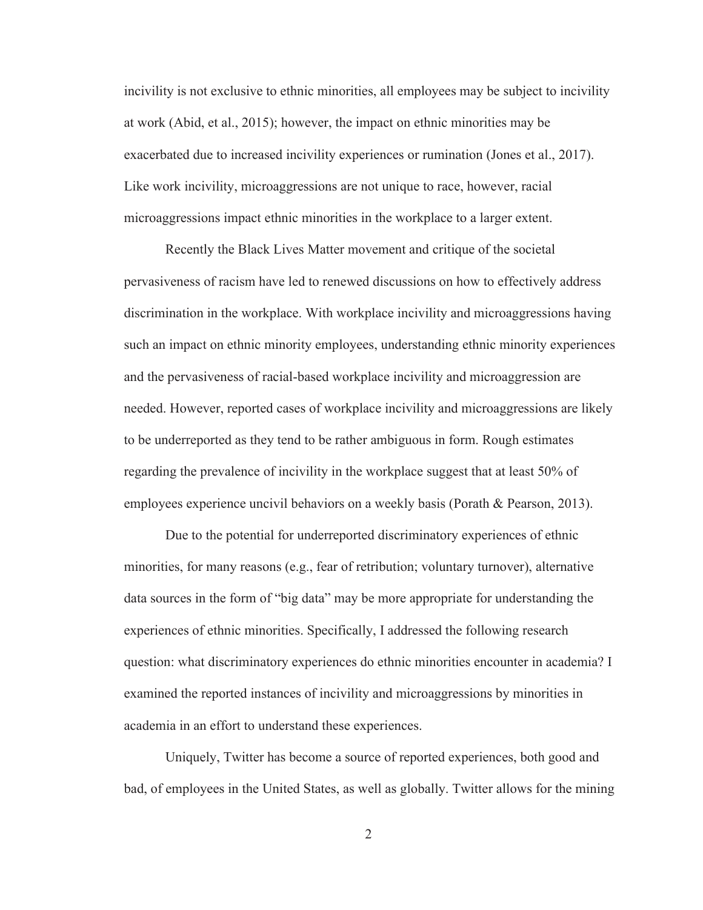incivility is not exclusive to ethnic minorities, all employees may be subject to incivility at work (Abid, et al., 2015); however, the impact on ethnic minorities may be exacerbated due to increased incivility experiences or rumination (Jones et al., 2017). Like work incivility, microaggressions are not unique to race, however, racial microaggressions impact ethnic minorities in the workplace to a larger extent.

Recently the Black Lives Matter movement and critique of the societal pervasiveness of racism have led to renewed discussions on how to effectively address discrimination in the workplace. With workplace incivility and microaggressions having such an impact on ethnic minority employees, understanding ethnic minority experiences and the pervasiveness of racial-based workplace incivility and microaggression are needed. However, reported cases of workplace incivility and microaggressions are likely to be underreported as they tend to be rather ambiguous in form. Rough estimates regarding the prevalence of incivility in the workplace suggest that at least 50% of employees experience uncivil behaviors on a weekly basis (Porath & Pearson, 2013).

Due to the potential for underreported discriminatory experiences of ethnic minorities, for many reasons (e.g., fear of retribution; voluntary turnover), alternative data sources in the form of "big data" may be more appropriate for understanding the experiences of ethnic minorities. Specifically, I addressed the following research question: what discriminatory experiences do ethnic minorities encounter in academia? I examined the reported instances of incivility and microaggressions by minorities in academia in an effort to understand these experiences.

Uniquely, Twitter has become a source of reported experiences, both good and bad, of employees in the United States, as well as globally. Twitter allows for the mining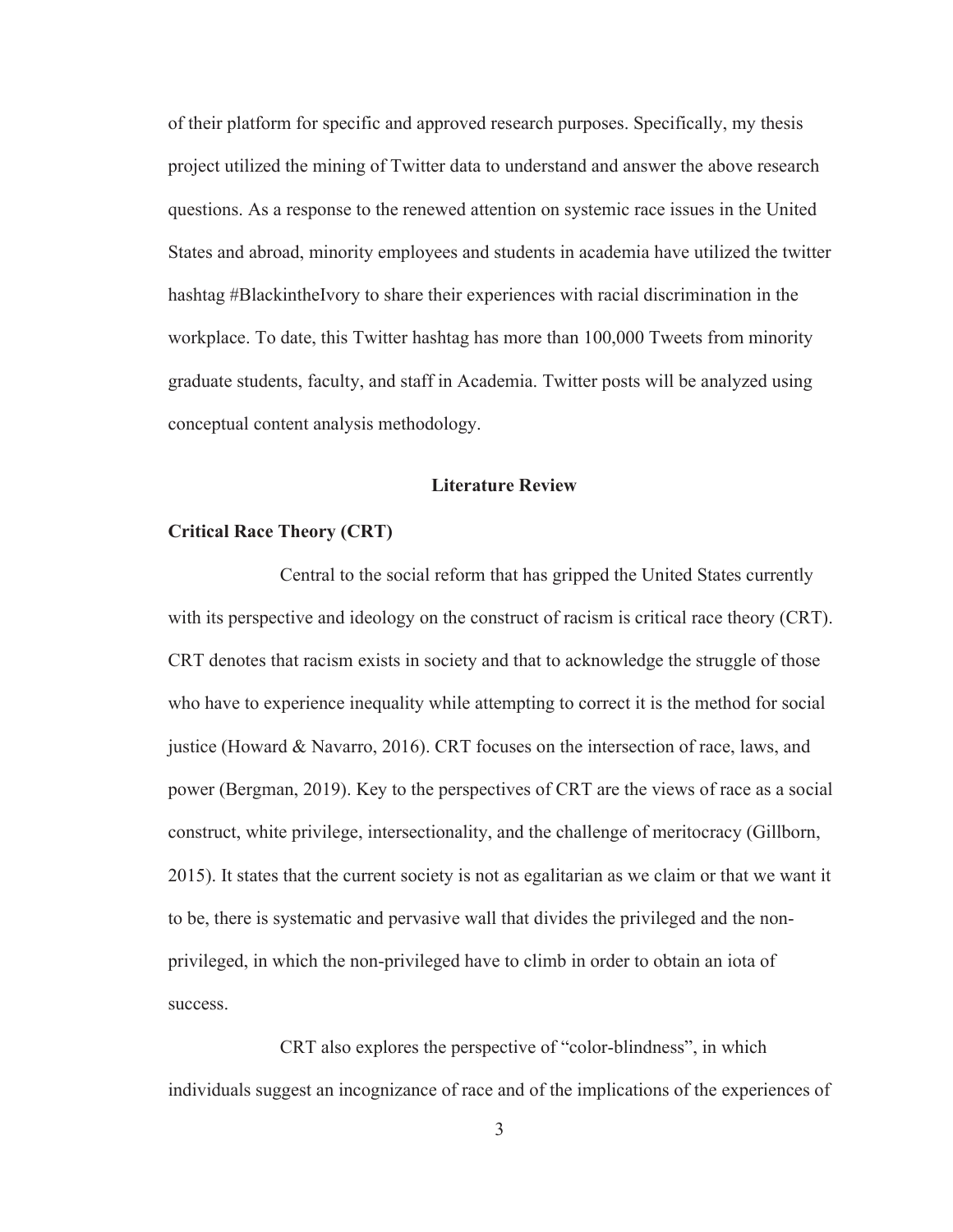of their platform for specific and approved research purposes. Specifically, my thesis project utilized the mining of Twitter data to understand and answer the above research questions. As a response to the renewed attention on systemic race issues in the United States and abroad, minority employees and students in academia have utilized the twitter hashtag #BlackintheIvory to share their experiences with racial discrimination in the workplace. To date, this Twitter hashtag has more than 100,000 Tweets from minority graduate students, faculty, and staff in Academia. Twitter posts will be analyzed using conceptual content analysis methodology.

## Literature Review

### Critical Race Theory (CRT)

Central to the social reform that has gripped the United States currently with its perspective and ideology on the construct of racism is critical race theory (CRT). CRT denotes that racism exists in society and that to acknowledge the struggle of those who have to experience inequality while attempting to correct it is the method for social justice (Howard & Navarro, 2016). CRT focuses on the intersection of race, laws, and power (Bergman, 2019). Key to the perspectives of CRT are the views of race as a social construct, white privilege, intersectionality, and the challenge of meritocracy (Gillborn, 2015). It states that the current society is not as egalitarian as we claim or that we want it to be, there is systematic and pervasive wall that divides the privileged and the non-privileged, in which the non-privileged have to climb in order to obtain an iota of success.

CRT also explores the perspective of "color-blindness", in which individuals suggest an incognizance of race and of the implications of the experiences of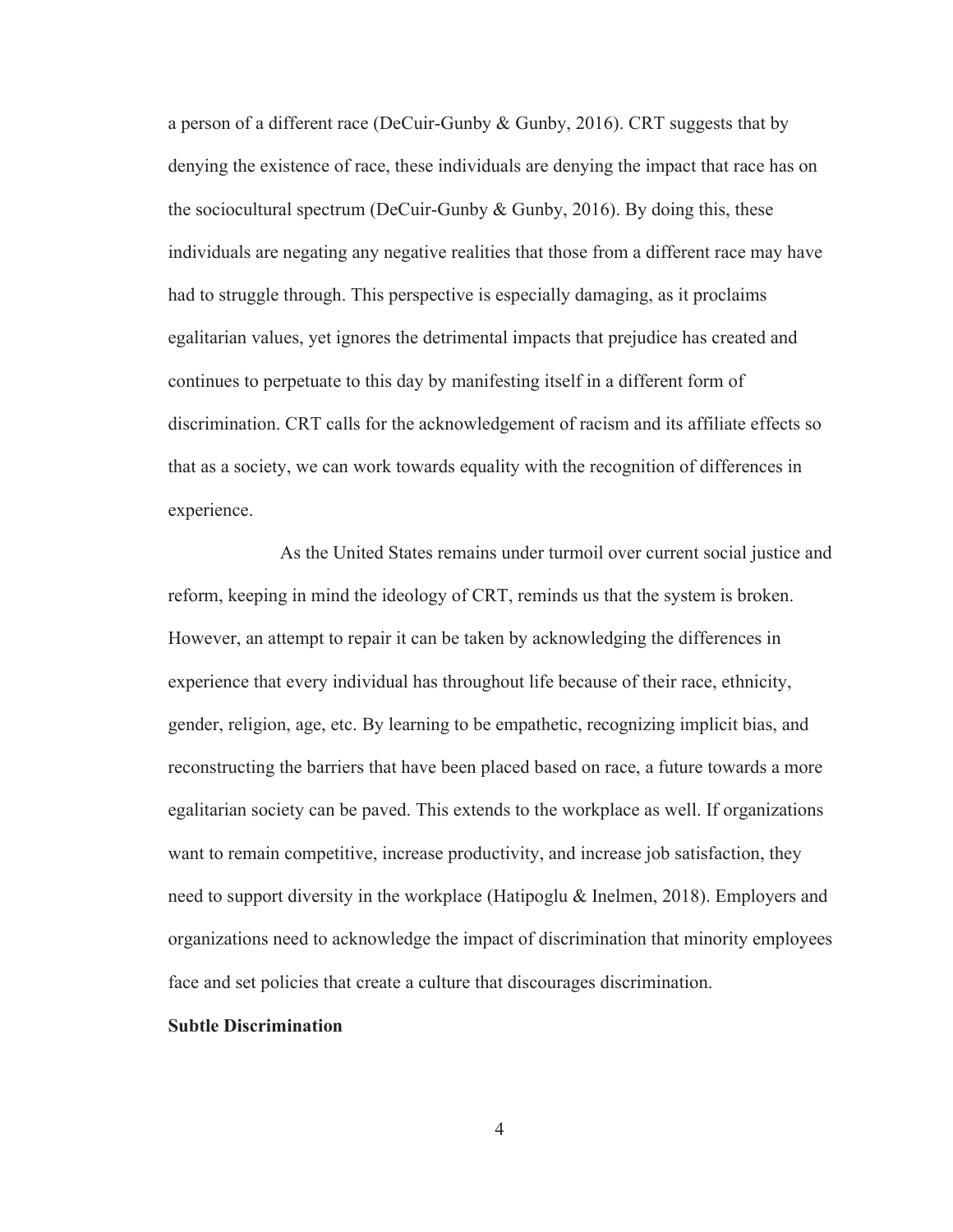a person of a different race (DeCuir-Gunby & Gunby, 2016). CRT suggests that by denying the existence of race, these individuals are denying the impact that race has on the sociocultural spectrum (DeCuir-Gunby & Gunby, 2016). By doing this, these individuals are negating any negative realities that those from a different race may have had to struggle through. This perspective is especially damaging, as it proclaims egalitarian values, yet ignores the detrimental impacts that prejudice has created and continues to perpetuate to this day by manifesting itself in a different form of discrimination. CRT calls for the acknowledgement of racism and its affiliate effects so that as a society, we can work towards equality with the recognition of differences in experience.

As the United States remains under turmoil over current social justice and reform, keeping in mind the ideology of CRT, reminds us that the system is broken. However, an attempt to repair it can be taken by acknowledging the differences in experience that every individual has throughout life because of their race, ethnicity, gender, religion, age, etc. By learning to be empathetic, recognizing implicit bias, and reconstructing the barriers that have been placed based on race, a future towards a more egalitarian society can be paved. This extends to the workplace as well. If organizations want to remain competitive, increase productivity, and increase job satisfaction, they need to support diversity in the workplace (Hatipoglu & Inelmen, 2018). Employers and organizations need to acknowledge the impact of discrimination that minority employees face and set policies that create a culture that discourages discrimination.

**Subtle Discrimination**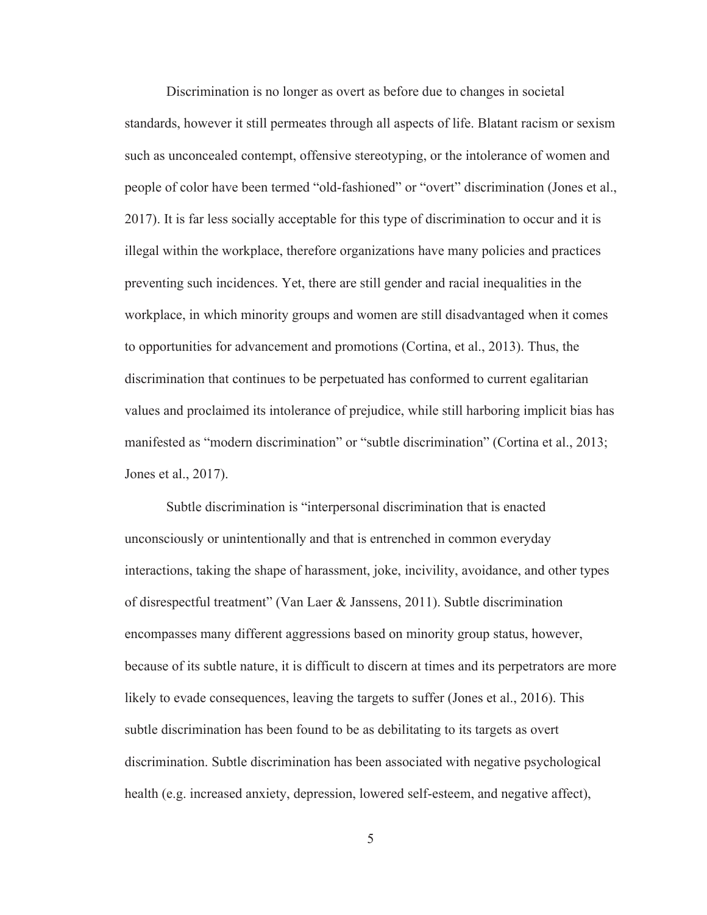Discrimination is no longer as overt as before due to changes in societal standards, however it still permeates through all aspects of life. Blatant racism or sexism such as unconcealed contempt, offensive stereotyping, or the intolerance of women and people of color have been termed "old-fashioned" or "overt" discrimination (Jones et al., 2017). It is far less socially acceptable for this type of discrimination to occur and it is illegal within the workplace, therefore organizations have many policies and practices preventing such incidences. Yet, there are still gender and racial inequalities in the workplace, in which minority groups and women are still disadvantaged when it comes to opportunities for advancement and promotions (Cortina, et al., 2013). Thus, the discrimination that continues to be perpetuated has conformed to current egalitarian values and proclaimed its intolerance of prejudice, while still harboring implicit bias has manifested as "modern discrimination" or "subtle discrimination" (Cortina et al., 2013; Jones et al., 2017).

Subtle discrimination is "interpersonal discrimination that is enacted unconsciously or unintentionally and that is entrenched in common everyday interactions, taking the shape of harassment, joke, incivility, avoidance, and other types of disrespectful treatment" (Van Laer & Janssens, 2011). Subtle discrimination encompasses many different aggressions based on minority group status, however, because of its subtle nature, it is difficult to discern at times and its perpetrators are more likely to evade consequences, leaving the targets to suffer (Jones et al., 2016). This subtle discrimination has been found to be as debilitating to its targets as overt discrimination. Subtle discrimination has been associated with negative psychological health (e.g. increased anxiety, depression, lowered self-esteem, and negative affect),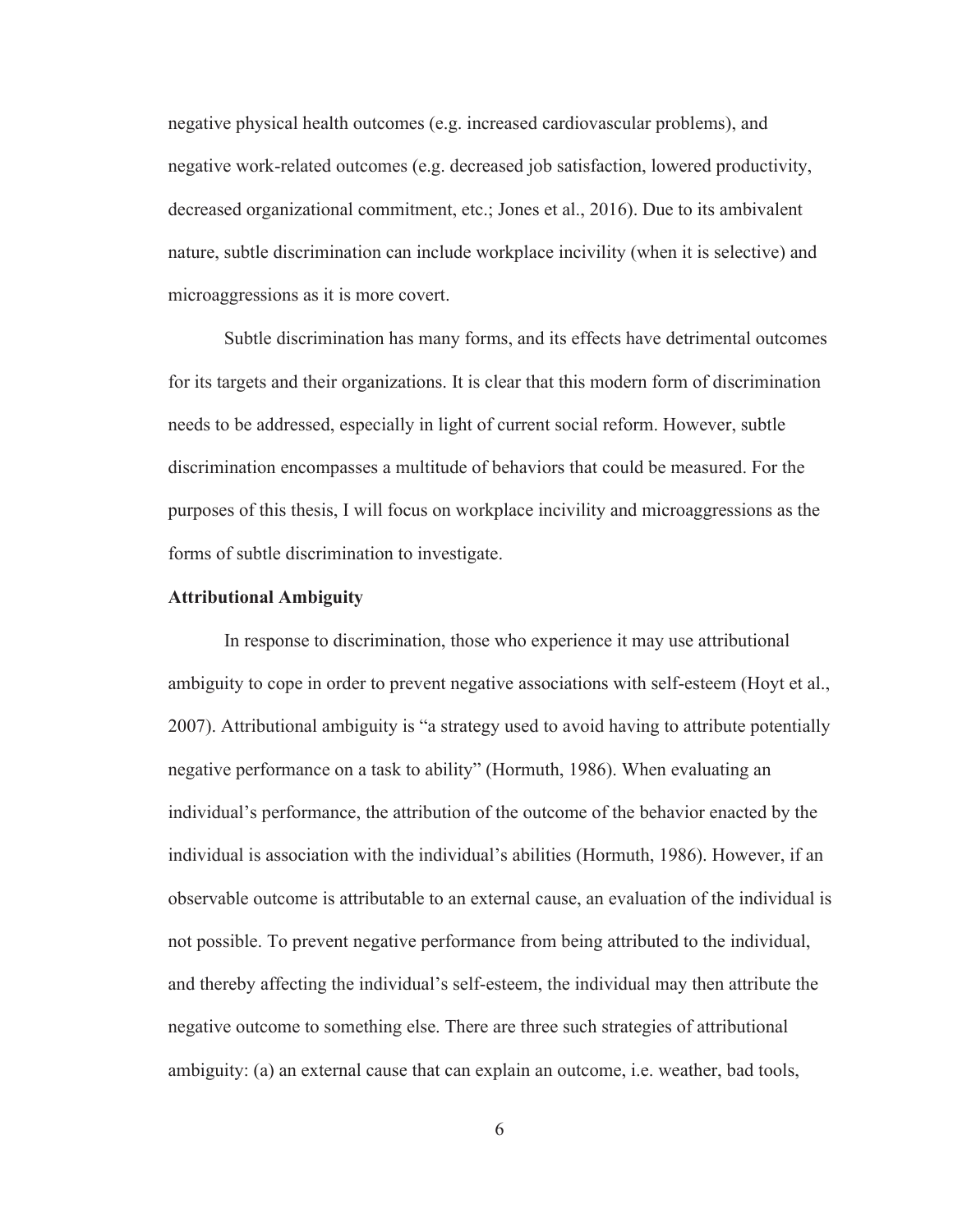negative physical health outcomes (e.g. increased cardiovascular problems), and negative work-related outcomes (e.g. decreased job satisfaction, lowered productivity, decreased organizational commitment, etc.; Jones et al., 2016). Due to its ambivalent nature, subtle discrimination can include workplace incivility (when it is selective) and microaggressions as it is more covert.

Subtle discrimination has many forms, and its effects have detrimental outcomes for its targets and their organizations. It is clear that this modern form of discrimination needs to be addressed, especially in light of current social reform. However, subtle discrimination encompasses a multitude of behaviors that could be measured. For the purposes of this thesis, I will focus on workplace incivility and microaggressions as the forms of subtle discrimination to investigate.

**Attributional Ambiguity**

In response to discrimination, those who experience it may use attributional ambiguity to cope in order to prevent negative associations with self-esteem (Hoyt et al., 2007). Attributional ambiguity is "a strategy used to avoid having to attribute potentially negative performance on a task to ability" (Hormuth, 1986). When evaluating an individual's performance, the attribution of the outcome of the behavior enacted by the individual is association with the individual's abilities (Hormuth, 1986). However, if an observable outcome is attributable to an external cause, an evaluation of the individual is not possible. To prevent negative performance from being attributed to the individual, and thereby affecting the individual's self-esteem, the individual may then attribute the negative outcome to something else. There are three such strategies of attributional ambiguity: (a) an external cause that can explain an outcome, i.e. weather, bad tools,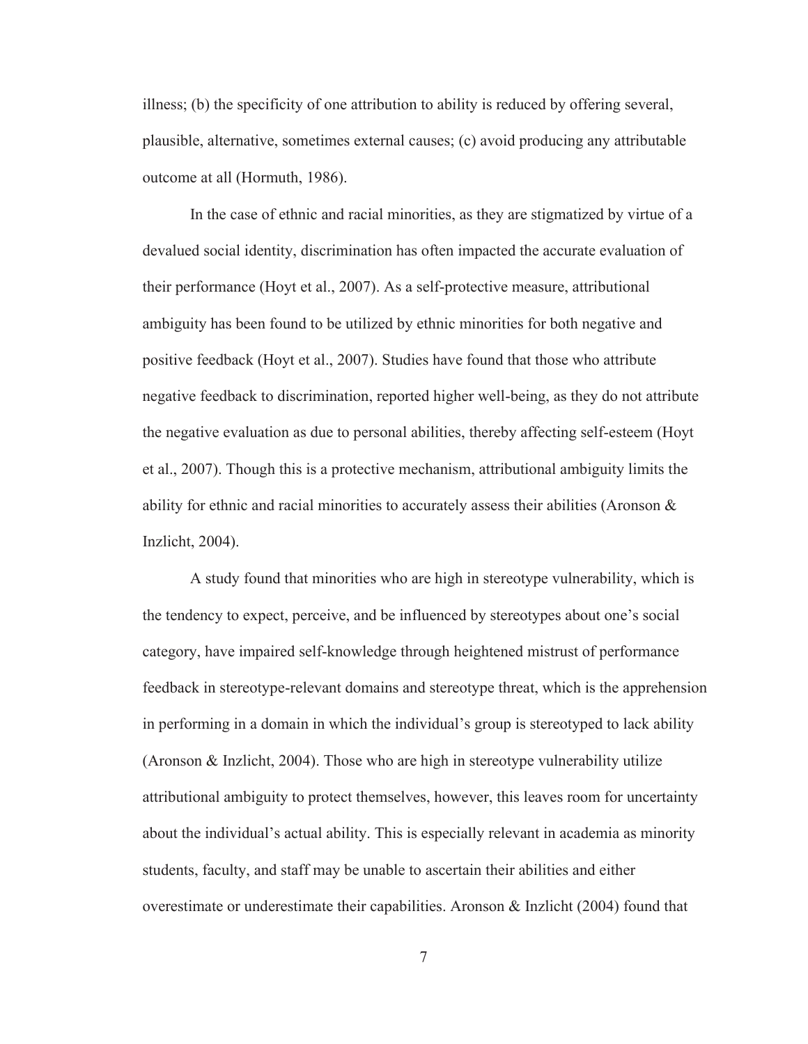illness; (b) the specificity of one attribution to ability is reduced by offering several, plausible, alternative, sometimes external causes; (c) avoid producing any attributable outcome at all (Hormuth, 1986).

In the case of ethnic and racial minorities, as they are stigmatized by virtue of a devalued social identity, discrimination has often impacted the accurate evaluation of their performance (Hoyt et al., 2007). As a self-protective measure, attributional ambiguity has been found to be utilized by ethnic minorities for both negative and positive feedback (Hoyt et al., 2007). Studies have found that those who attribute negative feedback to discrimination, reported higher well-being, as they do not attribute the negative evaluation as due to personal abilities, thereby affecting self-esteem (Hoyt et al., 2007). Though this is a protective mechanism, attributional ambiguity limits the ability for ethnic and racial minorities to accurately assess their abilities (Aronson & Inzlicht, 2004).

A study found that minorities who are high in stereotype vulnerability, which is the tendency to expect, perceive, and be influenced by stereotypes about one's social category, have impaired self-knowledge through heightened mistrust of performance feedback in stereotype-relevant domains and stereotype threat, which is the apprehension in performing in a domain in which the individual's group is stereotyped to lack ability (Aronson & Inzlicht, 2004). Those who are high in stereotype vulnerability utilize attributional ambiguity to protect themselves, however, this leaves room for uncertainty about the individual's actual ability. This is especially relevant in academia as minority students, faculty, and staff may be unable to ascertain their abilities and either overestimate or underestimate their capabilities. Aronson & Inzlicht (2004) found that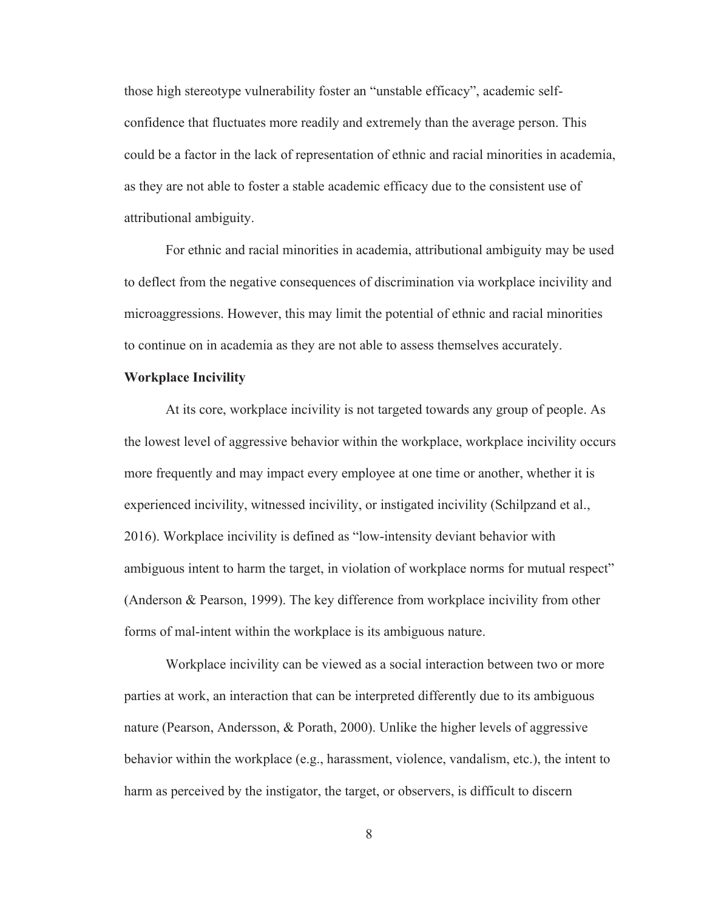those high stereotype vulnerability foster an "unstable efficacy", academic self-confidence that fluctuates more readily and extremely than the average person. This could be a factor in the lack of representation of ethnic and racial minorities in academia, as they are not able to foster a stable academic efficacy due to the consistent use of attributional ambiguity.

For ethnic and racial minorities in academia, attributional ambiguity may be used to deflect from the negative consequences of discrimination via workplace incivility and microaggressions. However, this may limit the potential of ethnic and racial minorities to continue on in academia as they are not able to assess themselves accurately.

**Workplace Incivility**

At its core, workplace incivility is not targeted towards any group of people. As the lowest level of aggressive behavior within the workplace, workplace incivility occurs more frequently and may impact every employee at one time or another, whether it is experienced incivility, witnessed incivility, or instigated incivility (Schilpzand et al., 2016). Workplace incivility is defined as "low-intensity deviant behavior with ambiguous intent to harm the target, in violation of workplace norms for mutual respect" (Anderson & Pearson, 1999). The key difference from workplace incivility from other forms of mal-intent within the workplace is its ambiguous nature.

Workplace incivility can be viewed as a social interaction between two or more parties at work, an interaction that can be interpreted differently due to its ambiguous nature (Pearson, Andersson, & Porath, 2000). Unlike the higher levels of aggressive behavior within the workplace (e.g., harassment, violence, vandalism, etc.), the intent to harm as perceived by the instigator, the target, or observers, is difficult to discern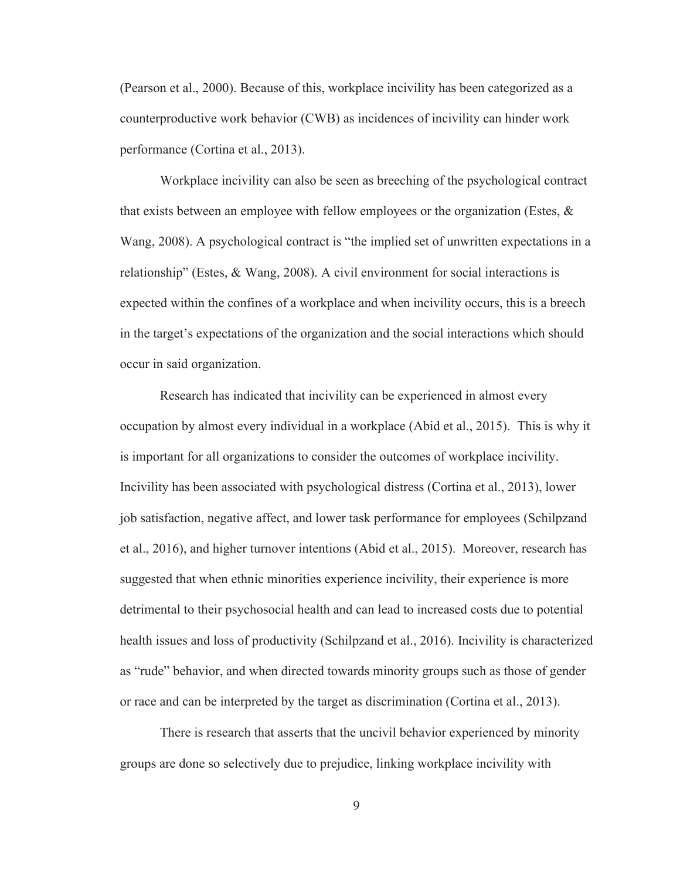(Pearson et al., 2000). Because of this, workplace incivility has been categorized as a counterproductive work behavior (CWB) as incidences of incivility can hinder work performance (Cortina et al., 2013).

Workplace incivility can also be seen as breeching of the psychological contract that exists between an employee with fellow employees or the organization (Estes, & Wang, 2008). A psychological contract is "the implied set of unwritten expectations in a relationship" (Estes, & Wang, 2008). A civil environment for social interactions is expected within the confines of a workplace and when incivility occurs, this is a breech in the target's expectations of the organization and the social interactions which should occur in said organization.

Research has indicated that incivility can be experienced in almost every occupation by almost every individual in a workplace (Abid et al., 2015). This is why it is important for all organizations to consider the outcomes of workplace incivility. Incivility has been associated with psychological distress (Cortina et al., 2013), lower job satisfaction, negative affect, and lower task performance for employees (Schilpzand et al., 2016), and higher turnover intentions (Abid et al., 2015). Moreover, research has suggested that when ethnic minorities experience incivility, their experience is more detrimental to their psychosocial health and can lead to increased costs due to potential health issues and loss of productivity (Schilpzand et al., 2016). Incivility is characterized as "rude" behavior, and when directed towards minority groups such as those of gender or race and can be interpreted by the target as discrimination (Cortina et al., 2013).

There is research that asserts that the uncivil behavior experienced by minority groups are done so selectively due to prejudice, linking workplace incivility with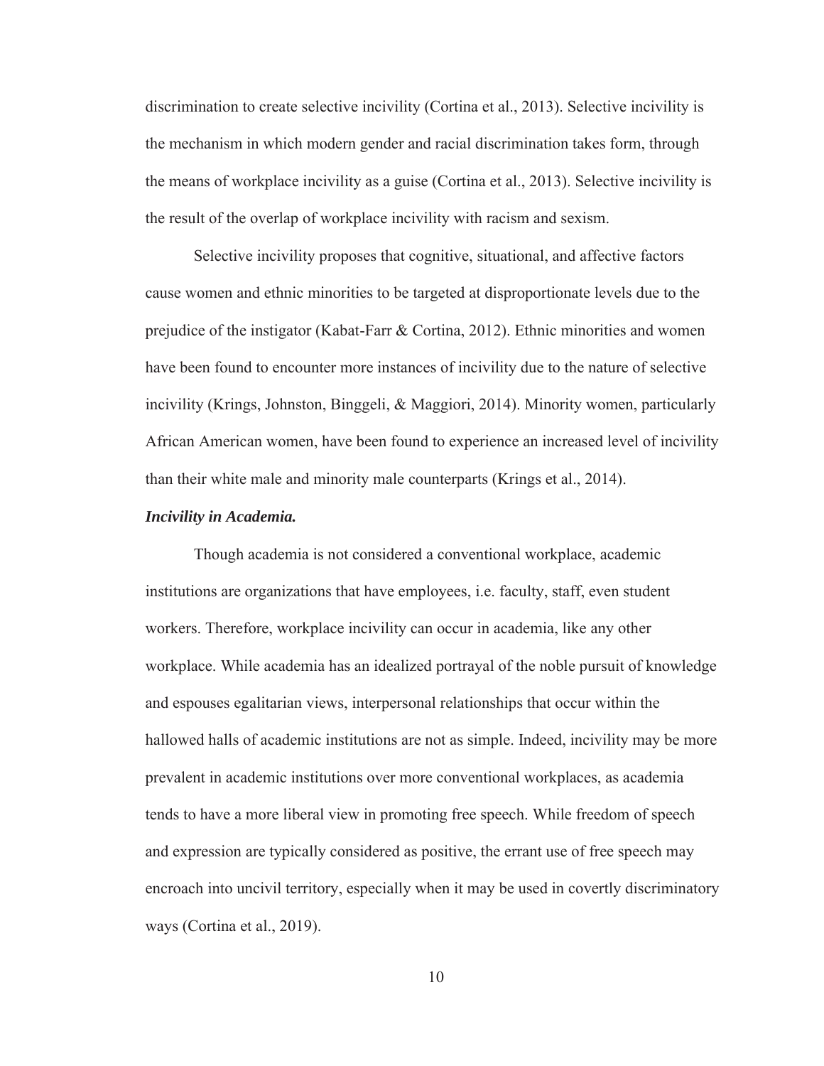discrimination to create selective incivility (Cortina et al., 2013). Selective incivility is the mechanism in which modern gender and racial discrimination takes form, through the means of workplace incivility as a guise (Cortina et al., 2013). Selective incivility is the result of the overlap of workplace incivility with racism and sexism.

Selective incivility proposes that cognitive, situational, and affective factors cause women and ethnic minorities to be targeted at disproportionate levels due to the prejudice of the instigator (Kabat-Farr & Cortina, 2012). Ethnic minorities and women have been found to encounter more instances of incivility due to the nature of selective incivility (Krings, Johnston, Binggeli, & Maggiori, 2014). Minority women, particularly African American women, have been found to experience an increased level of incivility than their white male and minority male counterparts (Krings et al., 2014).

***Incivility in Academia.***

Though academia is not considered a conventional workplace, academic institutions are organizations that have employees, i.e. faculty, staff, even student workers. Therefore, workplace incivility can occur in academia, like any other workplace. While academia has an idealized portrayal of the noble pursuit of knowledge and espouses egalitarian views, interpersonal relationships that occur within the hallowed halls of academic institutions are not as simple. Indeed, incivility may be more prevalent in academic institutions over more conventional workplaces, as academia tends to have a more liberal view in promoting free speech. While freedom of speech and expression are typically considered as positive, the errant use of free speech may encroach into uncivil territory, especially when it may be used in covertly discriminatory ways (Cortina et al., 2019).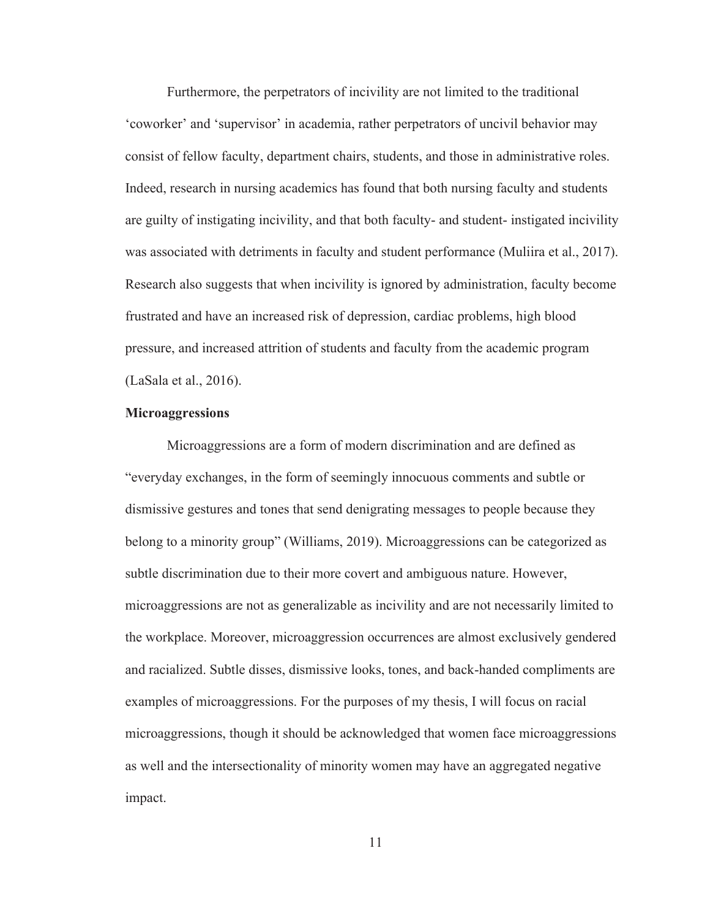Furthermore, the perpetrators of incivility are not limited to the traditional 'coworker' and 'supervisor' in academia, rather perpetrators of uncivil behavior may consist of fellow faculty, department chairs, students, and those in administrative roles. Indeed, research in nursing academics has found that both nursing faculty and students are guilty of instigating incivility, and that both faculty- and student- instigated incivility was associated with detriments in faculty and student performance (Muliira et al., 2017). Research also suggests that when incivility is ignored by administration, faculty become frustrated and have an increased risk of depression, cardiac problems, high blood pressure, and increased attrition of students and faculty from the academic program (LaSala et al., 2016).

**Microaggressions**

Microaggressions are a form of modern discrimination and are defined as "everyday exchanges, in the form of seemingly innocuous comments and subtle or dismissive gestures and tones that send denigrating messages to people because they belong to a minority group" (Williams, 2019). Microaggressions can be categorized as subtle discrimination due to their more covert and ambiguous nature. However, microaggressions are not as generalizable as incivility and are not necessarily limited to the workplace. Moreover, microaggression occurrences are almost exclusively gendered and racialized. Subtle disses, dismissive looks, tones, and back-handed compliments are examples of microaggressions. For the purposes of my thesis, I will focus on racial microaggressions, though it should be acknowledged that women face microaggressions as well and the intersectionality of minority women may have an aggregated negative impact.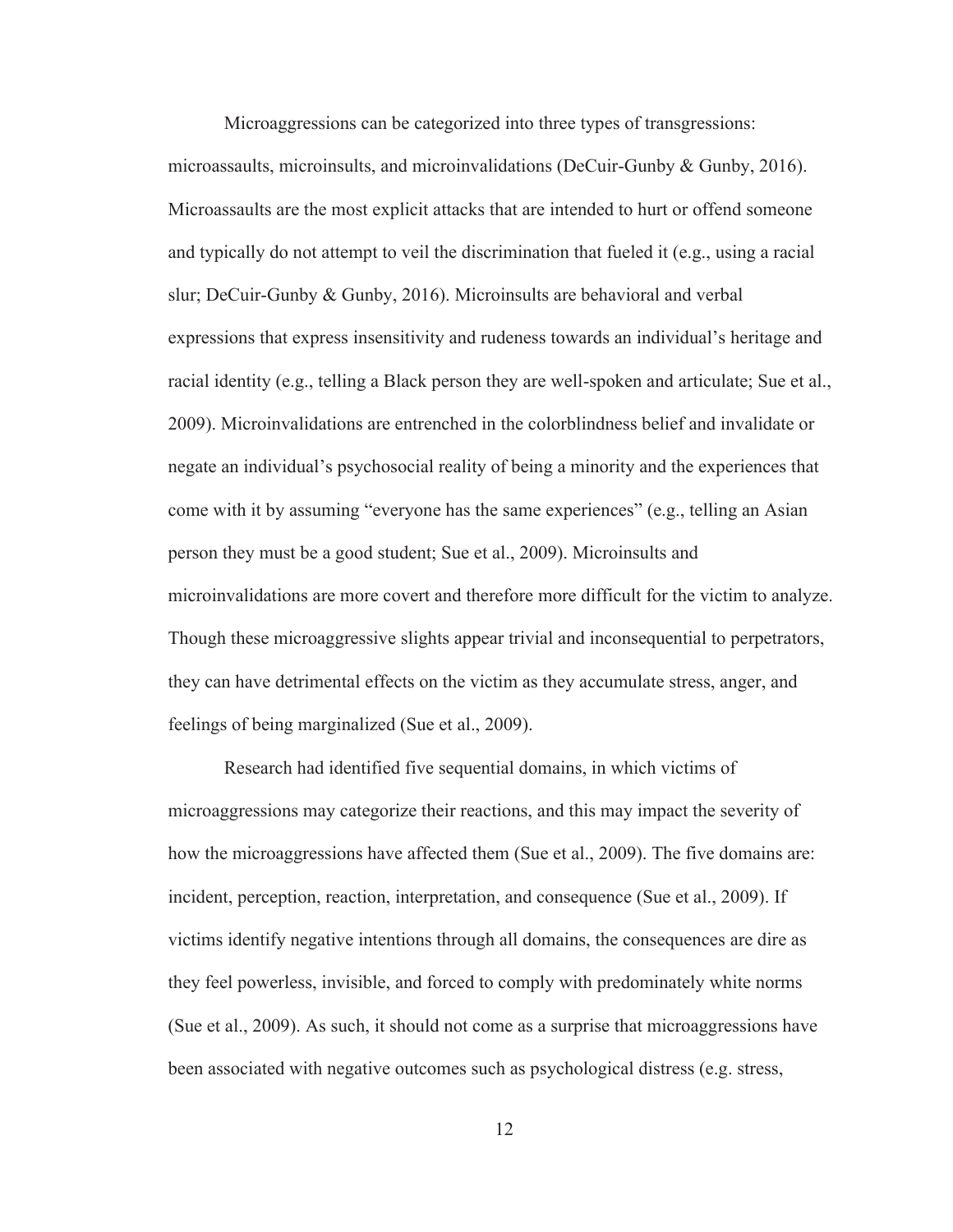Microaggressions can be categorized into three types of transgressions: microassaults, microinsults, and microinvalidations (DeCuir-Gunby & Gunby, 2016). Microassaults are the most explicit attacks that are intended to hurt or offend someone and typically do not attempt to veil the discrimination that fueled it (e.g., using a racial slur; DeCuir-Gunby & Gunby, 2016). Microinsults are behavioral and verbal expressions that express insensitivity and rudeness towards an individual's heritage and racial identity (e.g., telling a Black person they are well-spoken and articulate; Sue et al., 2009). Microinvalidations are entrenched in the colorblindness belief and invalidate or negate an individual's psychosocial reality of being a minority and the experiences that come with it by assuming "everyone has the same experiences" (e.g., telling an Asian person they must be a good student; Sue et al., 2009). Microinsults and microinvalidations are more covert and therefore more difficult for the victim to analyze. Though these microaggressive slights appear trivial and inconsequential to perpetrators, they can have detrimental effects on the victim as they accumulate stress, anger, and feelings of being marginalized (Sue et al., 2009).

Research had identified five sequential domains, in which victims of microaggressions may categorize their reactions, and this may impact the severity of how the microaggressions have affected them (Sue et al., 2009). The five domains are: incident, perception, reaction, interpretation, and consequence (Sue et al., 2009). If victims identify negative intentions through all domains, the consequences are dire as they feel powerless, invisible, and forced to comply with predominately white norms (Sue et al., 2009). As such, it should not come as a surprise that microaggressions have been associated with negative outcomes such as psychological distress (e.g. stress,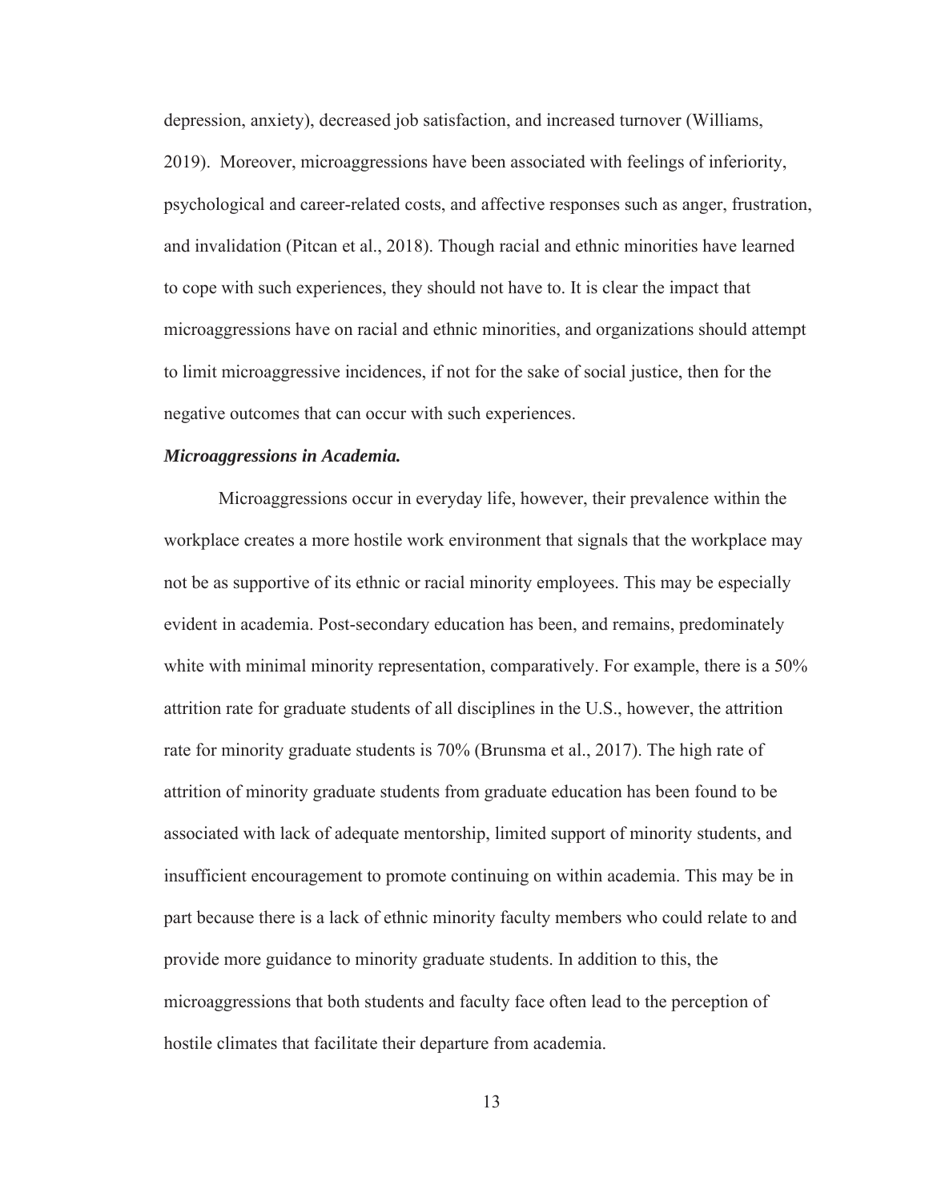depression, anxiety), decreased job satisfaction, and increased turnover (Williams, 2019). Moreover, microaggressions have been associated with feelings of inferiority, psychological and career-related costs, and affective responses such as anger, frustration, and invalidation (Pitcan et al., 2018). Though racial and ethnic minorities have learned to cope with such experiences, they should not have to. It is clear the impact that microaggressions have on racial and ethnic minorities, and organizations should attempt to limit microaggressive incidences, if not for the sake of social justice, then for the negative outcomes that can occur with such experiences.

***Microaggressions in Academia.***

Microaggressions occur in everyday life, however, their prevalence within the workplace creates a more hostile work environment that signals that the workplace may not be as supportive of its ethnic or racial minority employees. This may be especially evident in academia. Post-secondary education has been, and remains, predominately white with minimal minority representation, comparatively. For example, there is a 50% attrition rate for graduate students of all disciplines in the U.S., however, the attrition rate for minority graduate students is 70% (Brunsma et al., 2017). The high rate of attrition of minority graduate students from graduate education has been found to be associated with lack of adequate mentorship, limited support of minority students, and insufficient encouragement to promote continuing on within academia. This may be in part because there is a lack of ethnic minority faculty members who could relate to and provide more guidance to minority graduate students. In addition to this, the microaggressions that both students and faculty face often lead to the perception of hostile climates that facilitate their departure from academia.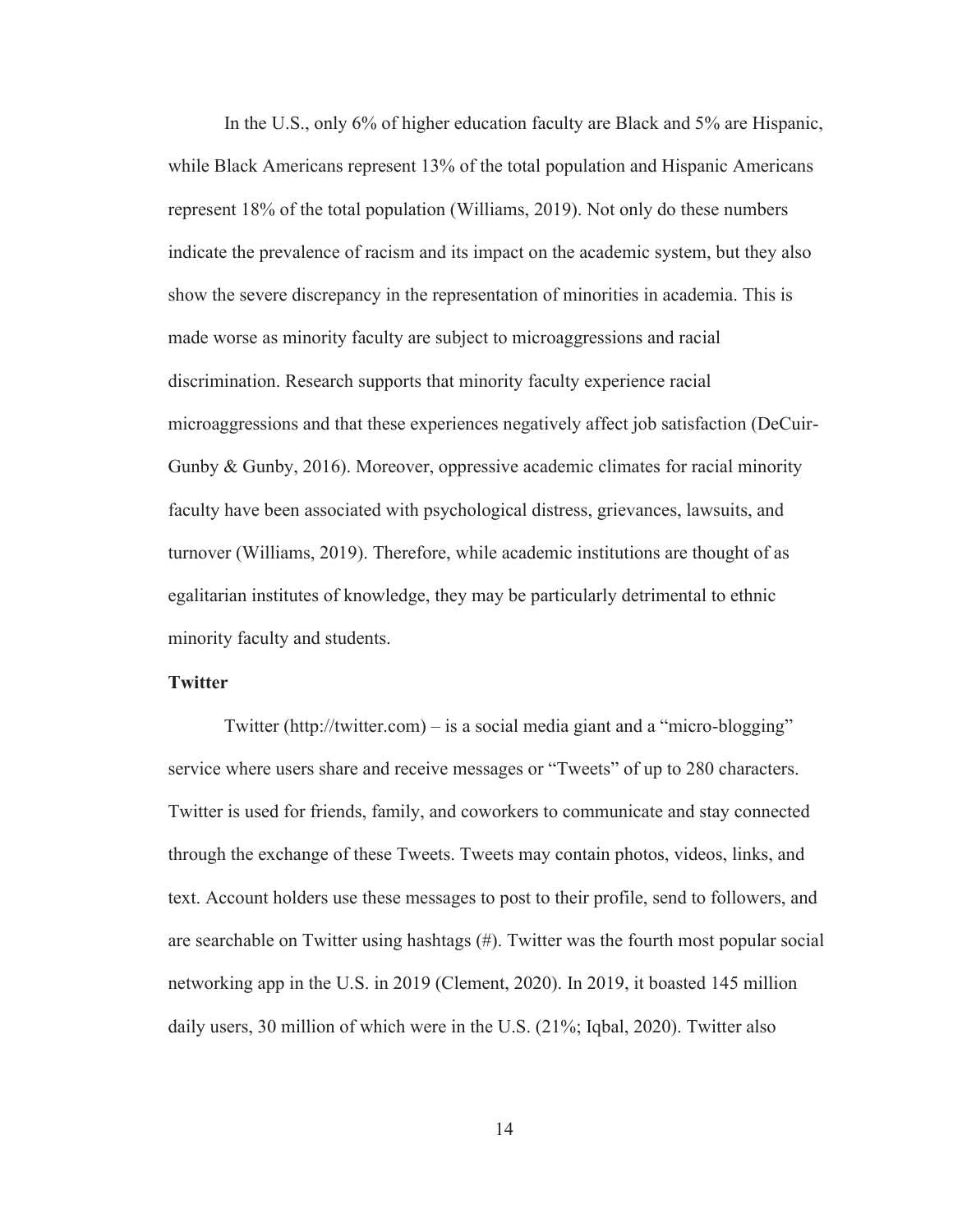In the U.S., only 6% of higher education faculty are Black and 5% are Hispanic, while Black Americans represent 13% of the total population and Hispanic Americans represent 18% of the total population (Williams, 2019). Not only do these numbers indicate the prevalence of racism and its impact on the academic system, but they also show the severe discrepancy in the representation of minorities in academia. This is made worse as minority faculty are subject to microaggressions and racial discrimination. Research supports that minority faculty experience racial microaggressions and that these experiences negatively affect job satisfaction (DeCuir-Gunby & Gunby, 2016). Moreover, oppressive academic climates for racial minority faculty have been associated with psychological distress, grievances, lawsuits, and turnover (Williams, 2019). Therefore, while academic institutions are thought of as egalitarian institutes of knowledge, they may be particularly detrimental to ethnic minority faculty and students.

**Twitter**

Twitter (http://twitter.com) – is a social media giant and a "micro-blogging" service where users share and receive messages or "Tweets" of up to 280 characters. Twitter is used for friends, family, and coworkers to communicate and stay connected through the exchange of these Tweets. Tweets may contain photos, videos, links, and text. Account holders use these messages to post to their profile, send to followers, and are searchable on Twitter using hashtags (#). Twitter was the fourth most popular social networking app in the U.S. in 2019 (Clement, 2020). In 2019, it boasted 145 million daily users, 30 million of which were in the U.S. (21%; Iqbal, 2020). Twitter also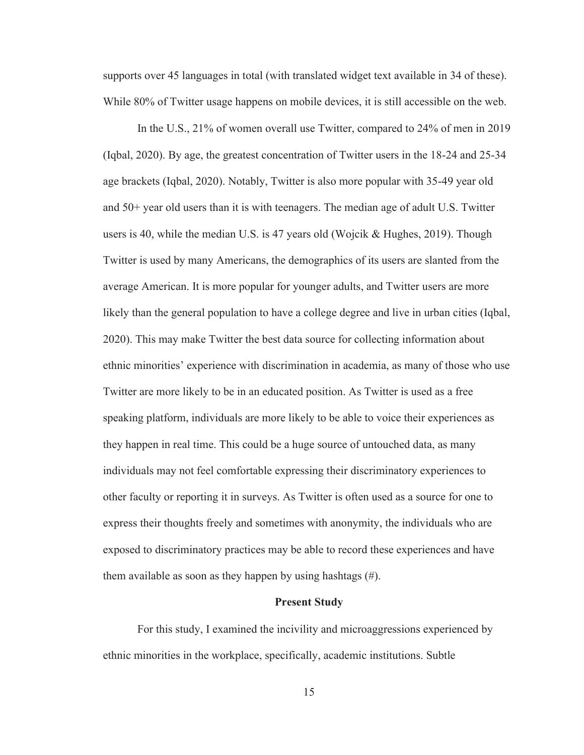supports over 45 languages in total (with translated widget text available in 34 of these). While 80% of Twitter usage happens on mobile devices, it is still accessible on the web.

In the U.S., 21% of women overall use Twitter, compared to 24% of men in 2019 (Iqbal, 2020). By age, the greatest concentration of Twitter users in the 18-24 and 25-34 age brackets (Iqbal, 2020). Notably, Twitter is also more popular with 35-49 year old and 50+ year old users than it is with teenagers. The median age of adult U.S. Twitter users is 40, while the median U.S. is 47 years old (Wojcik & Hughes, 2019). Though Twitter is used by many Americans, the demographics of its users are slanted from the average American. It is more popular for younger adults, and Twitter users are more likely than the general population to have a college degree and live in urban cities (Iqbal, 2020). This may make Twitter the best data source for collecting information about ethnic minorities' experience with discrimination in academia, as many of those who use Twitter are more likely to be in an educated position. As Twitter is used as a free speaking platform, individuals are more likely to be able to voice their experiences as they happen in real time. This could be a huge source of untouched data, as many individuals may not feel comfortable expressing their discriminatory experiences to other faculty or reporting it in surveys. As Twitter is often used as a source for one to express their thoughts freely and sometimes with anonymity, the individuals who are exposed to discriminatory practices may be able to record these experiences and have them available as soon as they happen by using hashtags (#).

## Present Study

For this study, I examined the incivility and microaggressions experienced by ethnic minorities in the workplace, specifically, academic institutions. Subtle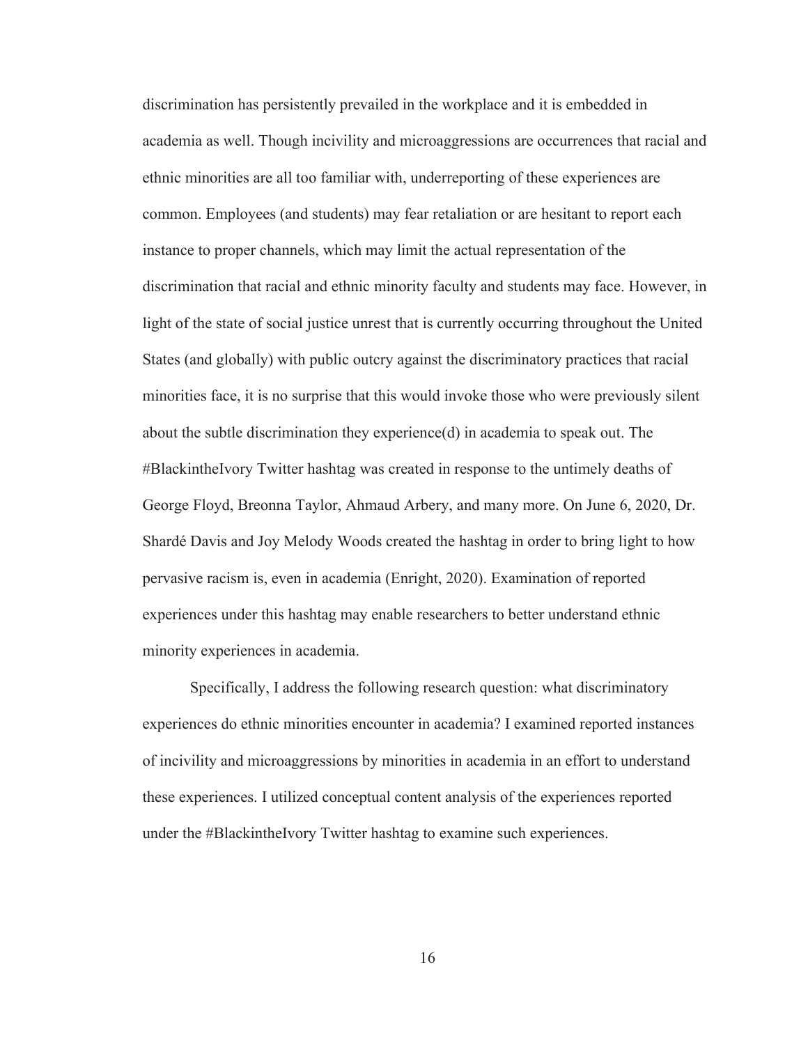discrimination has persistently prevailed in the workplace and it is embedded in academia as well. Though incivility and microaggressions are occurrences that racial and ethnic minorities are all too familiar with, underreporting of these experiences are common. Employees (and students) may fear retaliation or are hesitant to report each instance to proper channels, which may limit the actual representation of the discrimination that racial and ethnic minority faculty and students may face. However, in light of the state of social justice unrest that is currently occurring throughout the United States (and globally) with public outcry against the discriminatory practices that racial minorities face, it is no surprise that this would invoke those who were previously silent about the subtle discrimination they experience(d) in academia to speak out. The #BlackintheIvory Twitter hashtag was created in response to the untimely deaths of George Floyd, Breonna Taylor, Ahmaud Arbery, and many more. On June 6, 2020, Dr. Shardé Davis and Joy Melody Woods created the hashtag in order to bring light to how pervasive racism is, even in academia (Enright, 2020). Examination of reported experiences under this hashtag may enable researchers to better understand ethnic minority experiences in academia.

Specifically, I address the following research question: what discriminatory experiences do ethnic minorities encounter in academia? I examined reported instances of incivility and microaggressions by minorities in academia in an effort to understand these experiences. I utilized conceptual content analysis of the experiences reported under the #BlackintheIvory Twitter hashtag to examine such experiences.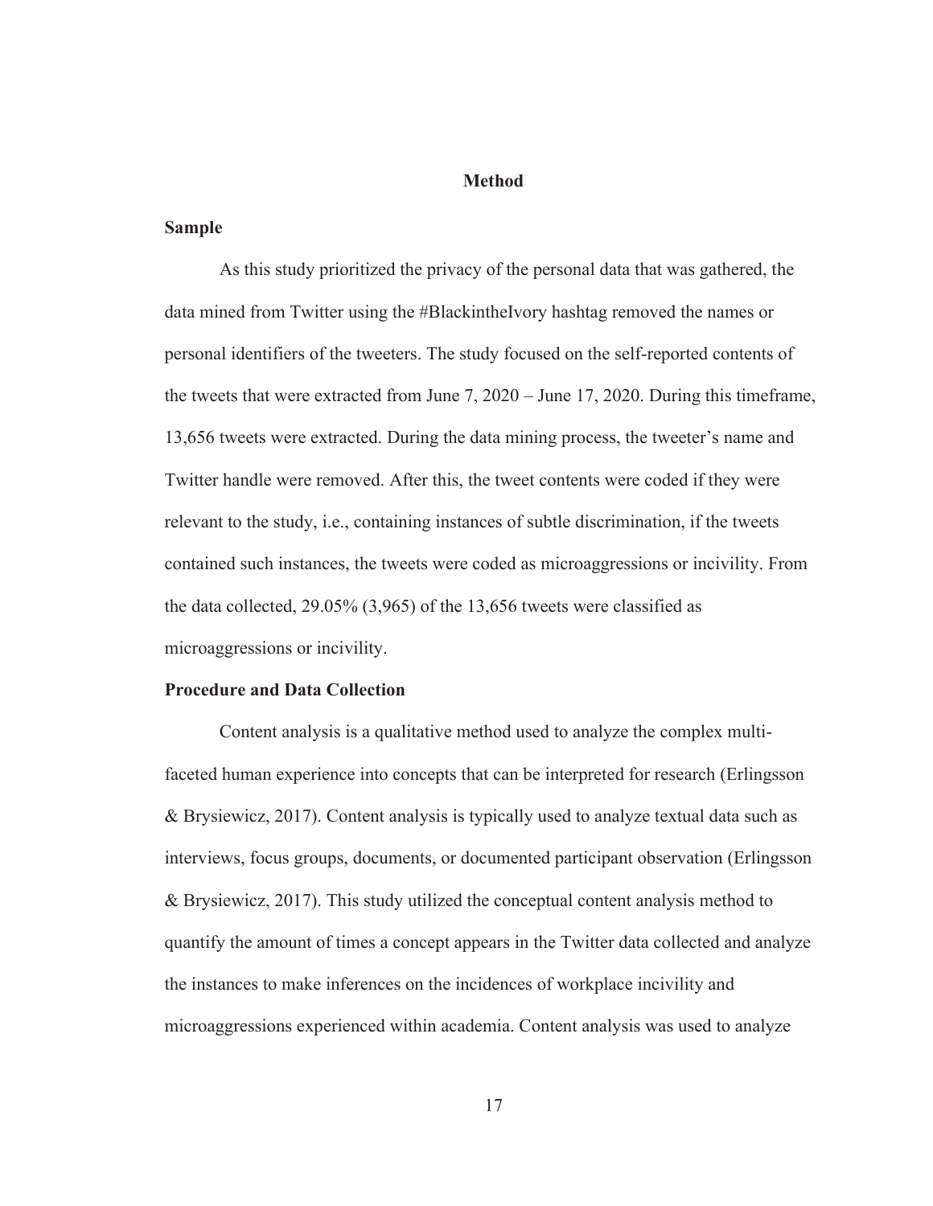## Method

### Sample

As this study prioritized the privacy of the personal data that was gathered, the data mined from Twitter using the #BlackintheIvory hashtag removed the names or personal identifiers of the tweeters. The study focused on the self-reported contents of the tweets that were extracted from June 7, 2020 – June 17, 2020. During this timeframe, 13,656 tweets were extracted. During the data mining process, the tweeter's name and Twitter handle were removed. After this, the tweet contents were coded if they were relevant to the study, i.e., containing instances of subtle discrimination, if the tweets contained such instances, the tweets were coded as microaggressions or incivility. From the data collected, 29.05% (3,965) of the 13,656 tweets were classified as microaggressions or incivility.

### Procedure and Data Collection

Content analysis is a qualitative method used to analyze the complex multi-faceted human experience into concepts that can be interpreted for research (Erlingsson & Brysiewicz, 2017). Content analysis is typically used to analyze textual data such as interviews, focus groups, documents, or documented participant observation (Erlingsson & Brysiewicz, 2017). This study utilized the conceptual content analysis method to quantify the amount of times a concept appears in the Twitter data collected and analyze the instances to make inferences on the incidences of workplace incivility and microaggressions experienced within academia. Content analysis was used to analyze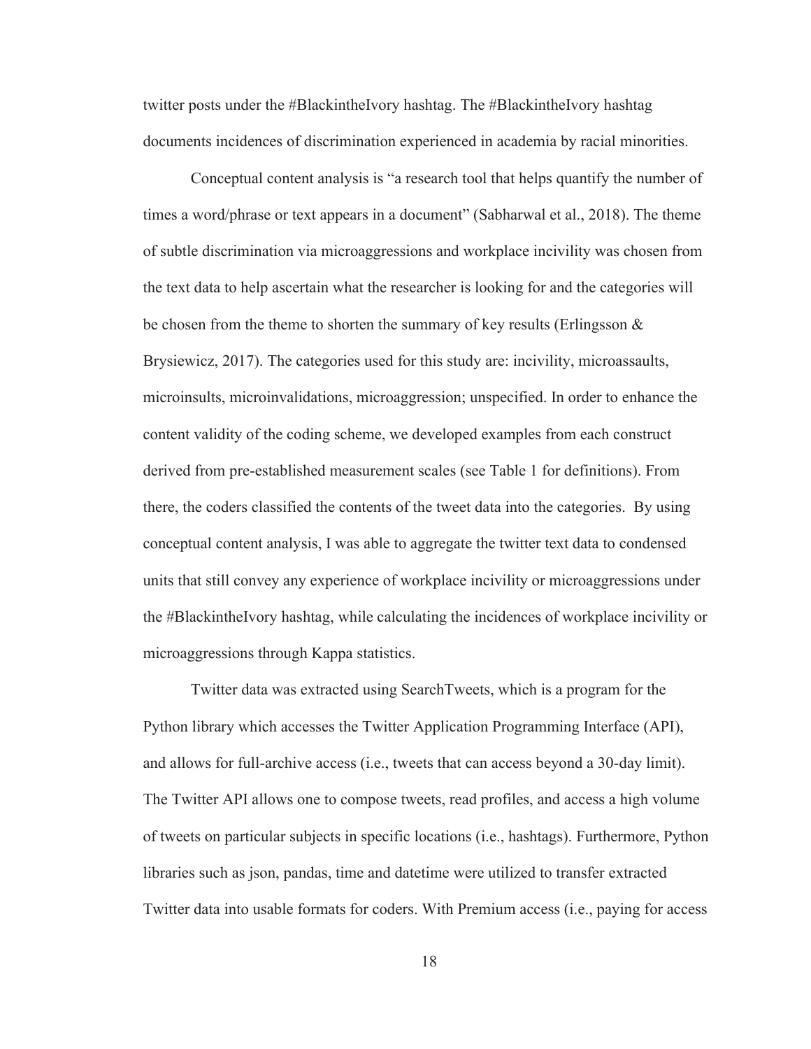twitter posts under the #BlackintheIvory hashtag. The #BlackintheIvory hashtag documents incidences of discrimination experienced in academia by racial minorities.

Conceptual content analysis is "a research tool that helps quantify the number of times a word/phrase or text appears in a document" (Sabharwal et al., 2018). The theme of subtle discrimination via microaggressions and workplace incivility was chosen from the text data to help ascertain what the researcher is looking for and the categories will be chosen from the theme to shorten the summary of key results (Erlingsson & Brysiewicz, 2017). The categories used for this study are: incivility, microassaults, microinsults, microinvalidations, microaggression; unspecified. In order to enhance the content validity of the coding scheme, we developed examples from each construct derived from pre-established measurement scales (see Table 1 for definitions). From there, the coders classified the contents of the tweet data into the categories. By using conceptual content analysis, I was able to aggregate the twitter text data to condensed units that still convey any experience of workplace incivility or microaggressions under the #BlackintheIvory hashtag, while calculating the incidences of workplace incivility or microaggressions through Kappa statistics.

Twitter data was extracted using SearchTweets, which is a program for the Python library which accesses the Twitter Application Programming Interface (API), and allows for full-archive access (i.e., tweets that can access beyond a 30-day limit). The Twitter API allows one to compose tweets, read profiles, and access a high volume of tweets on particular subjects in specific locations (i.e., hashtags). Furthermore, Python libraries such as json, pandas, time and datetime were utilized to transfer extracted Twitter data into usable formats for coders. With Premium access (i.e., paying for access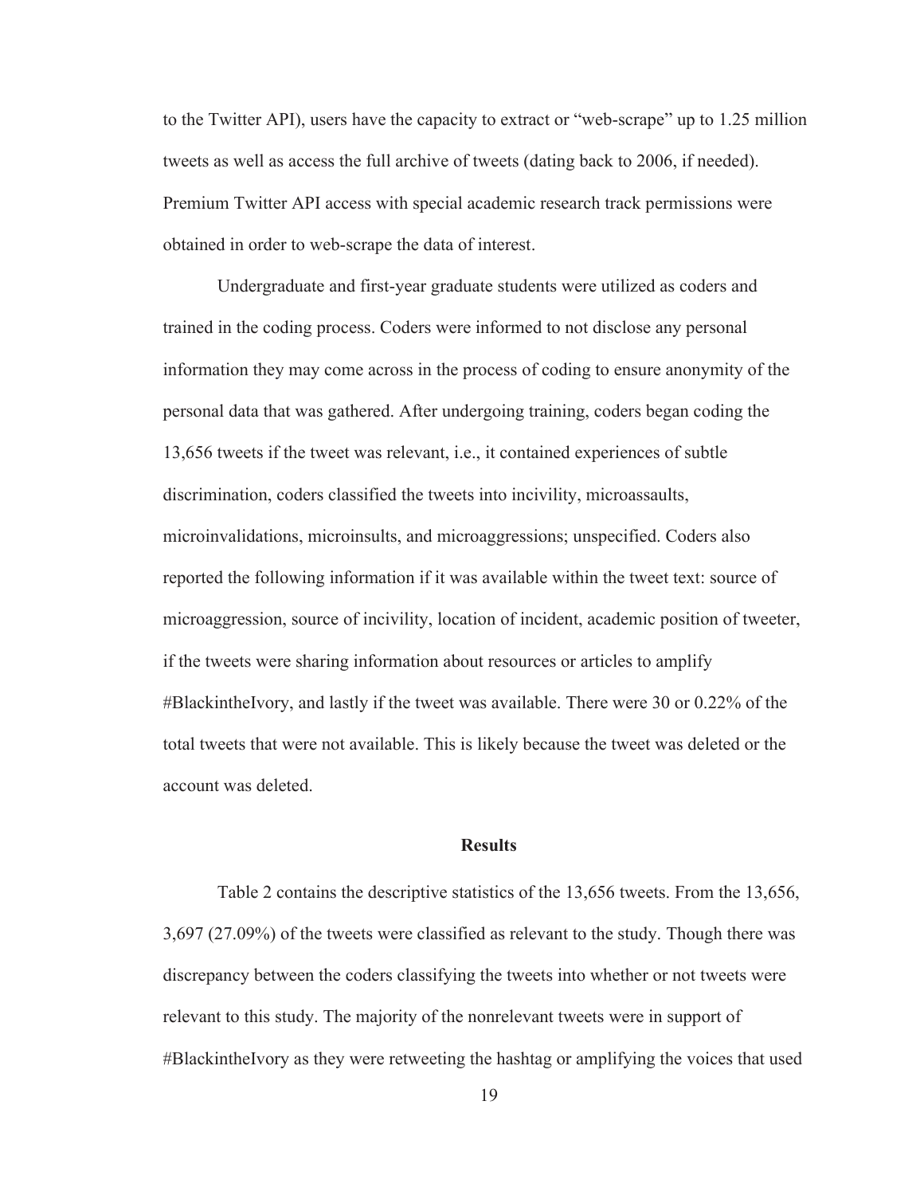to the Twitter API), users have the capacity to extract or "web-scrape" up to 1.25 million tweets as well as access the full archive of tweets (dating back to 2006, if needed). Premium Twitter API access with special academic research track permissions were obtained in order to web-scrape the data of interest.

Undergraduate and first-year graduate students were utilized as coders and trained in the coding process. Coders were informed to not disclose any personal information they may come across in the process of coding to ensure anonymity of the personal data that was gathered. After undergoing training, coders began coding the 13,656 tweets if the tweet was relevant, i.e., it contained experiences of subtle discrimination, coders classified the tweets into incivility, microassaults, microinvalidations, microinsults, and microaggressions; unspecified. Coders also reported the following information if it was available within the tweet text: source of microaggression, source of incivility, location of incident, academic position of tweeter, if the tweets were sharing information about resources or articles to amplify #BlackintheIvory, and lastly if the tweet was available. There were 30 or 0.22% of the total tweets that were not available. This is likely because the tweet was deleted or the account was deleted.

## Results

Table 2 contains the descriptive statistics of the 13,656 tweets. From the 13,656, 3,697 (27.09%) of the tweets were classified as relevant to the study. Though there was discrepancy between the coders classifying the tweets into whether or not tweets were relevant to this study. The majority of the nonrelevant tweets were in support of #BlackintheIvory as they were retweeting the hashtag or amplifying the voices that used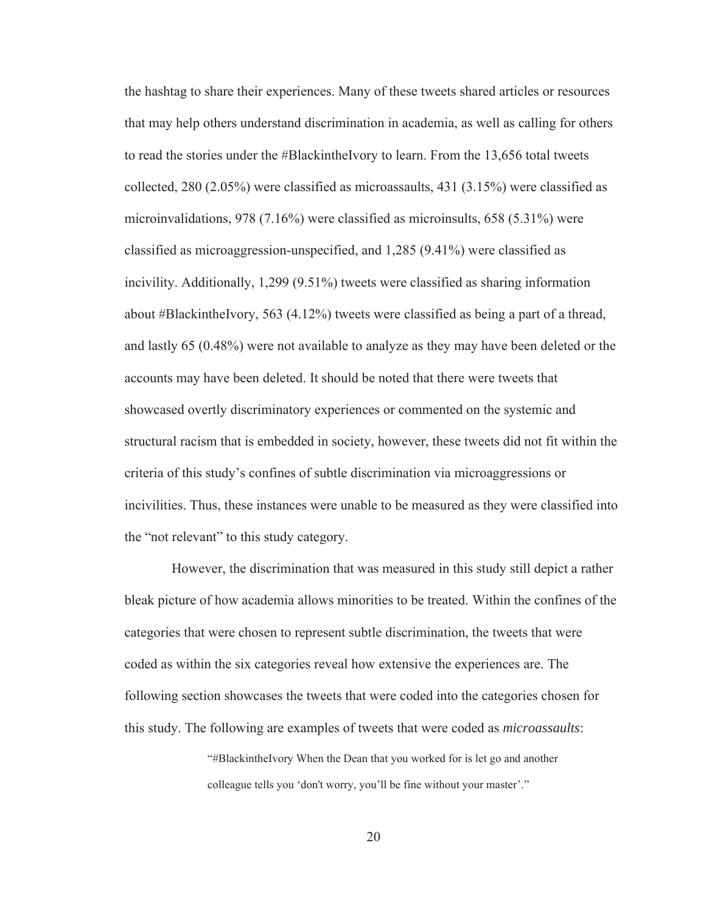the hashtag to share their experiences. Many of these tweets shared articles or resources that may help others understand discrimination in academia, as well as calling for others to read the stories under the #BlackintheIvory to learn. From the 13,656 total tweets collected, 280 (2.05%) were classified as microassaults, 431 (3.15%) were classified as microinvalidations, 978 (7.16%) were classified as microinsults, 658 (5.31%) were classified as microaggression-unspecified, and 1,285 (9.41%) were classified as incivility. Additionally, 1,299 (9.51%) tweets were classified as sharing information about #BlackintheIvory, 563 (4.12%) tweets were classified as being a part of a thread, and lastly 65 (0.48%) were not available to analyze as they may have been deleted or the accounts may have been deleted. It should be noted that there were tweets that showcased overtly discriminatory experiences or commented on the systemic and structural racism that is embedded in society, however, these tweets did not fit within the criteria of this study's confines of subtle discrimination via microaggressions or incivilities. Thus, these instances were unable to be measured as they were classified into the "not relevant" to this study category.

However, the discrimination that was measured in this study still depict a rather bleak picture of how academia allows minorities to be treated. Within the confines of the categories that were chosen to represent subtle discrimination, the tweets that were coded as within the six categories reveal how extensive the experiences are. The following section showcases the tweets that were coded into the categories chosen for this study. The following are examples of tweets that were coded as *microassaults*:

> "#BlackintheIvory When the Dean that you worked for is let go and another colleague tells you 'don't worry, you'll be fine without your master'."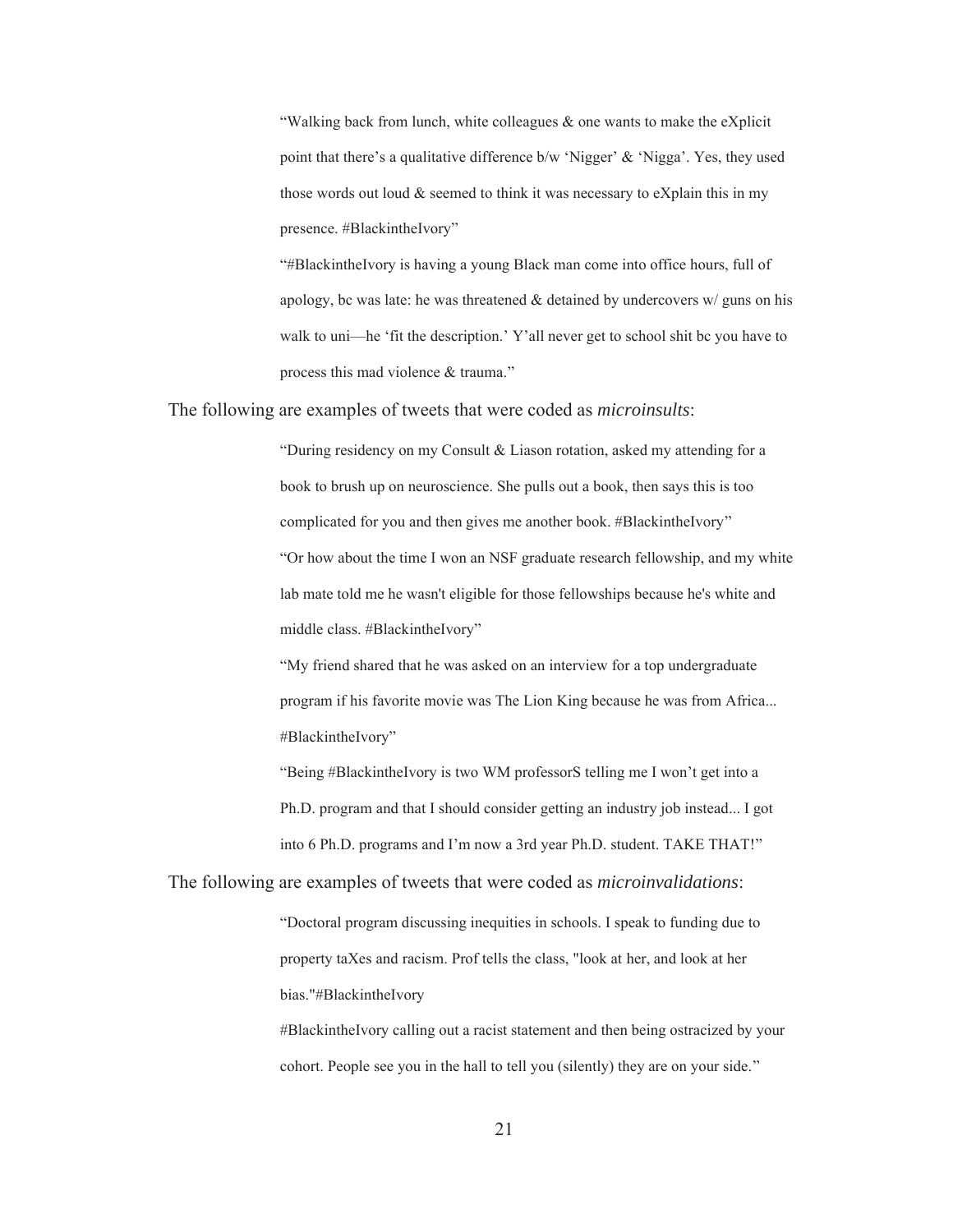> "Walking back from lunch, white colleagues & one wants to make the eXplicit point that there's a qualitative difference b/w 'Nigger' & 'Nigga'. Yes, they used those words out loud & seemed to think it was necessary to eXplain this in my presence. #BlackintheIvory"
>
> "#BlackintheIvory is having a young Black man come into office hours, full of apology, bc was late: he was threatened & detained by undercovers w/ guns on his walk to uni—he 'fit the description.' Y'all never get to school shit bc you have to process this mad violence & trauma."

The following are examples of tweets that were coded as *microinsults*:

> "During residency on my Consult & Liason rotation, asked my attending for a book to brush up on neuroscience. She pulls out a book, then says this is too complicated for you and then gives me another book. #BlackintheIvory"
>
> "Or how about the time I won an NSF graduate research fellowship, and my white lab mate told me he wasn't eligible for those fellowships because he's white and middle class. #BlackintheIvory"
>
> "My friend shared that he was asked on an interview for a top undergraduate program if his favorite movie was The Lion King because he was from Africa... #BlackintheIvory"
>
> "Being #BlackintheIvory is two WM professorS telling me I won't get into a Ph.D. program and that I should consider getting an industry job instead... I got into 6 Ph.D. programs and I'm now a 3rd year Ph.D. student. TAKE THAT!"

The following are examples of tweets that were coded as *microinvalidations*:

> "Doctoral program discussing inequities in schools. I speak to funding due to property taXes and racism. Prof tells the class, "look at her, and look at her bias."#BlackintheIvory
>
> #BlackintheIvory calling out a racist statement and then being ostracized by your cohort. People see you in the hall to tell you (silently) they are on your side."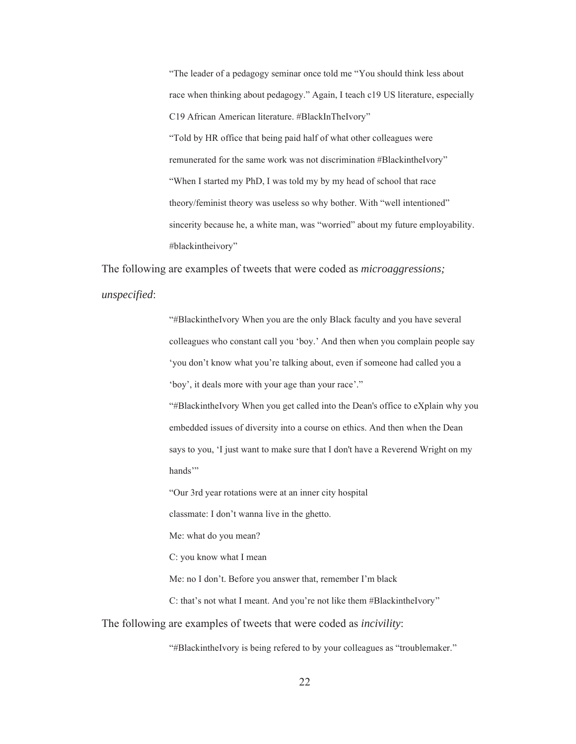> "The leader of a pedagogy seminar once told me "You should think less about race when thinking about pedagogy." Again, I teach c19 US literature, especially C19 African American literature. #BlackInTheIvory"
>
> "Told by HR office that being paid half of what other colleagues were remunerated for the same work was not discrimination #BlackintheIvory"
>
> "When I started my PhD, I was told my by my head of school that race theory/feminist theory was useless so why bother. With "well intentioned" sincerity because he, a white man, was "worried" about my future employability. #blackintheivory"

The following are examples of tweets that were coded as *microaggressions; unspecified*:

> "#BlackintheIvory When you are the only Black faculty and you have several colleagues who constant call you 'boy.' And then when you complain people say 'you don't know what you're talking about, even if someone had called you a 'boy', it deals more with your age than your race'."
>
> "#BlackintheIvory When you get called into the Dean's office to eXplain why you embedded issues of diversity into a course on ethics. And then when the Dean says to you, 'I just want to make sure that I don't have a Reverend Wright on my hands'"
>
> "Our 3rd year rotations were at an inner city hospital
>
> classmate: I don't wanna live in the ghetto.
>
> Me: what do you mean?
>
> C: you know what I mean
>
> Me: no I don't. Before you answer that, remember I'm black
>
> C: that's not what I meant. And you're not like them #BlackintheIvory"

The following are examples of tweets that were coded as *incivility*:

> "#BlackintheIvory is being refered to by your colleagues as "troublemaker."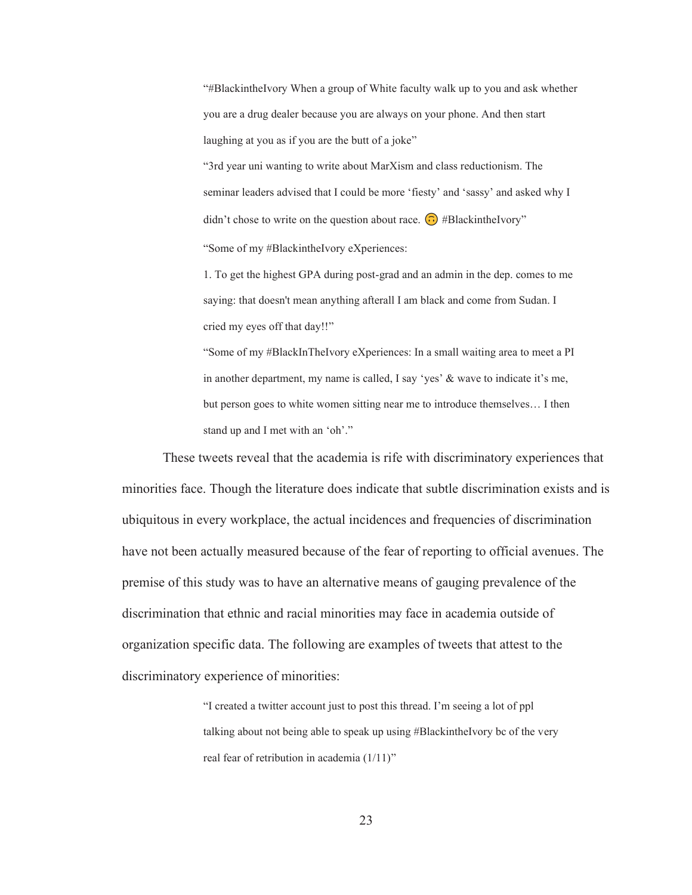> "#BlackintheIvory When a group of White faculty walk up to you and ask whether you are a drug dealer because you are always on your phone. And then start laughing at you as if you are the butt of a joke"
>
> "3rd year uni wanting to write about MarXism and class reductionism. The seminar leaders advised that I could be more 'fiesty' and 'sassy' and asked why I didn't chose to write on the question about race. 🙃 #BlackintheIvory"
>
> "Some of my #BlackintheIvory eXperiences:
>
> 1. To get the highest GPA during post-grad and an admin in the dep. comes to me saying: that doesn't mean anything afterall I am black and come from Sudan. I cried my eyes off that day!!"
>
> "Some of my #BlackInTheIvory eXperiences: In a small waiting area to meet a PI in another department, my name is called, I say 'yes' & wave to indicate it's me, but person goes to white women sitting near me to introduce themselves… I then stand up and I met with an 'oh'."

These tweets reveal that the academia is rife with discriminatory experiences that minorities face. Though the literature does indicate that subtle discrimination exists and is ubiquitous in every workplace, the actual incidences and frequencies of discrimination have not been actually measured because of the fear of reporting to official avenues. The premise of this study was to have an alternative means of gauging prevalence of the discrimination that ethnic and racial minorities may face in academia outside of organization specific data. The following are examples of tweets that attest to the discriminatory experience of minorities:

> "I created a twitter account just to post this thread. I'm seeing a lot of ppl talking about not being able to speak up using #BlackintheIvory bc of the very real fear of retribution in academia (1/11)"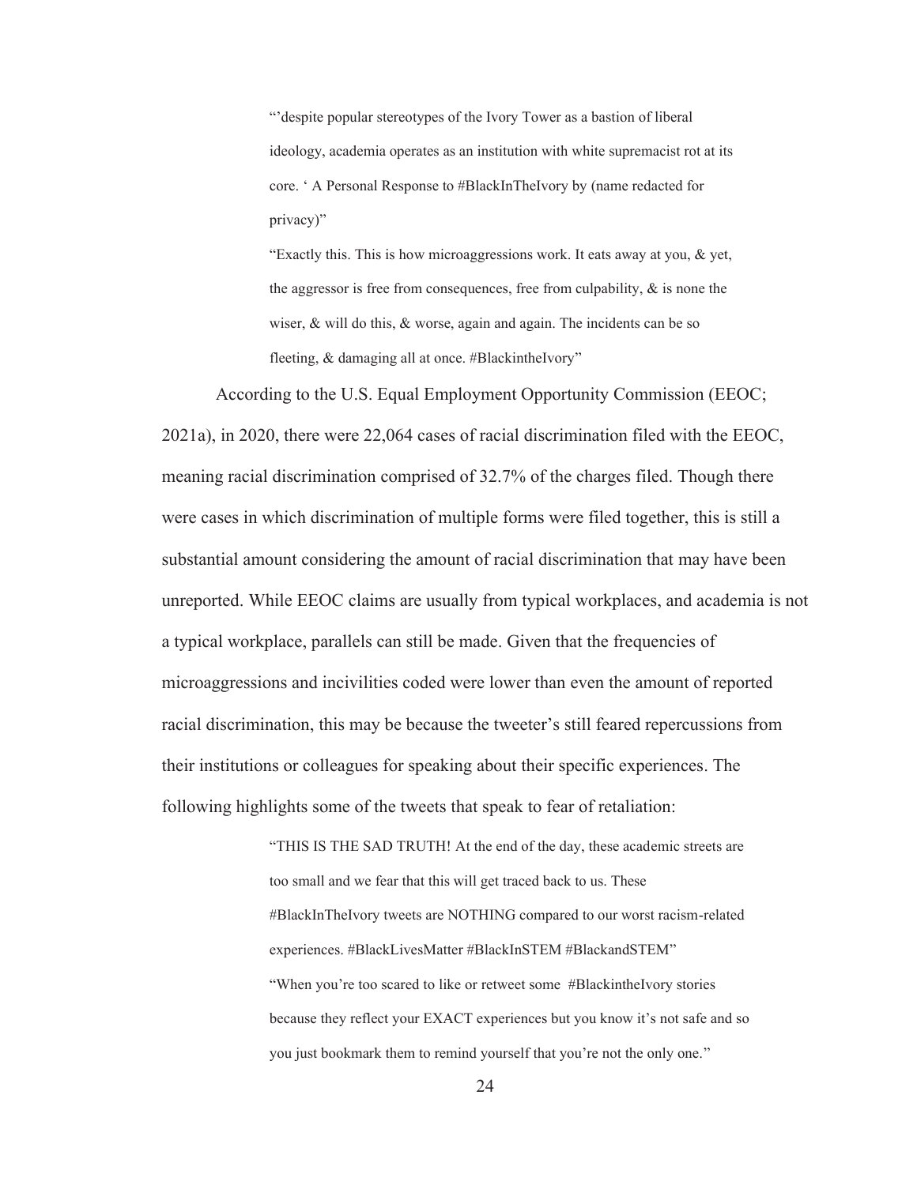> "'despite popular stereotypes of the Ivory Tower as a bastion of liberal ideology, academia operates as an institution with white supremacist rot at its core. ' A Personal Response to #BlackInTheIvory by (name redacted for privacy)"
>
> "Exactly this. This is how microaggressions work. It eats away at you, & yet, the aggressor is free from consequences, free from culpability, & is none the wiser, & will do this, & worse, again and again. The incidents can be so fleeting, & damaging all at once. #BlackintheIvory"

According to the U.S. Equal Employment Opportunity Commission (EEOC; 2021a), in 2020, there were 22,064 cases of racial discrimination filed with the EEOC, meaning racial discrimination comprised of 32.7% of the charges filed. Though there were cases in which discrimination of multiple forms were filed together, this is still a substantial amount considering the amount of racial discrimination that may have been unreported. While EEOC claims are usually from typical workplaces, and academia is not a typical workplace, parallels can still be made. Given that the frequencies of microaggressions and incivilities coded were lower than even the amount of reported racial discrimination, this may be because the tweeter's still feared repercussions from their institutions or colleagues for speaking about their specific experiences. The following highlights some of the tweets that speak to fear of retaliation:

> "THIS IS THE SAD TRUTH! At the end of the day, these academic streets are too small and we fear that this will get traced back to us. These #BlackInTheIvory tweets are NOTHING compared to our worst racism-related experiences. #BlackLivesMatter #BlackInSTEM #BlackandSTEM"
>
> "When you're too scared to like or retweet some #BlackintheIvory stories because they reflect your EXACT experiences but you know it's not safe and so you just bookmark them to remind yourself that you're not the only one."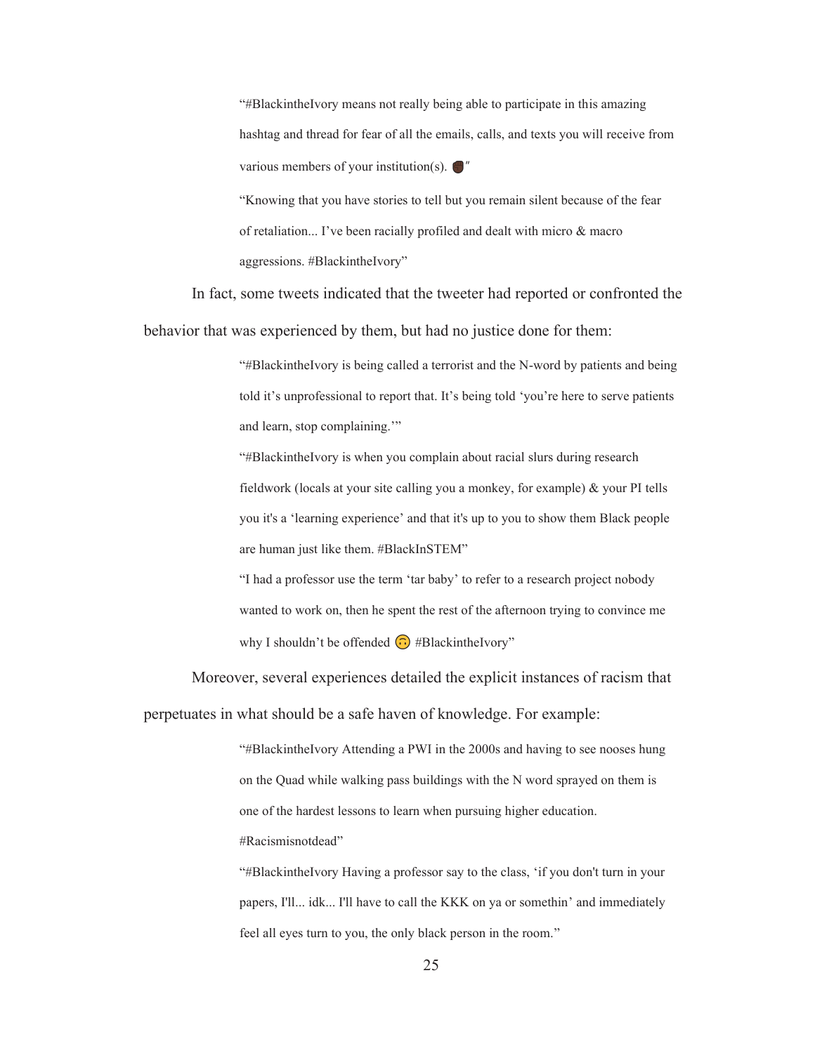> "#BlackintheIvory means not really being able to participate in this amazing hashtag and thread for fear of all the emails, calls, and texts you will receive from various members of your institution(s). ✊🏿"
>
> "Knowing that you have stories to tell but you remain silent because of the fear of retaliation... I've been racially profiled and dealt with micro & macro aggressions. #BlackintheIvory"

In fact, some tweets indicated that the tweeter had reported or confronted the behavior that was experienced by them, but had no justice done for them:

> "#BlackintheIvory is being called a terrorist and the N-word by patients and being told it's unprofessional to report that. It's being told 'you're here to serve patients and learn, stop complaining.'"
>
> "#BlackintheIvory is when you complain about racial slurs during research fieldwork (locals at your site calling you a monkey, for example) & your PI tells you it's a 'learning experience' and that it's up to you to show them Black people are human just like them. #BlackInSTEM"
>
> "I had a professor use the term 'tar baby' to refer to a research project nobody wanted to work on, then he spent the rest of the afternoon trying to convince me why I shouldn't be offended 🙃 #BlackintheIvory"

Moreover, several experiences detailed the explicit instances of racism that perpetuates in what should be a safe haven of knowledge. For example:

> "#BlackintheIvory Attending a PWI in the 2000s and having to see nooses hung on the Quad while walking pass buildings with the N word sprayed on them is one of the hardest lessons to learn when pursuing higher education. #Racismisnotdead"
>
> "#BlackintheIvory Having a professor say to the class, 'if you don't turn in your papers, I'll... idk... I'll have to call the KKK on ya or somethin' and immediately feel all eyes turn to you, the only black person in the room."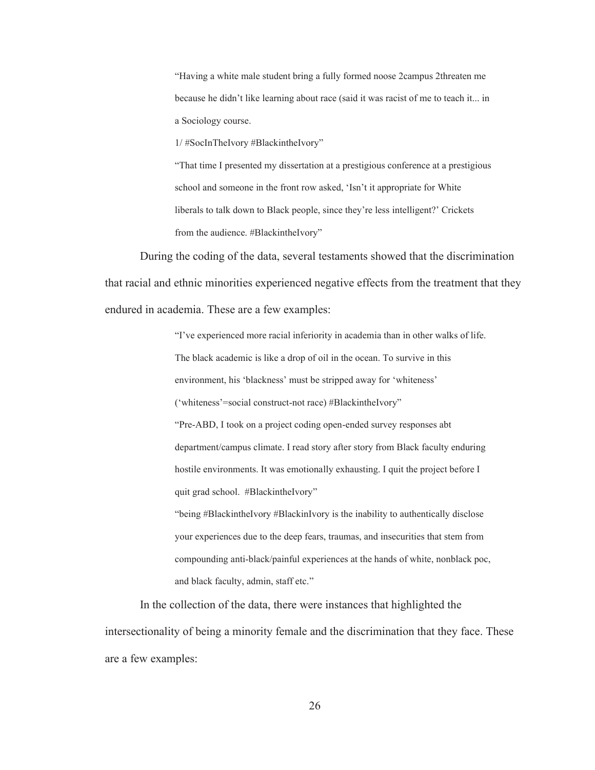> "Having a white male student bring a fully formed noose 2campus 2threaten me because he didn't like learning about race (said it was racist of me to teach it... in a Sociology course.
>
> 1/ #SocInTheIvory #BlackintheIvory"
>
> "That time I presented my dissertation at a prestigious conference at a prestigious school and someone in the front row asked, 'Isn't it appropriate for White liberals to talk down to Black people, since they're less intelligent?' Crickets from the audience. #BlackintheIvory"

During the coding of the data, several testaments showed that the discrimination that racial and ethnic minorities experienced negative effects from the treatment that they endured in academia. These are a few examples:

> "I've experienced more racial inferiority in academia than in other walks of life. The black academic is like a drop of oil in the ocean. To survive in this environment, his 'blackness' must be stripped away for 'whiteness' ('whiteness'=social construct-not race) #BlackintheIvory"
>
> "Pre-ABD, I took on a project coding open-ended survey responses abt department/campus climate. I read story after story from Black faculty enduring hostile environments. It was emotionally exhausting. I quit the project before I quit grad school. #BlackintheIvory"
>
> "being #BlackintheIvory #BlackinIvory is the inability to authentically disclose your experiences due to the deep fears, traumas, and insecurities that stem from compounding anti-black/painful experiences at the hands of white, nonblack poc, and black faculty, admin, staff etc."

In the collection of the data, there were instances that highlighted the intersectionality of being a minority female and the discrimination that they face. These are a few examples: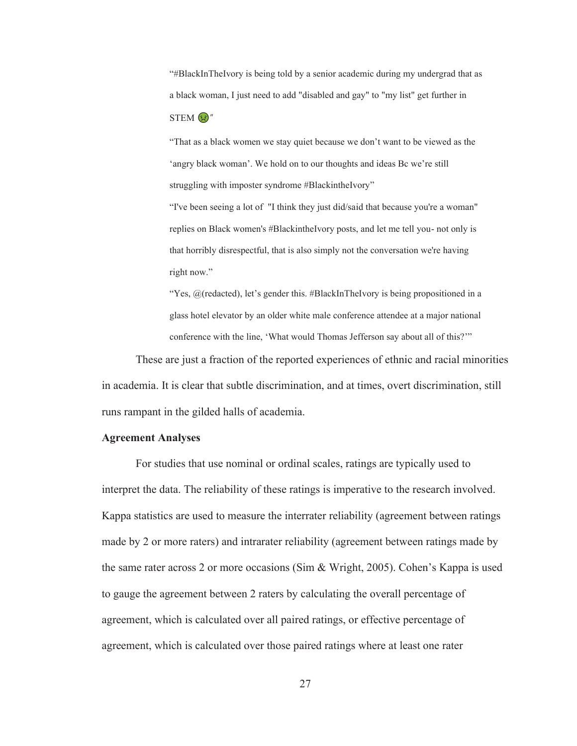> "#BlackInTheIvory is being told by a senior academic during my undergrad that as a black woman, I just need to add "disabled and gay" to "my list" get further in STEM 🤢"
>
> "That as a black women we stay quiet because we don't want to be viewed as the 'angry black woman'. We hold on to our thoughts and ideas Bc we're still struggling with imposter syndrome #BlackintheIvory"
>
> "I've been seeing a lot of "I think they just did/said that because you're a woman" replies on Black women's #BlackintheIvory posts, and let me tell you- not only is that horribly disrespectful, that is also simply not the conversation we're having right now."
>
> "Yes, @(redacted), let's gender this. #BlackInTheIvory is being propositioned in a glass hotel elevator by an older white male conference attendee at a major national conference with the line, 'What would Thomas Jefferson say about all of this?'"

These are just a fraction of the reported experiences of ethnic and racial minorities in academia. It is clear that subtle discrimination, and at times, overt discrimination, still runs rampant in the gilded halls of academia.

**Agreement Analyses**

For studies that use nominal or ordinal scales, ratings are typically used to interpret the data. The reliability of these ratings is imperative to the research involved. Kappa statistics are used to measure the interrater reliability (agreement between ratings made by 2 or more raters) and intrarater reliability (agreement between ratings made by the same rater across 2 or more occasions (Sim & Wright, 2005). Cohen's Kappa is used to gauge the agreement between 2 raters by calculating the overall percentage of agreement, which is calculated over all paired ratings, or effective percentage of agreement, which is calculated over those paired ratings where at least one rater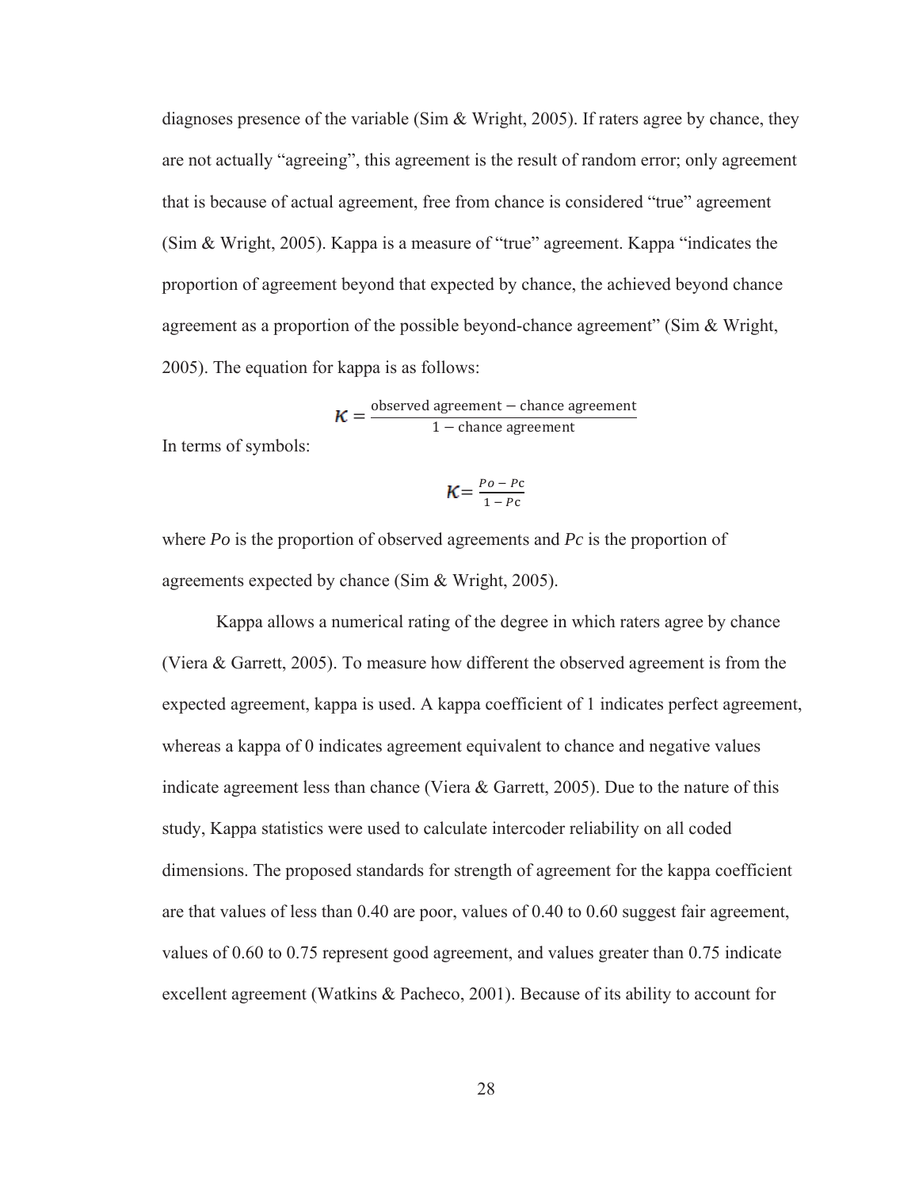diagnoses presence of the variable (Sim & Wright, 2005). If raters agree by chance, they are not actually "agreeing", this agreement is the result of random error; only agreement that is because of actual agreement, free from chance is considered "true" agreement (Sim & Wright, 2005). Kappa is a measure of "true" agreement. Kappa "indicates the proportion of agreement beyond that expected by chance, the achieved beyond chance agreement as a proportion of the possible beyond-chance agreement" (Sim & Wright, 2005). The equation for kappa is as follows:

$$\kappa = \frac{\text{observed agreement} - \text{chance agreement}}{1 - \text{chance agreement}}$$

In terms of symbols:

$$\kappa = \frac{Po - Pc}{1 - Pc}$$

where *Po* is the proportion of observed agreements and *Pc* is the proportion of agreements expected by chance (Sim & Wright, 2005).

Kappa allows a numerical rating of the degree in which raters agree by chance (Viera & Garrett, 2005). To measure how different the observed agreement is from the expected agreement, kappa is used. A kappa coefficient of 1 indicates perfect agreement, whereas a kappa of 0 indicates agreement equivalent to chance and negative values indicate agreement less than chance (Viera & Garrett, 2005). Due to the nature of this study, Kappa statistics were used to calculate intercoder reliability on all coded dimensions. The proposed standards for strength of agreement for the kappa coefficient are that values of less than 0.40 are poor, values of 0.40 to 0.60 suggest fair agreement, values of 0.60 to 0.75 represent good agreement, and values greater than 0.75 indicate excellent agreement (Watkins & Pacheco, 2001). Because of its ability to account for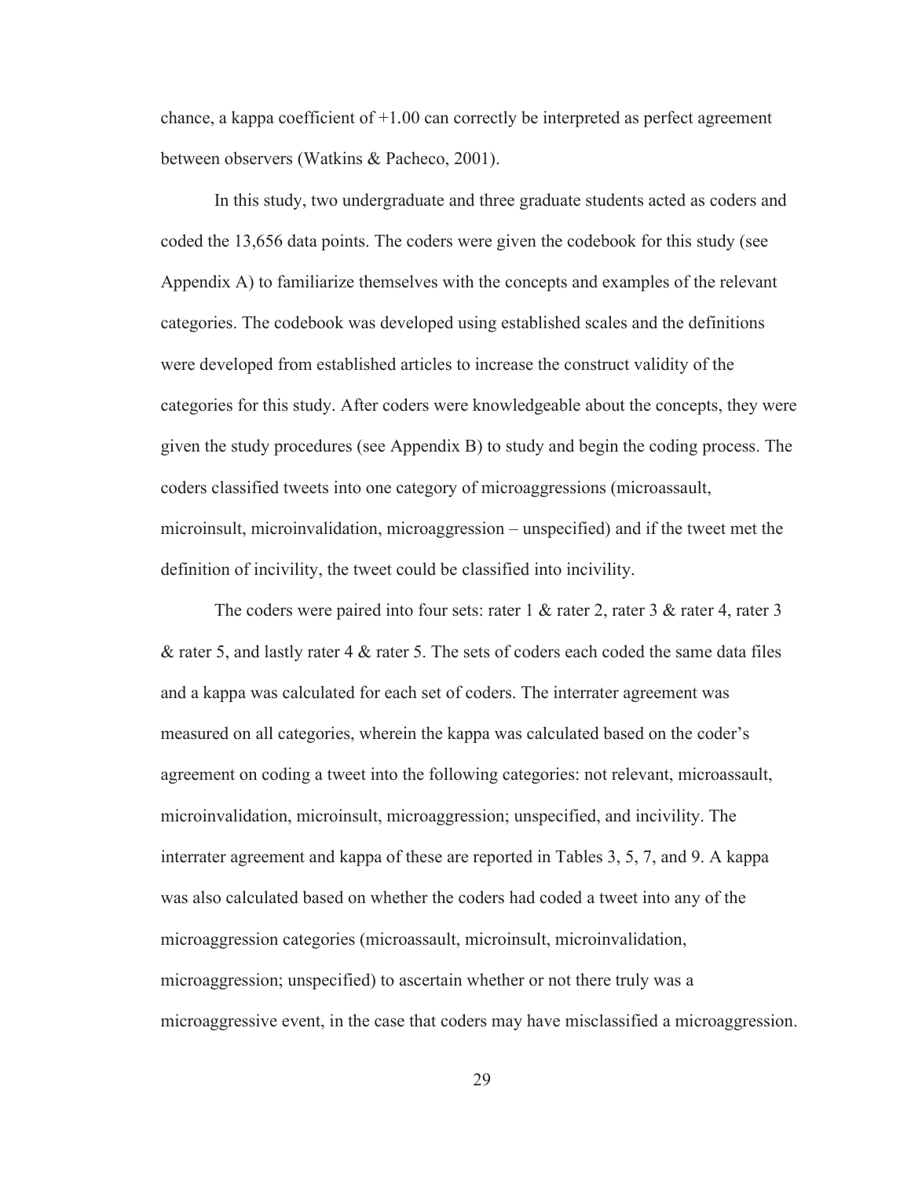chance, a kappa coefficient of +1.00 can correctly be interpreted as perfect agreement between observers (Watkins & Pacheco, 2001).

In this study, two undergraduate and three graduate students acted as coders and coded the 13,656 data points. The coders were given the codebook for this study (see Appendix A) to familiarize themselves with the concepts and examples of the relevant categories. The codebook was developed using established scales and the definitions were developed from established articles to increase the construct validity of the categories for this study. After coders were knowledgeable about the concepts, they were given the study procedures (see Appendix B) to study and begin the coding process. The coders classified tweets into one category of microaggressions (microassault, microinsult, microinvalidation, microaggression – unspecified) and if the tweet met the definition of incivility, the tweet could be classified into incivility.

The coders were paired into four sets: rater 1 & rater 2, rater 3 & rater 4, rater 3 & rater 5, and lastly rater 4 & rater 5. The sets of coders each coded the same data files and a kappa was calculated for each set of coders. The interrater agreement was measured on all categories, wherein the kappa was calculated based on the coder's agreement on coding a tweet into the following categories: not relevant, microassault, microinvalidation, microinsult, microaggression; unspecified, and incivility. The interrater agreement and kappa of these are reported in Tables 3, 5, 7, and 9. A kappa was also calculated based on whether the coders had coded a tweet into any of the microaggression categories (microassault, microinsult, microinvalidation, microaggression; unspecified) to ascertain whether or not there truly was a microaggressive event, in the case that coders may have misclassified a microaggression.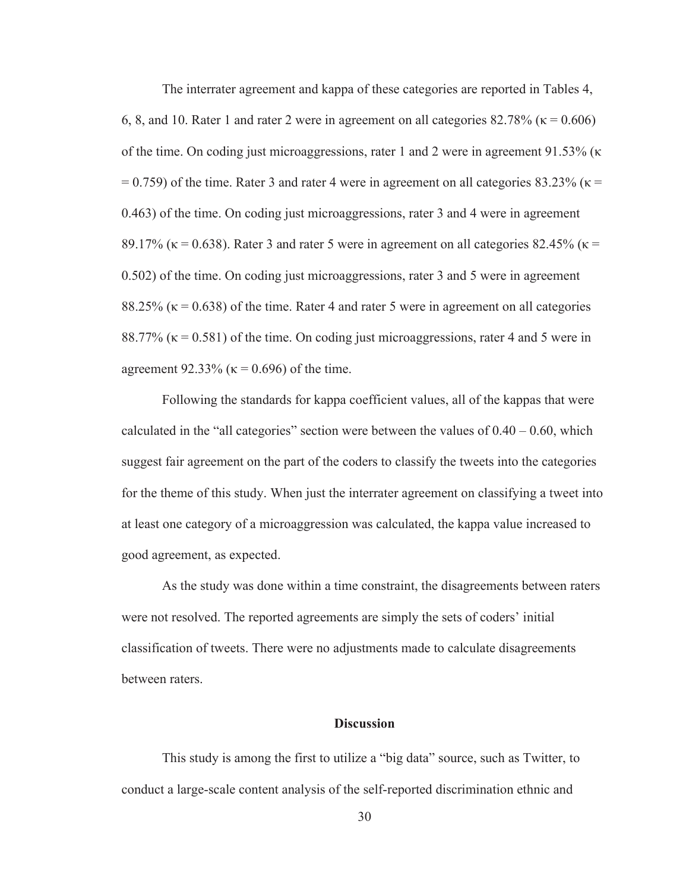The interrater agreement and kappa of these categories are reported in Tables 4, 6, 8, and 10. Rater 1 and rater 2 were in agreement on all categories 82.78% ($\kappa = 0.606$) of the time. On coding just microaggressions, rater 1 and 2 were in agreement 91.53% ($\kappa = 0.759$) of the time. Rater 3 and rater 4 were in agreement on all categories 83.23% ($\kappa = 0.463$) of the time. On coding just microaggressions, rater 3 and 4 were in agreement 89.17% ($\kappa = 0.638$). Rater 3 and rater 5 were in agreement on all categories 82.45% ($\kappa = 0.502$) of the time. On coding just microaggressions, rater 3 and 5 were in agreement 88.25% ($\kappa = 0.638$) of the time. Rater 4 and rater 5 were in agreement on all categories 88.77% ($\kappa = 0.581$) of the time. On coding just microaggressions, rater 4 and 5 were in agreement 92.33% ($\kappa = 0.696$) of the time.

Following the standards for kappa coefficient values, all of the kappas that were calculated in the "all categories" section were between the values of 0.40 – 0.60, which suggest fair agreement on the part of the coders to classify the tweets into the categories for the theme of this study. When just the interrater agreement on classifying a tweet into at least one category of a microaggression was calculated, the kappa value increased to good agreement, as expected.

As the study was done within a time constraint, the disagreements between raters were not resolved. The reported agreements are simply the sets of coders' initial classification of tweets. There were no adjustments made to calculate disagreements between raters.

## Discussion

This study is among the first to utilize a "big data" source, such as Twitter, to conduct a large-scale content analysis of the self-reported discrimination ethnic and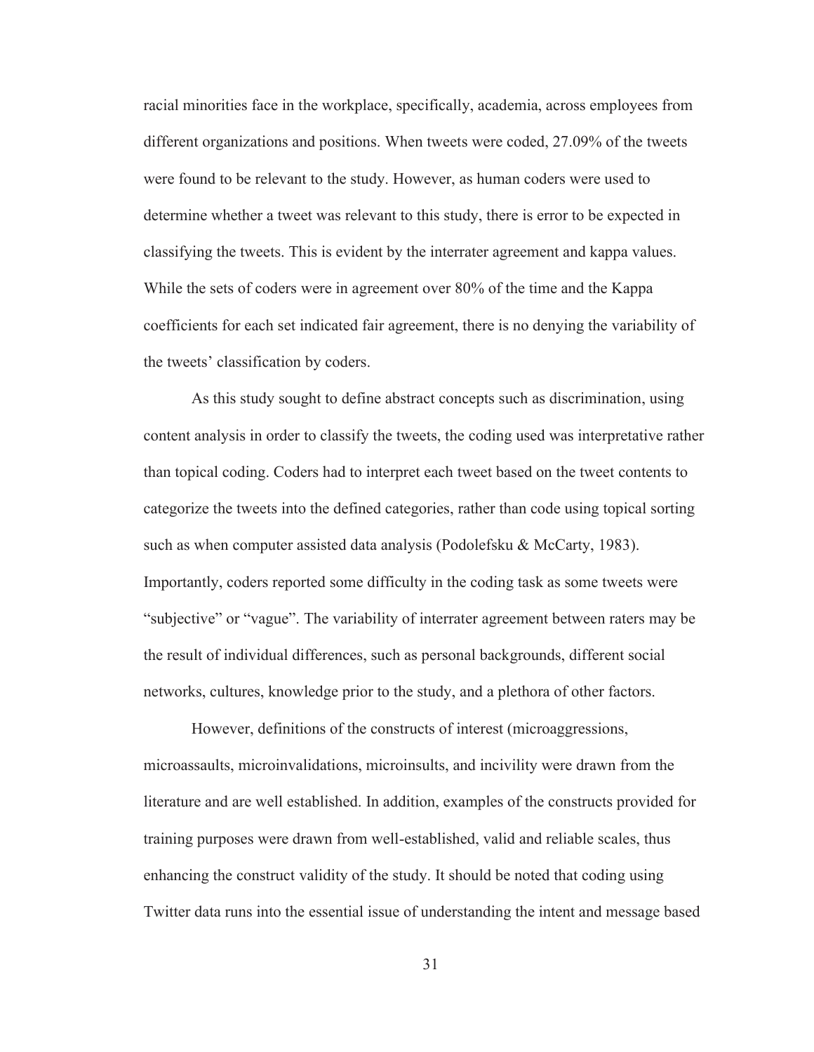racial minorities face in the workplace, specifically, academia, across employees from different organizations and positions. When tweets were coded, 27.09% of the tweets were found to be relevant to the study. However, as human coders were used to determine whether a tweet was relevant to this study, there is error to be expected in classifying the tweets. This is evident by the interrater agreement and kappa values. While the sets of coders were in agreement over 80% of the time and the Kappa coefficients for each set indicated fair agreement, there is no denying the variability of the tweets' classification by coders.

As this study sought to define abstract concepts such as discrimination, using content analysis in order to classify the tweets, the coding used was interpretative rather than topical coding. Coders had to interpret each tweet based on the tweet contents to categorize the tweets into the defined categories, rather than code using topical sorting such as when computer assisted data analysis (Podolefsku & McCarty, 1983). Importantly, coders reported some difficulty in the coding task as some tweets were "subjective" or "vague". The variability of interrater agreement between raters may be the result of individual differences, such as personal backgrounds, different social networks, cultures, knowledge prior to the study, and a plethora of other factors.

However, definitions of the constructs of interest (microaggressions, microassaults, microinvalidations, microinsults, and incivility were drawn from the literature and are well established. In addition, examples of the constructs provided for training purposes were drawn from well-established, valid and reliable scales, thus enhancing the construct validity of the study. It should be noted that coding using Twitter data runs into the essential issue of understanding the intent and message based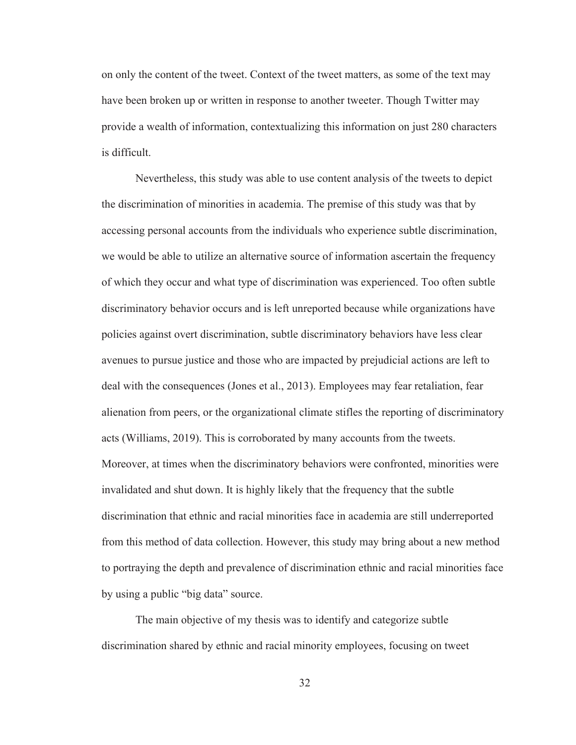on only the content of the tweet. Context of the tweet matters, as some of the text may have been broken up or written in response to another tweeter. Though Twitter may provide a wealth of information, contextualizing this information on just 280 characters is difficult.

Nevertheless, this study was able to use content analysis of the tweets to depict the discrimination of minorities in academia. The premise of this study was that by accessing personal accounts from the individuals who experience subtle discrimination, we would be able to utilize an alternative source of information ascertain the frequency of which they occur and what type of discrimination was experienced. Too often subtle discriminatory behavior occurs and is left unreported because while organizations have policies against overt discrimination, subtle discriminatory behaviors have less clear avenues to pursue justice and those who are impacted by prejudicial actions are left to deal with the consequences (Jones et al., 2013). Employees may fear retaliation, fear alienation from peers, or the organizational climate stifles the reporting of discriminatory acts (Williams, 2019). This is corroborated by many accounts from the tweets. Moreover, at times when the discriminatory behaviors were confronted, minorities were invalidated and shut down. It is highly likely that the frequency that the subtle discrimination that ethnic and racial minorities face in academia are still underreported from this method of data collection. However, this study may bring about a new method to portraying the depth and prevalence of discrimination ethnic and racial minorities face by using a public "big data" source.

The main objective of my thesis was to identify and categorize subtle discrimination shared by ethnic and racial minority employees, focusing on tweet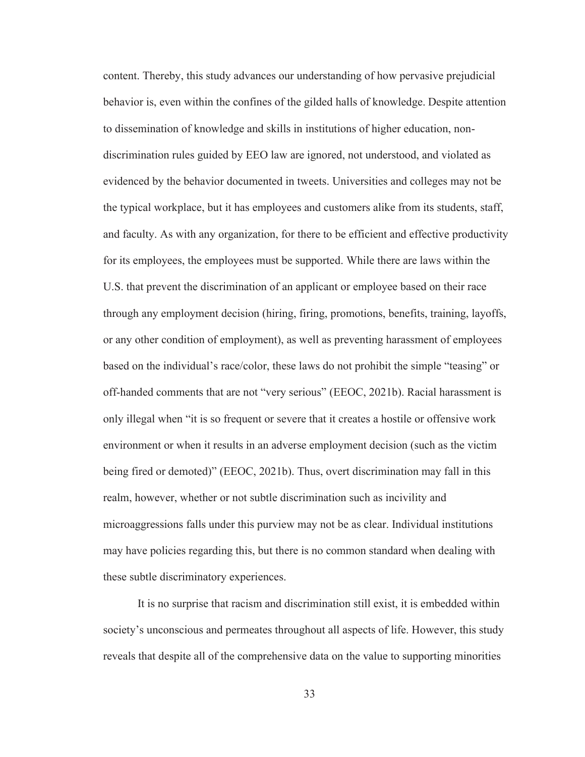content. Thereby, this study advances our understanding of how pervasive prejudicial behavior is, even within the confines of the gilded halls of knowledge. Despite attention to dissemination of knowledge and skills in institutions of higher education, non-discrimination rules guided by EEO law are ignored, not understood, and violated as evidenced by the behavior documented in tweets. Universities and colleges may not be the typical workplace, but it has employees and customers alike from its students, staff, and faculty. As with any organization, for there to be efficient and effective productivity for its employees, the employees must be supported. While there are laws within the U.S. that prevent the discrimination of an applicant or employee based on their race through any employment decision (hiring, firing, promotions, benefits, training, layoffs, or any other condition of employment), as well as preventing harassment of employees based on the individual's race/color, these laws do not prohibit the simple "teasing" or off-handed comments that are not "very serious" (EEOC, 2021b). Racial harassment is only illegal when "it is so frequent or severe that it creates a hostile or offensive work environment or when it results in an adverse employment decision (such as the victim being fired or demoted)" (EEOC, 2021b). Thus, overt discrimination may fall in this realm, however, whether or not subtle discrimination such as incivility and microaggressions falls under this purview may not be as clear. Individual institutions may have policies regarding this, but there is no common standard when dealing with these subtle discriminatory experiences.

It is no surprise that racism and discrimination still exist, it is embedded within society's unconscious and permeates throughout all aspects of life. However, this study reveals that despite all of the comprehensive data on the value to supporting minorities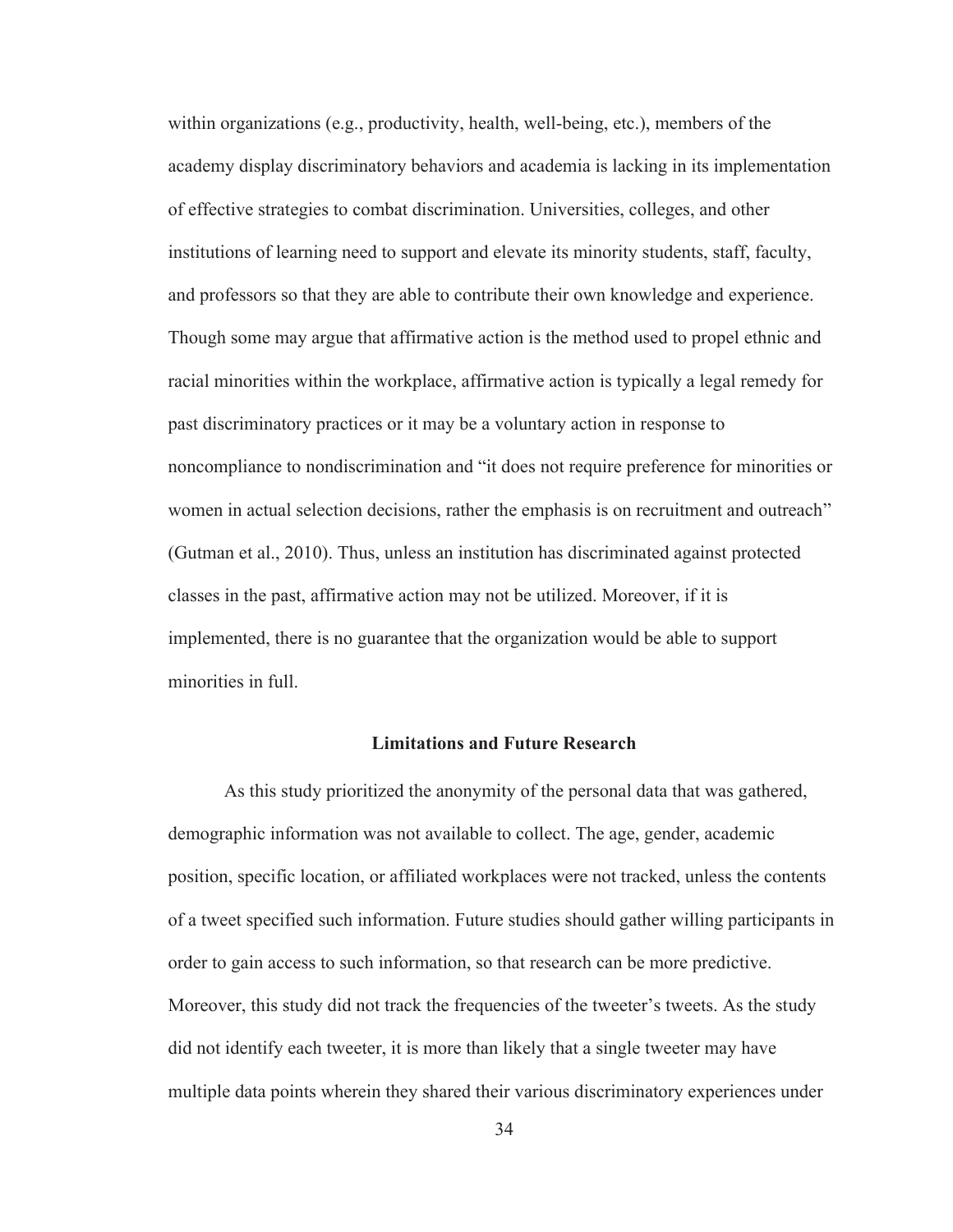within organizations (e.g., productivity, health, well-being, etc.), members of the academy display discriminatory behaviors and academia is lacking in its implementation of effective strategies to combat discrimination. Universities, colleges, and other institutions of learning need to support and elevate its minority students, staff, faculty, and professors so that they are able to contribute their own knowledge and experience. Though some may argue that affirmative action is the method used to propel ethnic and racial minorities within the workplace, affirmative action is typically a legal remedy for past discriminatory practices or it may be a voluntary action in response to noncompliance to nondiscrimination and "it does not require preference for minorities or women in actual selection decisions, rather the emphasis is on recruitment and outreach" (Gutman et al., 2010). Thus, unless an institution has discriminated against protected classes in the past, affirmative action may not be utilized. Moreover, if it is implemented, there is no guarantee that the organization would be able to support minorities in full.

## Limitations and Future Research

As this study prioritized the anonymity of the personal data that was gathered, demographic information was not available to collect. The age, gender, academic position, specific location, or affiliated workplaces were not tracked, unless the contents of a tweet specified such information. Future studies should gather willing participants in order to gain access to such information, so that research can be more predictive. Moreover, this study did not track the frequencies of the tweeter's tweets. As the study did not identify each tweeter, it is more than likely that a single tweeter may have multiple data points wherein they shared their various discriminatory experiences under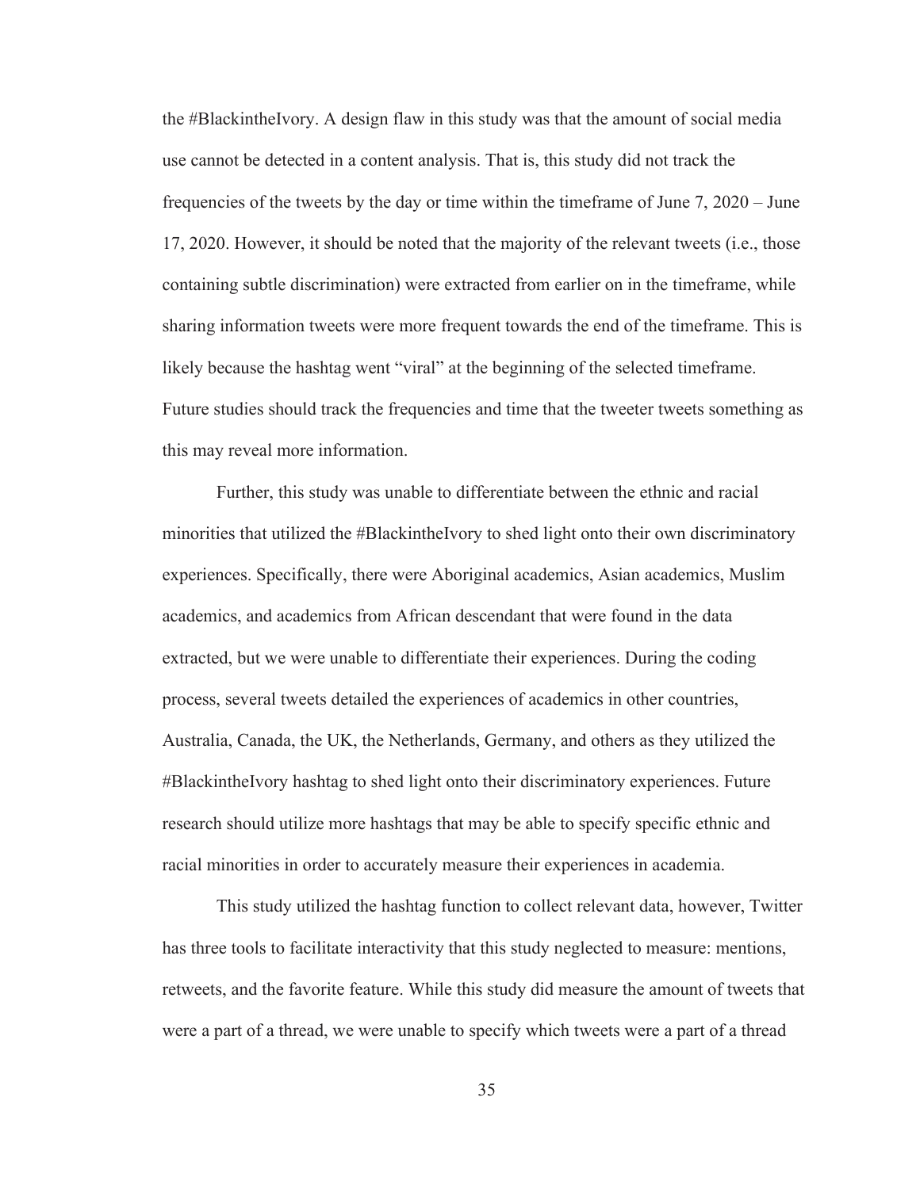the #BlackintheIvory. A design flaw in this study was that the amount of social media use cannot be detected in a content analysis. That is, this study did not track the frequencies of the tweets by the day or time within the timeframe of June 7, 2020 – June 17, 2020. However, it should be noted that the majority of the relevant tweets (i.e., those containing subtle discrimination) were extracted from earlier on in the timeframe, while sharing information tweets were more frequent towards the end of the timeframe. This is likely because the hashtag went "viral" at the beginning of the selected timeframe. Future studies should track the frequencies and time that the tweeter tweets something as this may reveal more information.

Further, this study was unable to differentiate between the ethnic and racial minorities that utilized the #BlackintheIvory to shed light onto their own discriminatory experiences. Specifically, there were Aboriginal academics, Asian academics, Muslim academics, and academics from African descendant that were found in the data extracted, but we were unable to differentiate their experiences. During the coding process, several tweets detailed the experiences of academics in other countries, Australia, Canada, the UK, the Netherlands, Germany, and others as they utilized the #BlackintheIvory hashtag to shed light onto their discriminatory experiences. Future research should utilize more hashtags that may be able to specify specific ethnic and racial minorities in order to accurately measure their experiences in academia.

This study utilized the hashtag function to collect relevant data, however, Twitter has three tools to facilitate interactivity that this study neglected to measure: mentions, retweets, and the favorite feature. While this study did measure the amount of tweets that were a part of a thread, we were unable to specify which tweets were a part of a thread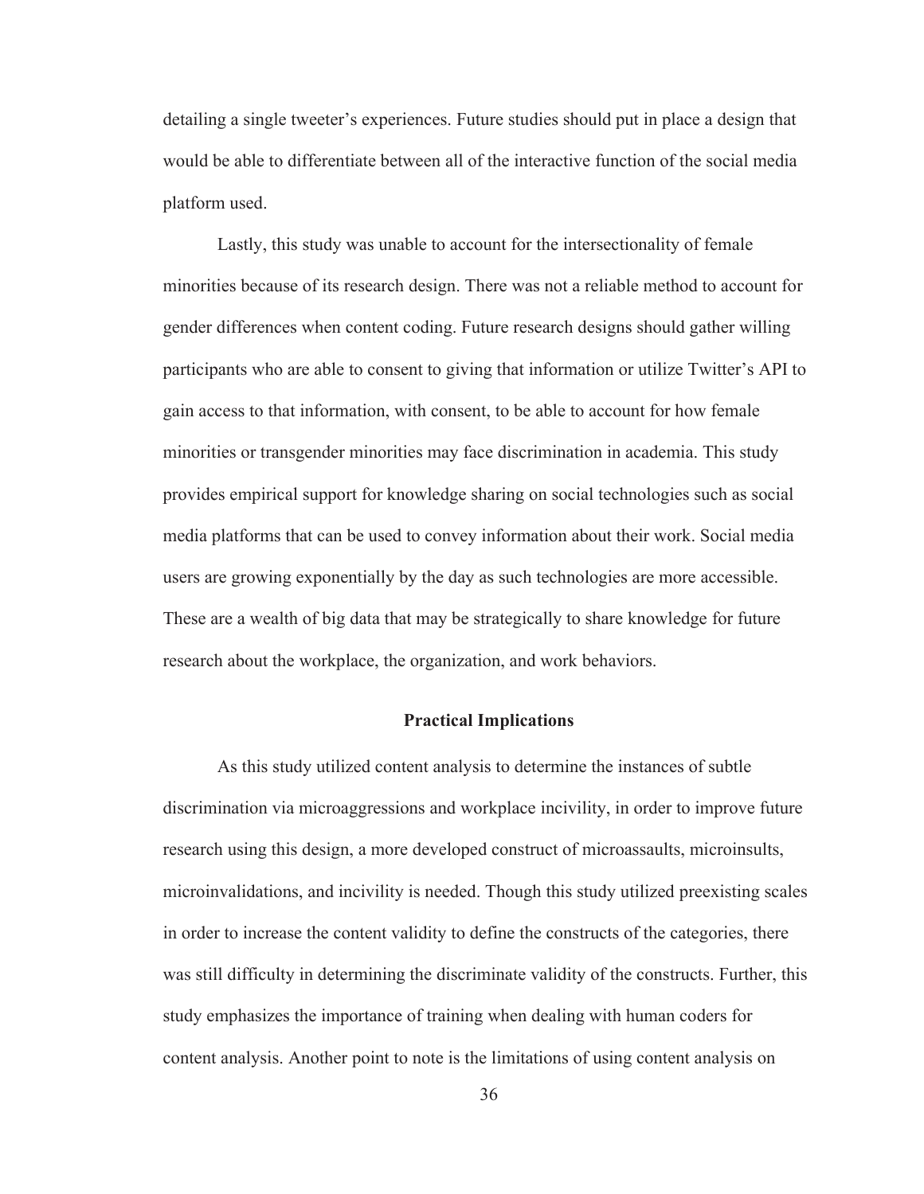detailing a single tweeter's experiences. Future studies should put in place a design that would be able to differentiate between all of the interactive function of the social media platform used.

Lastly, this study was unable to account for the intersectionality of female minorities because of its research design. There was not a reliable method to account for gender differences when content coding. Future research designs should gather willing participants who are able to consent to giving that information or utilize Twitter's API to gain access to that information, with consent, to be able to account for how female minorities or transgender minorities may face discrimination in academia. This study provides empirical support for knowledge sharing on social technologies such as social media platforms that can be used to convey information about their work. Social media users are growing exponentially by the day as such technologies are more accessible. These are a wealth of big data that may be strategically to share knowledge for future research about the workplace, the organization, and work behaviors.

## Practical Implications

As this study utilized content analysis to determine the instances of subtle discrimination via microaggressions and workplace incivility, in order to improve future research using this design, a more developed construct of microassaults, microinsults, microinvalidations, and incivility is needed. Though this study utilized preexisting scales in order to increase the content validity to define the constructs of the categories, there was still difficulty in determining the discriminate validity of the constructs. Further, this study emphasizes the importance of training when dealing with human coders for content analysis. Another point to note is the limitations of using content analysis on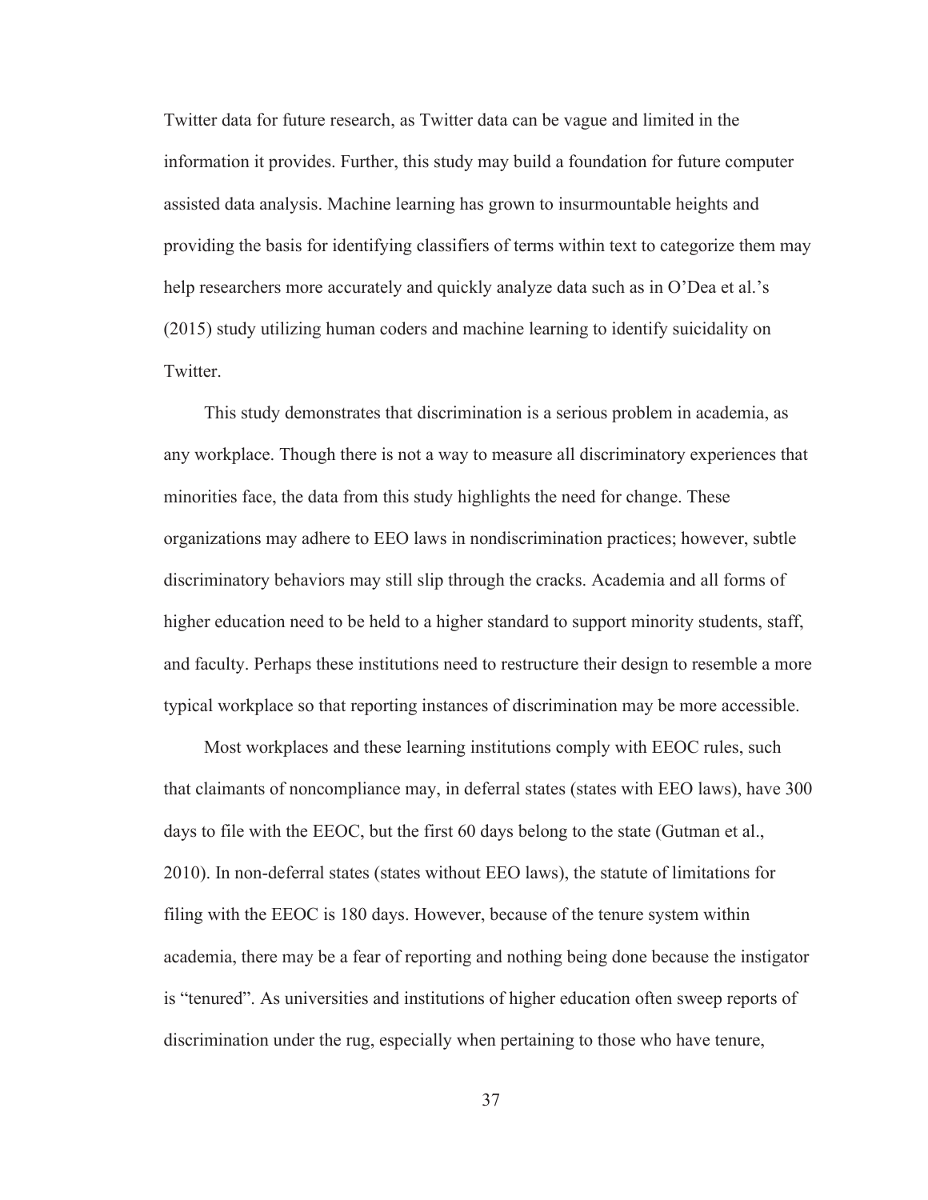Twitter data for future research, as Twitter data can be vague and limited in the information it provides. Further, this study may build a foundation for future computer assisted data analysis. Machine learning has grown to insurmountable heights and providing the basis for identifying classifiers of terms within text to categorize them may help researchers more accurately and quickly analyze data such as in O'Dea et al.'s (2015) study utilizing human coders and machine learning to identify suicidality on Twitter.

This study demonstrates that discrimination is a serious problem in academia, as any workplace. Though there is not a way to measure all discriminatory experiences that minorities face, the data from this study highlights the need for change. These organizations may adhere to EEO laws in nondiscrimination practices; however, subtle discriminatory behaviors may still slip through the cracks. Academia and all forms of higher education need to be held to a higher standard to support minority students, staff, and faculty. Perhaps these institutions need to restructure their design to resemble a more typical workplace so that reporting instances of discrimination may be more accessible.

Most workplaces and these learning institutions comply with EEOC rules, such that claimants of noncompliance may, in deferral states (states with EEO laws), have 300 days to file with the EEOC, but the first 60 days belong to the state (Gutman et al., 2010). In non-deferral states (states without EEO laws), the statute of limitations for filing with the EEOC is 180 days. However, because of the tenure system within academia, there may be a fear of reporting and nothing being done because the instigator is "tenured". As universities and institutions of higher education often sweep reports of discrimination under the rug, especially when pertaining to those who have tenure,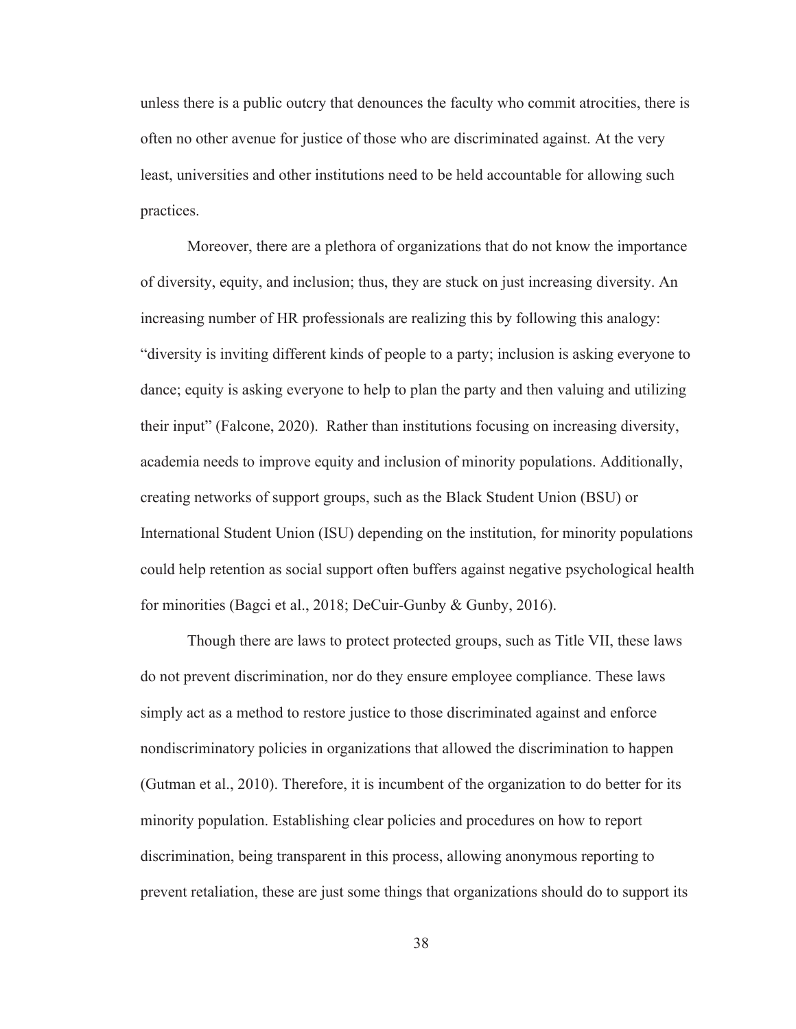unless there is a public outcry that denounces the faculty who commit atrocities, there is often no other avenue for justice of those who are discriminated against. At the very least, universities and other institutions need to be held accountable for allowing such practices.

Moreover, there are a plethora of organizations that do not know the importance of diversity, equity, and inclusion; thus, they are stuck on just increasing diversity. An increasing number of HR professionals are realizing this by following this analogy: “diversity is inviting different kinds of people to a party; inclusion is asking everyone to dance; equity is asking everyone to help to plan the party and then valuing and utilizing their input” (Falcone, 2020). Rather than institutions focusing on increasing diversity, academia needs to improve equity and inclusion of minority populations. Additionally, creating networks of support groups, such as the Black Student Union (BSU) or International Student Union (ISU) depending on the institution, for minority populations could help retention as social support often buffers against negative psychological health for minorities (Bagci et al., 2018; DeCuir-Gunby & Gunby, 2016).

Though there are laws to protect protected groups, such as Title VII, these laws do not prevent discrimination, nor do they ensure employee compliance. These laws simply act as a method to restore justice to those discriminated against and enforce nondiscriminatory policies in organizations that allowed the discrimination to happen (Gutman et al., 2010). Therefore, it is incumbent of the organization to do better for its minority population. Establishing clear policies and procedures on how to report discrimination, being transparent in this process, allowing anonymous reporting to prevent retaliation, these are just some things that organizations should do to support its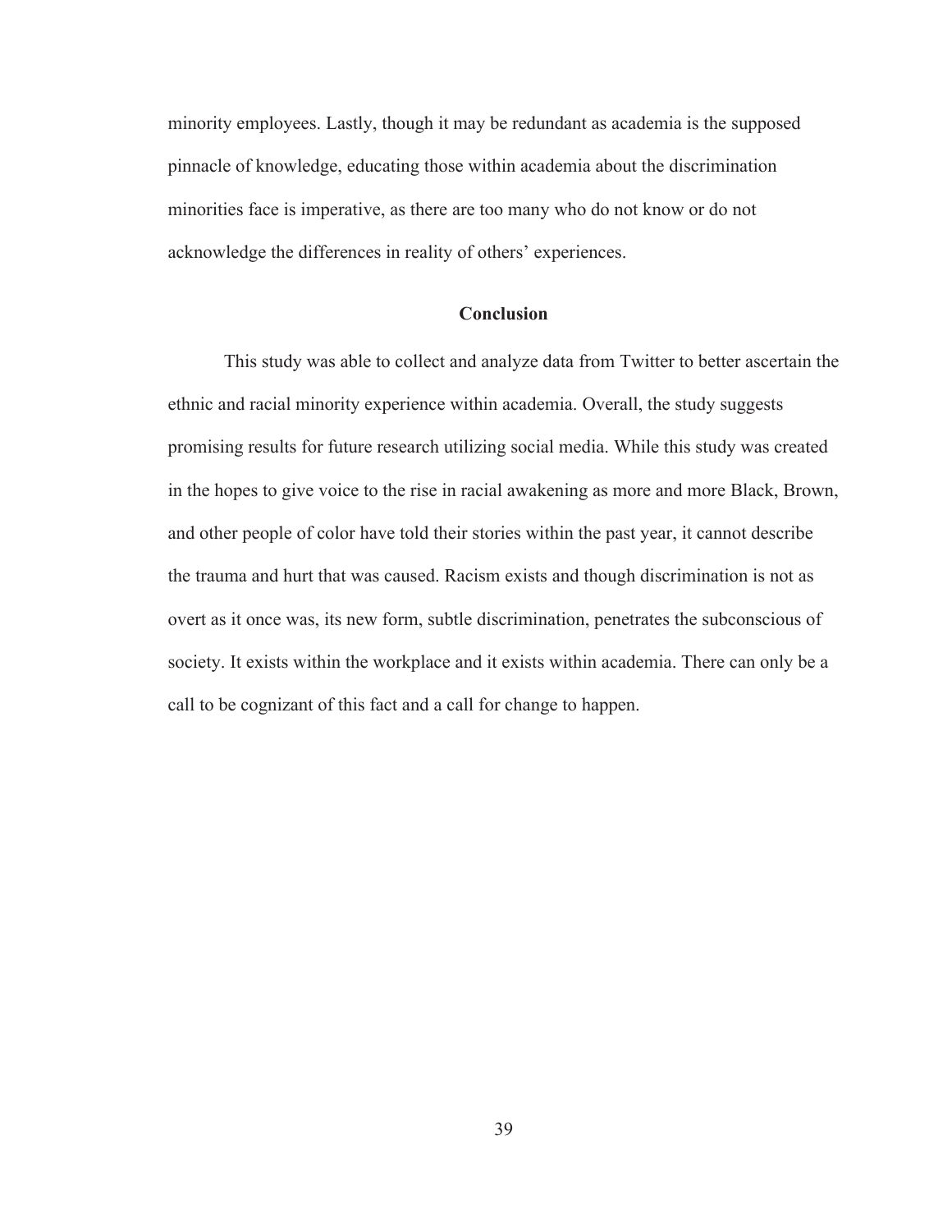minority employees. Lastly, though it may be redundant as academia is the supposed pinnacle of knowledge, educating those within academia about the discrimination minorities face is imperative, as there are too many who do not know or do not acknowledge the differences in reality of others' experiences.

## Conclusion

This study was able to collect and analyze data from Twitter to better ascertain the ethnic and racial minority experience within academia. Overall, the study suggests promising results for future research utilizing social media. While this study was created in the hopes to give voice to the rise in racial awakening as more and more Black, Brown, and other people of color have told their stories within the past year, it cannot describe the trauma and hurt that was caused. Racism exists and though discrimination is not as overt as it once was, its new form, subtle discrimination, penetrates the subconscious of society. It exists within the workplace and it exists within academia. There can only be a call to be cognizant of this fact and a call for change to happen.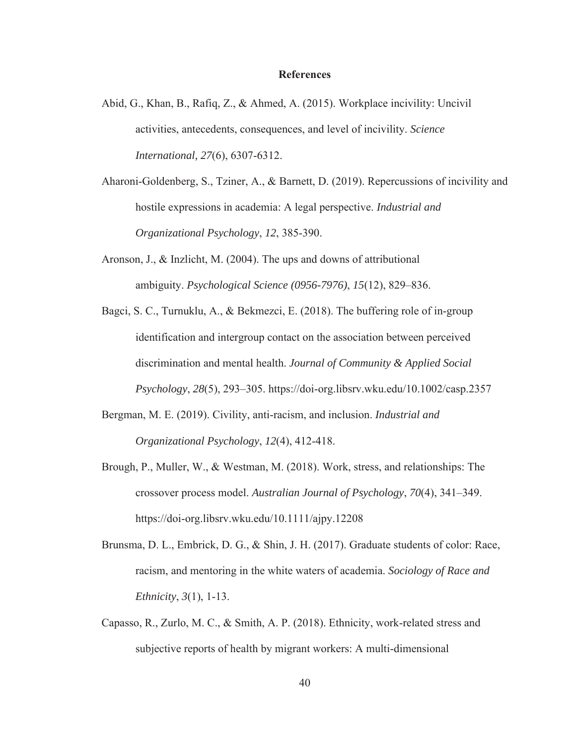## References

Abid, G., Khan, B., Rafiq, Z., & Ahmed, A. (2015). Workplace incivility: Uncivil activities, antecedents, consequences, and level of incivility. *Science International, 27*(6), 6307-6312.

Aharoni-Goldenberg, S., Tziner, A., & Barnett, D. (2019). Repercussions of incivility and hostile expressions in academia: A legal perspective. *Industrial and Organizational Psychology*, *12*, 385-390.

Aronson, J., & Inzlicht, M. (2004). The ups and downs of attributional ambiguity. *Psychological Science (0956-7976)*, *15*(12), 829–836.

Bagci, S. C., Turnuklu, A., & Bekmezci, E. (2018). The buffering role of in-group identification and intergroup contact on the association between perceived discrimination and mental health. *Journal of Community & Applied Social Psychology*, *28*(5), 293–305. https://doi-org.libsrv.wku.edu/10.1002/casp.2357

Bergman, M. E. (2019). Civility, anti-racism, and inclusion. *Industrial and Organizational Psychology*, *12*(4), 412-418.

Brough, P., Muller, W., & Westman, M. (2018). Work, stress, and relationships: The crossover process model. *Australian Journal of Psychology*, *70*(4), 341–349. https://doi-org.libsrv.wku.edu/10.1111/ajpy.12208

Brunsma, D. L., Embrick, D. G., & Shin, J. H. (2017). Graduate students of color: Race, racism, and mentoring in the white waters of academia. *Sociology of Race and Ethnicity*, *3*(1), 1-13.

Capasso, R., Zurlo, M. C., & Smith, A. P. (2018). Ethnicity, work-related stress and subjective reports of health by migrant workers: A multi-dimensional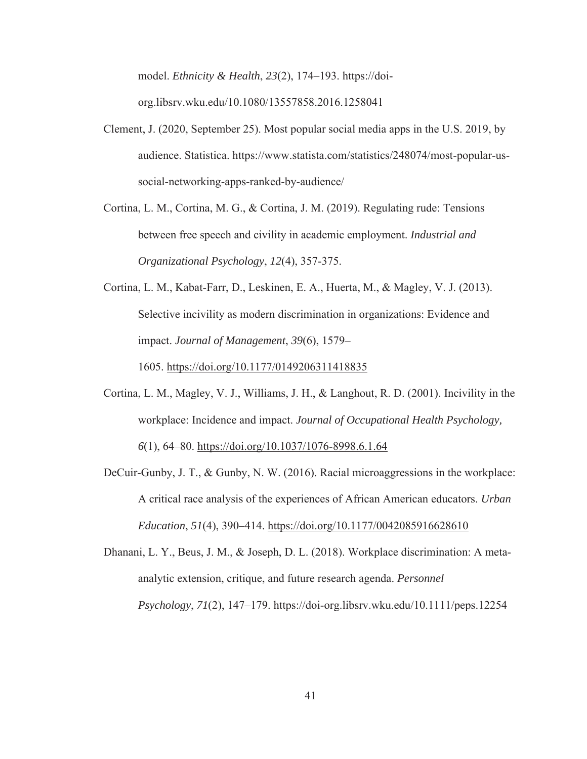model. *Ethnicity & Health*, *23*(2), 174–193. https://doi-org.libsrv.wku.edu/10.1080/13557858.2016.1258041

Clement, J. (2020, September 25). Most popular social media apps in the U.S. 2019, by audience. Statistica. https://www.statista.com/statistics/248074/most-popular-us-social-networking-apps-ranked-by-audience/

Cortina, L. M., Cortina, M. G., & Cortina, J. M. (2019). Regulating rude: Tensions between free speech and civility in academic employment. *Industrial and Organizational Psychology*, *12*(4), 357-375.

Cortina, L. M., Kabat-Farr, D., Leskinen, E. A., Huerta, M., & Magley, V. J. (2013). Selective incivility as modern discrimination in organizations: Evidence and impact. *Journal of Management*, *39*(6), 1579–1605. https://doi.org/10.1177/0149206311418835

Cortina, L. M., Magley, V. J., Williams, J. H., & Langhout, R. D. (2001). Incivility in the workplace: Incidence and impact. *Journal of Occupational Health Psychology,* *6*(1), 64–80. https://doi.org/10.1037/1076-8998.6.1.64

DeCuir-Gunby, J. T., & Gunby, N. W. (2016). Racial microaggressions in the workplace: A critical race analysis of the experiences of African American educators. *Urban Education*, *51*(4), 390–414. https://doi.org/10.1177/0042085916628610

Dhanani, L. Y., Beus, J. M., & Joseph, D. L. (2018). Workplace discrimination: A meta-analytic extension, critique, and future research agenda. *Personnel Psychology*, *71*(2), 147–179. https://doi-org.libsrv.wku.edu/10.1111/peps.12254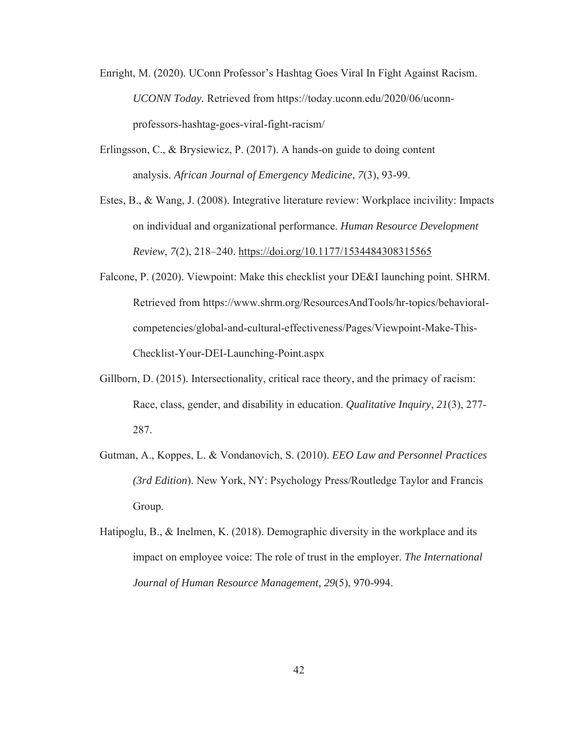Enright, M. (2020). UConn Professor's Hashtag Goes Viral In Fight Against Racism. *UCONN Today.* Retrieved from https://today.uconn.edu/2020/06/uconn-professors-hashtag-goes-viral-fight-racism/

Erlingsson, C., & Brysiewicz, P. (2017). A hands-on guide to doing content analysis. *African Journal of Emergency Medicine*, *7*(3), 93-99.

Estes, B., & Wang, J. (2008). Integrative literature review: Workplace incivility: Impacts on individual and organizational performance. *Human Resource Development Review*, *7*(2), 218–240. https://doi.org/10.1177/1534484308315565

Falcone, P. (2020). Viewpoint: Make this checklist your DE&I launching point. SHRM. Retrieved from https://www.shrm.org/ResourcesAndTools/hr-topics/behavioral-competencies/global-and-cultural-effectiveness/Pages/Viewpoint-Make-This-Checklist-Your-DEI-Launching-Point.aspx

Gillborn, D. (2015). Intersectionality, critical race theory, and the primacy of racism: Race, class, gender, and disability in education. *Qualitative Inquiry*, *21*(3), 277-287.

Gutman, A., Koppes, L. & Vondanovich, S. (2010). *EEO Law and Personnel Practices (3rd Edition*). New York, NY: Psychology Press/Routledge Taylor and Francis Group.

Hatipoglu, B., & Inelmen, K. (2018). Demographic diversity in the workplace and its impact on employee voice: The role of trust in the employer. *The International Journal of Human Resource Management*, *29*(5), 970-994.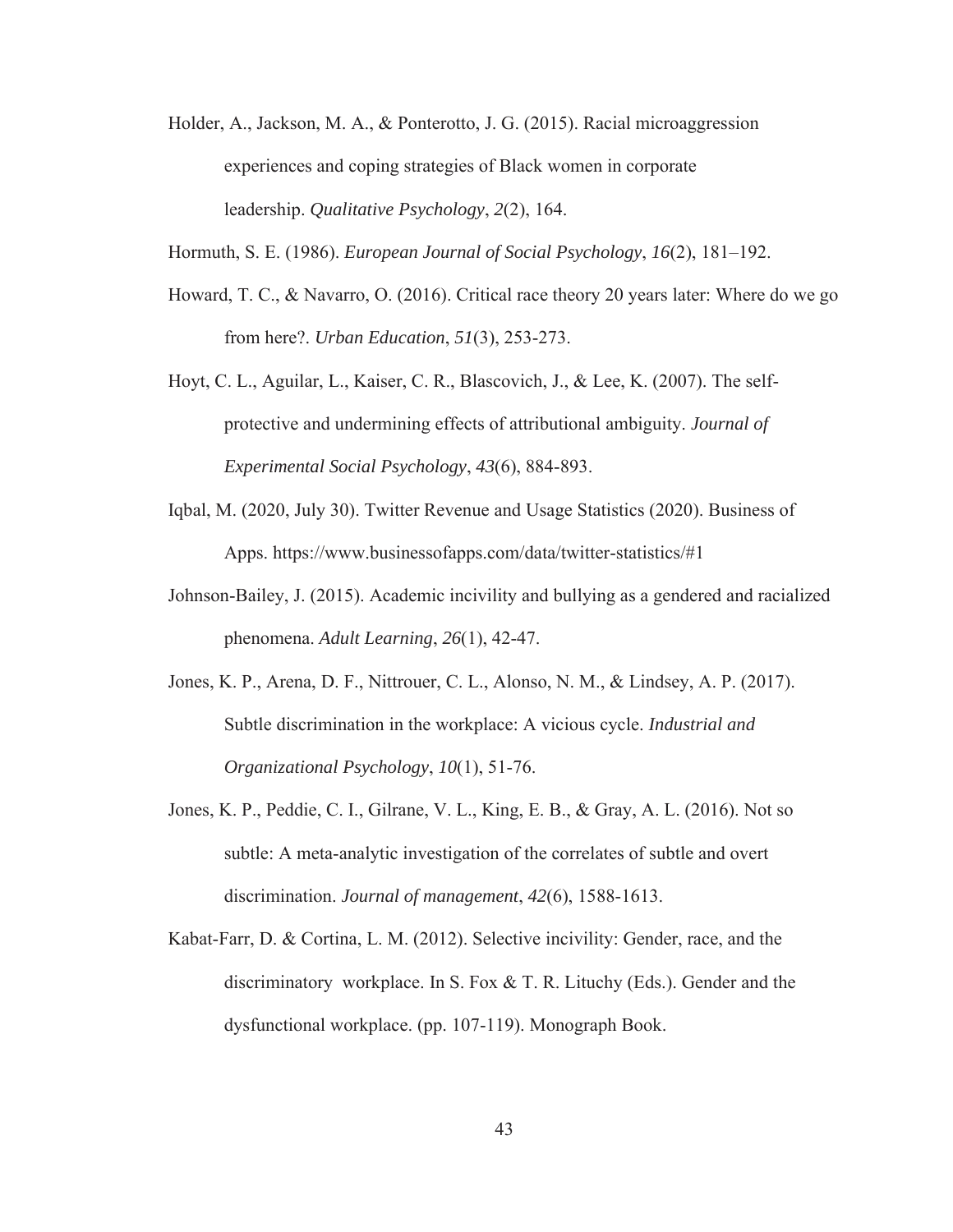Holder, A., Jackson, M. A., & Ponterotto, J. G. (2015). Racial microaggression experiences and coping strategies of Black women in corporate leadership. *Qualitative Psychology*, *2*(2), 164.

Hormuth, S. E. (1986). *European Journal of Social Psychology*, *16*(2), 181–192.

Howard, T. C., & Navarro, O. (2016). Critical race theory 20 years later: Where do we go from here?. *Urban Education*, *51*(3), 253-273.

Hoyt, C. L., Aguilar, L., Kaiser, C. R., Blascovich, J., & Lee, K. (2007). The self-protective and undermining effects of attributional ambiguity. *Journal of Experimental Social Psychology*, *43*(6), 884-893.

Iqbal, M. (2020, July 30). Twitter Revenue and Usage Statistics (2020). Business of Apps. https://www.businessofapps.com/data/twitter-statistics/#1

Johnson-Bailey, J. (2015). Academic incivility and bullying as a gendered and racialized phenomena. *Adult Learning*, *26*(1), 42-47.

Jones, K. P., Arena, D. F., Nittrouer, C. L., Alonso, N. M., & Lindsey, A. P. (2017). Subtle discrimination in the workplace: A vicious cycle. *Industrial and Organizational Psychology*, *10*(1), 51-76.

Jones, K. P., Peddie, C. I., Gilrane, V. L., King, E. B., & Gray, A. L. (2016). Not so subtle: A meta-analytic investigation of the correlates of subtle and overt discrimination. *Journal of management*, *42*(6), 1588-1613.

Kabat-Farr, D. & Cortina, L. M. (2012). Selective incivility: Gender, race, and the discriminatory workplace. In S. Fox & T. R. Lituchy (Eds.). Gender and the dysfunctional workplace. (pp. 107-119). Monograph Book.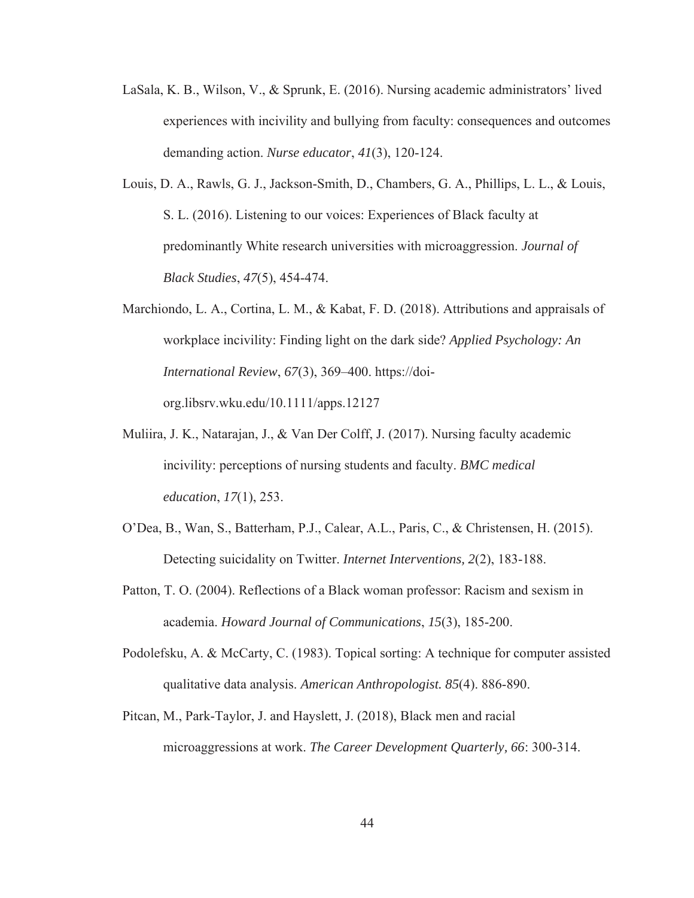LaSala, K. B., Wilson, V., & Sprunk, E. (2016). Nursing academic administrators' lived experiences with incivility and bullying from faculty: consequences and outcomes demanding action. *Nurse educator*, *41*(3), 120-124.

Louis, D. A., Rawls, G. J., Jackson-Smith, D., Chambers, G. A., Phillips, L. L., & Louis, S. L. (2016). Listening to our voices: Experiences of Black faculty at predominantly White research universities with microaggression. *Journal of Black Studies*, *47*(5), 454-474.

Marchiondo, L. A., Cortina, L. M., & Kabat, F. D. (2018). Attributions and appraisals of workplace incivility: Finding light on the dark side? *Applied Psychology: An International Review*, *67*(3), 369–400. https://doi-org.libsrv.wku.edu/10.1111/apps.12127

Muliira, J. K., Natarajan, J., & Van Der Colff, J. (2017). Nursing faculty academic incivility: perceptions of nursing students and faculty. *BMC medical education*, *17*(1), 253.

O'Dea, B., Wan, S., Batterham, P.J., Calear, A.L., Paris, C., & Christensen, H. (2015). Detecting suicidality on Twitter. *Internet Interventions, 2*(2), 183-188.

Patton, T. O. (2004). Reflections of a Black woman professor: Racism and sexism in academia. *Howard Journal of Communications*, *15*(3), 185-200.

Podolefsku, A. & McCarty, C. (1983). Topical sorting: A technique for computer assisted qualitative data analysis. *American Anthropologist. 85*(4). 886-890.

Pitcan, M., Park-Taylor, J. and Hayslett, J. (2018), Black men and racial microaggressions at work. *The Career Development Quarterly, 66*: 300-314.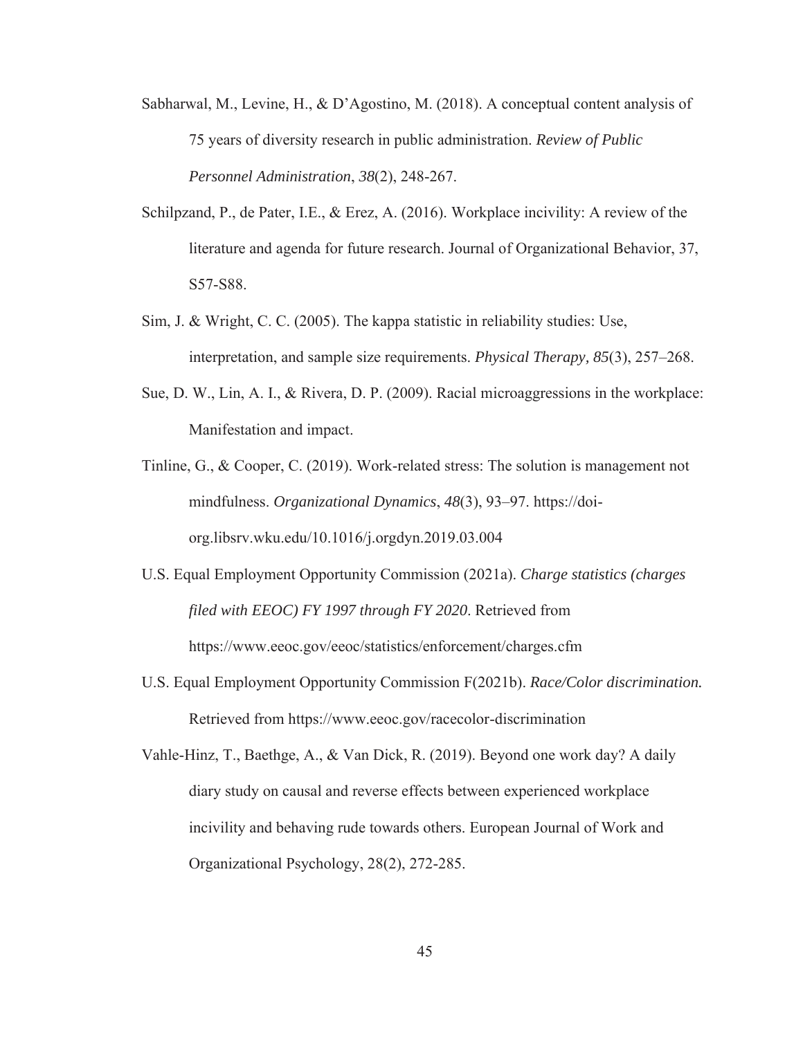Sabharwal, M., Levine, H., & D'Agostino, M. (2018). A conceptual content analysis of 75 years of diversity research in public administration. *Review of Public Personnel Administration*, *38*(2), 248-267.

Schilpzand, P., de Pater, I.E., & Erez, A. (2016). Workplace incivility: A review of the literature and agenda for future research. Journal of Organizational Behavior, 37, S57-S88.

Sim, J. & Wright, C. C. (2005). The kappa statistic in reliability studies: Use, interpretation, and sample size requirements. *Physical Therapy, 85*(3), 257–268.

Sue, D. W., Lin, A. I., & Rivera, D. P. (2009). Racial microaggressions in the workplace: Manifestation and impact.

Tinline, G., & Cooper, C. (2019). Work-related stress: The solution is management not mindfulness. *Organizational Dynamics*, *48*(3), 93–97. https://doi-org.libsrv.wku.edu/10.1016/j.orgdyn.2019.03.004

U.S. Equal Employment Opportunity Commission (2021a). *Charge statistics (charges filed with EEOC) FY 1997 through FY 2020*. Retrieved from https://www.eeoc.gov/eeoc/statistics/enforcement/charges.cfm

U.S. Equal Employment Opportunity Commission F(2021b). *Race/Color discrimination.* Retrieved from https://www.eeoc.gov/racecolor-discrimination

Vahle-Hinz, T., Baethge, A., & Van Dick, R. (2019). Beyond one work day? A daily diary study on causal and reverse effects between experienced workplace incivility and behaving rude towards others. European Journal of Work and Organizational Psychology, 28(2), 272-285.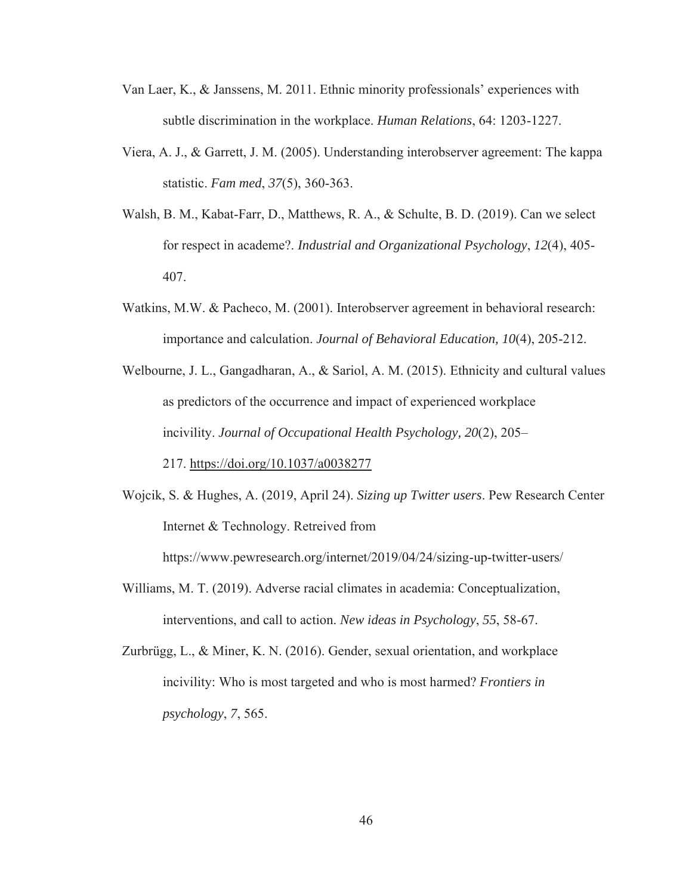Van Laer, K., & Janssens, M. 2011. Ethnic minority professionals' experiences with subtle discrimination in the workplace. *Human Relations*, 64: 1203-1227.

Viera, A. J., & Garrett, J. M. (2005). Understanding interobserver agreement: The kappa statistic. *Fam med*, *37*(5), 360-363.

Walsh, B. M., Kabat-Farr, D., Matthews, R. A., & Schulte, B. D. (2019). Can we select for respect in academe?. *Industrial and Organizational Psychology*, *12*(4), 405-407.

Watkins, M.W. & Pacheco, M. (2001). Interobserver agreement in behavioral research: importance and calculation. *Journal of Behavioral Education, 10*(4), 205-212.

Welbourne, J. L., Gangadharan, A., & Sariol, A. M. (2015). Ethnicity and cultural values as predictors of the occurrence and impact of experienced workplace incivility. *Journal of Occupational Health Psychology, 20*(2), 205–217. https://doi.org/10.1037/a0038277

Wojcik, S. & Hughes, A. (2019, April 24). *Sizing up Twitter users*. Pew Research Center Internet & Technology. Retreived from https://www.pewresearch.org/internet/2019/04/24/sizing-up-twitter-users/

Williams, M. T. (2019). Adverse racial climates in academia: Conceptualization, interventions, and call to action. *New ideas in Psychology*, *55*, 58-67.

Zurbrügg, L., & Miner, K. N. (2016). Gender, sexual orientation, and workplace incivility: Who is most targeted and who is most harmed? *Frontiers in psychology*, *7*, 565.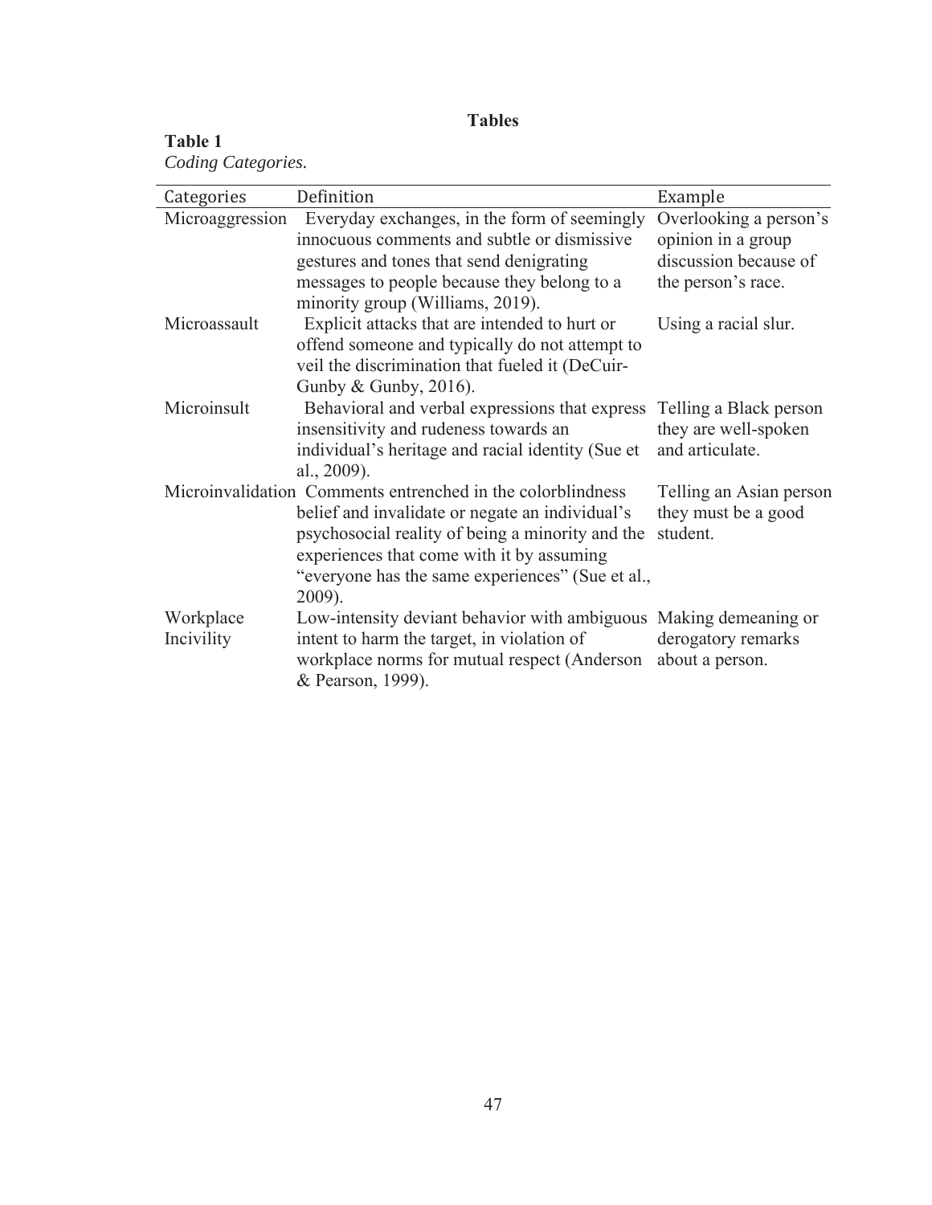# Tables

**Table 1**

*Coding Categories.*

| Categories | Definition | Example |
|---|---|---|
| Microaggression | Everyday exchanges, in the form of seemingly innocuous comments and subtle or dismissive gestures and tones that send denigrating messages to people because they belong to a minority group (Williams, 2019). | Overlooking a person's opinion in a group discussion because of the person's race. |
| Microassault | Explicit attacks that are intended to hurt or offend someone and typically do not attempt to veil the discrimination that fueled it (DeCuir-Gunby & Gunby, 2016). | Using a racial slur. |
| Microinsult | Behavioral and verbal expressions that express insensitivity and rudeness towards an individual's heritage and racial identity (Sue et al., 2009). | Telling a Black person they are well-spoken and articulate. |
| Microinvalidation | Comments entrenched in the colorblindness belief and invalidate or negate an individual's psychosocial reality of being a minority and the experiences that come with it by assuming "everyone has the same experiences" (Sue et al., 2009). | Telling an Asian person they must be a good student. |
| Workplace Incivility | Low-intensity deviant behavior with ambiguous intent to harm the target, in violation of workplace norms for mutual respect (Anderson & Pearson, 1999). | Making demeaning or derogatory remarks about a person. |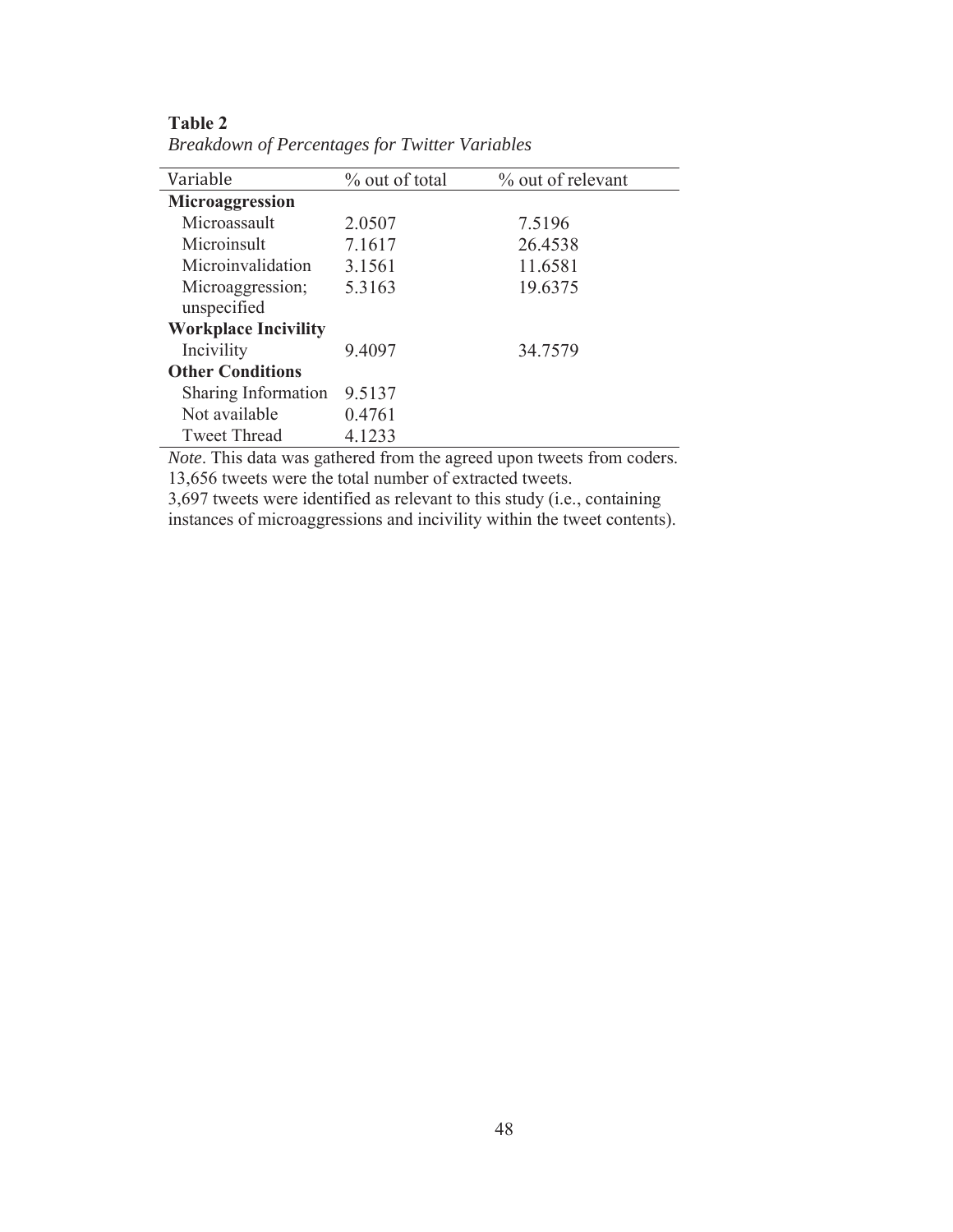**Table 2**

*Breakdown of Percentages for Twitter Variables*

| Variable | % out of total | % out of relevant |
|---|---|---|
| **Microaggression** | | |
| Microassault | 2.0507 | 7.5196 |
| Microinsult | 7.1617 | 26.4538 |
| Microinvalidation | 3.1561 | 11.6581 |
| Microaggression; unspecified | 5.3163 | 19.6375 |
| **Workplace Incivility** | | |
| Incivility | 9.4097 | 34.7579 |
| **Other Conditions** | | |
| Sharing Information | 9.5137 | |
| Not available | 0.4761 | |
| Tweet Thread | 4.1233 | |

*Note*. This data was gathered from the agreed upon tweets from coders.
13,656 tweets were the total number of extracted tweets.
3,697 tweets were identified as relevant to this study (i.e., containing instances of microaggressions and incivility within the tweet contents).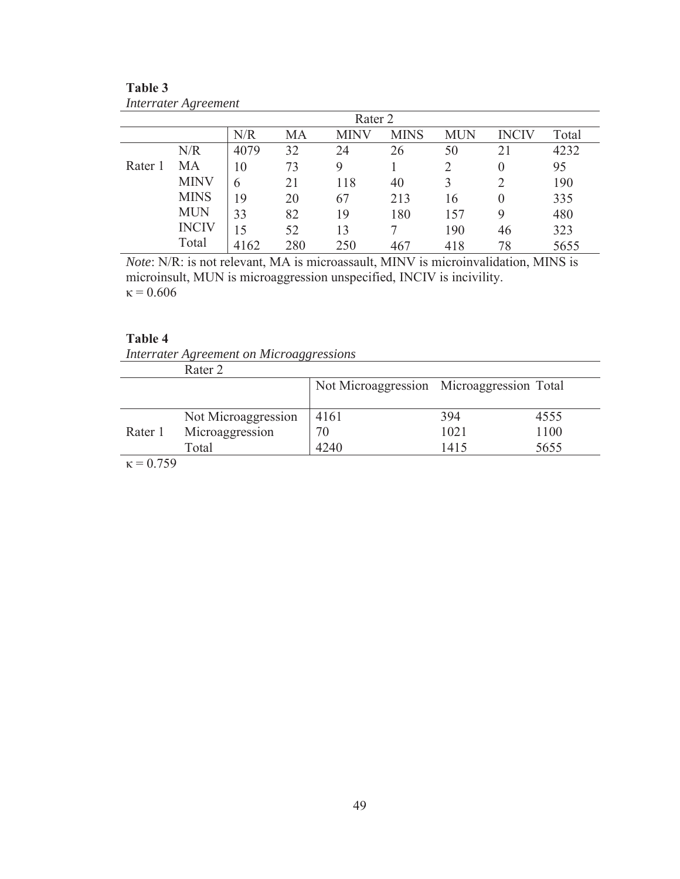**Table 3**

*Interrater Agreement*

| | | Rater 2 | | | | | | |
|---|---|---|---|---|---|---|---|---|
| | | N/R | MA | MINV | MINS | MUN | INCIV | Total |
| Rater 1 | N/R | 4079 | 32 | 24 | 26 | 50 | 21 | 4232 |
| | MA | 10 | 73 | 9 | 1 | 2 | 0 | 95 |
| | MINV | 6 | 21 | 118 | 40 | 3 | 2 | 190 |
| | MINS | 19 | 20 | 67 | 213 | 16 | 0 | 335 |
| | MUN | 33 | 82 | 19 | 180 | 157 | 9 | 480 |
| | INCIV | 15 | 52 | 13 | 7 | 190 | 46 | 323 |
| | Total | 4162 | 280 | 250 | 467 | 418 | 78 | 5655 |

*Note*: N/R: is not relevant, MA is microassault, MINV is microinvalidation, MINS is microinsult, MUN is microaggression unspecified, INCIV is incivility.
$\kappa = 0.606$

**Table 4**

*Interrater Agreement on Microaggressions*

| | Rater 2 | | | |
|---|---|---|---|---|
| | | Not Microaggression | Microaggression | Total |
| Rater 1 | Not Microaggression | 4161 | 394 | 4555 |
| | Microaggression | 70 | 1021 | 1100 |
| | Total | 4240 | 1415 | 5655 |

$\kappa = 0.759$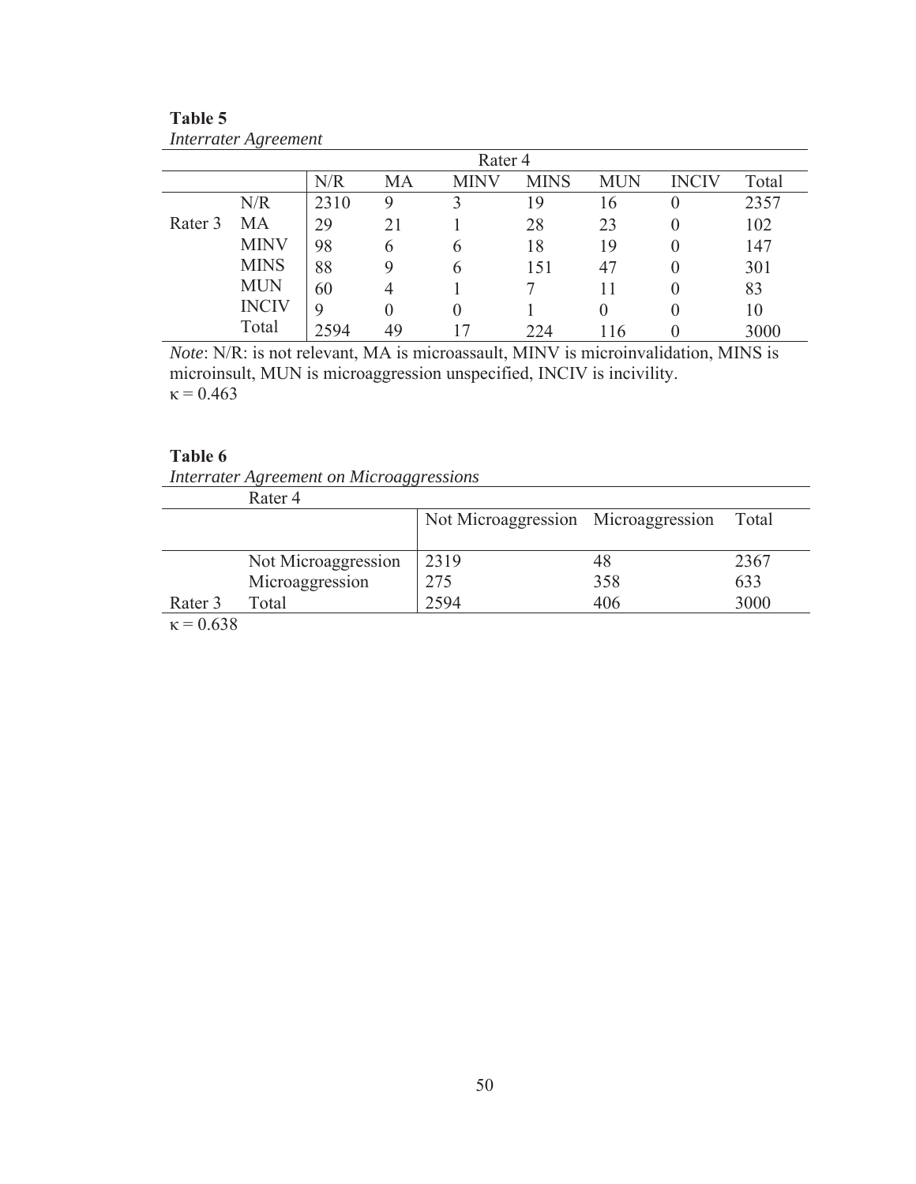**Table 5**

*Interrater Agreement*

| | | Rater 4 | | | | | | |
|---|---|---|---|---|---|---|---|---|
| | | N/R | MA | MINV | MINS | MUN | INCIV | Total |
| Rater 3 | N/R | 2310 | 9 | 3 | 19 | 16 | 0 | 2357 |
| | MA | 29 | 21 | 1 | 28 | 23 | 0 | 102 |
| | MINV | 98 | 6 | 6 | 18 | 19 | 0 | 147 |
| | MINS | 88 | 9 | 6 | 151 | 47 | 0 | 301 |
| | MUN | 60 | 4 | 1 | 7 | 11 | 0 | 83 |
| | INCIV | 9 | 0 | 0 | 1 | 0 | 0 | 10 |
| | Total | 2594 | 49 | 17 | 224 | 116 | 0 | 3000 |

*Note*: N/R: is not relevant, MA is microassault, MINV is microinvalidation, MINS is microinsult, MUN is microaggression unspecified, INCIV is incivility.

$\kappa = 0.463$

**Table 6**

*Interrater Agreement on Microaggressions*

| | Rater 4 | | | |
|---|---|---|---|---|
| | | Not Microaggression | Microaggression | Total |
| | Not Microaggression | 2319 | 48 | 2367 |
| | Microaggression | 275 | 358 | 633 |
| Rater 3 | Total | 2594 | 406 | 3000 |

$\kappa = 0.638$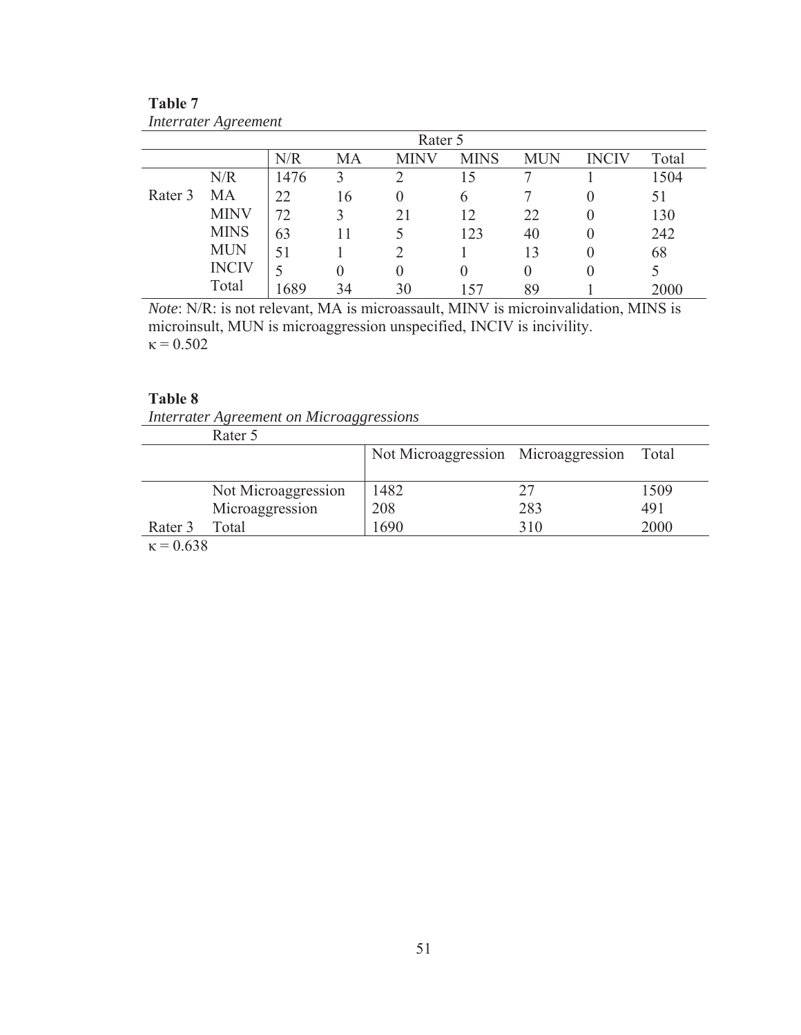**Table 7**

*Interrater Agreement*

| | | Rater 5 | | | | | | |
|---|---|---|---|---|---|---|---|---|
| | | N/R | MA | MINV | MINS | MUN | INCIV | Total |
| Rater 3 | N/R | 1476 | 3 | 2 | 15 | 7 | 1 | 1504 |
| | MA | 22 | 16 | 0 | 6 | 7 | 0 | 51 |
| | MINV | 72 | 3 | 21 | 12 | 22 | 0 | 130 |
| | MINS | 63 | 11 | 5 | 123 | 40 | 0 | 242 |
| | MUN | 51 | 1 | 2 | 1 | 13 | 0 | 68 |
| | INCIV | 5 | 0 | 0 | 0 | 0 | 0 | 5 |
| | Total | 1689 | 34 | 30 | 157 | 89 | 1 | 2000 |

*Note*: N/R: is not relevant, MA is microassault, MINV is microinvalidation, MINS is microinsult, MUN is microaggression unspecified, INCIV is incivility.
$\kappa = 0.502$

**Table 8**

*Interrater Agreement on Microaggressions*

| | Rater 5 | | | |
|---|---|---|---|---|
| | | Not Microaggression | Microaggression | Total |
| | Not Microaggression | 1482 | 27 | 1509 |
| | Microaggression | 208 | 283 | 491 |
| Rater 3 | Total | 1690 | 310 | 2000 |

$\kappa = 0.638$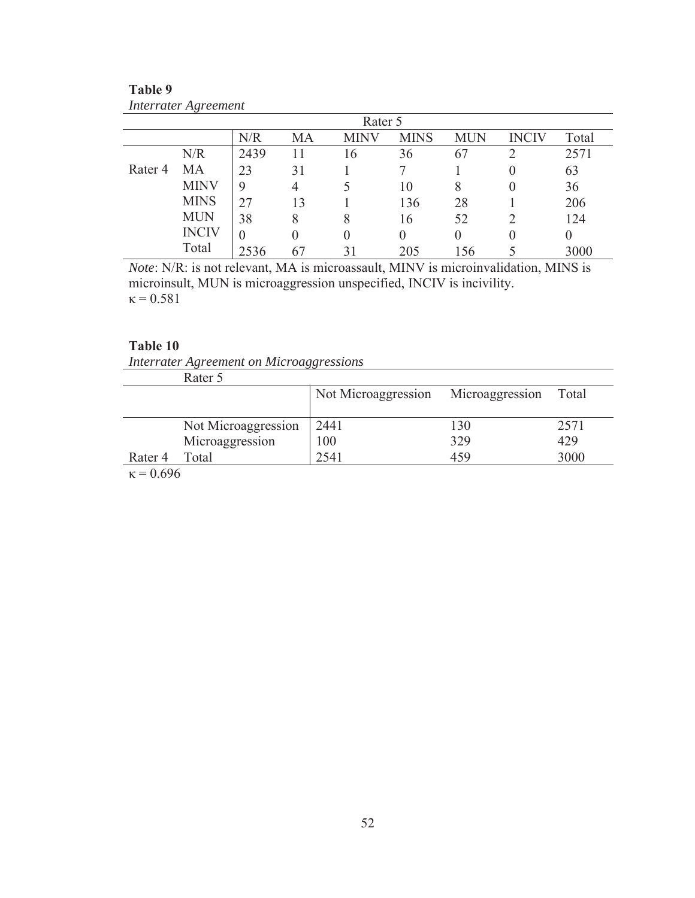**Table 9**

*Interrater Agreement*

| | | Rater 5 | | | | | | |
|---|---|---|---|---|---|---|---|---|
| | | N/R | MA | MINV | MINS | MUN | INCIV | Total |
| Rater 4 | N/R | 2439 | 11 | 16 | 36 | 67 | 2 | 2571 |
| | MA | 23 | 31 | 1 | 7 | 1 | 0 | 63 |
| | MINV | 9 | 4 | 5 | 10 | 8 | 0 | 36 |
| | MINS | 27 | 13 | 1 | 136 | 28 | 1 | 206 |
| | MUN | 38 | 8 | 8 | 16 | 52 | 2 | 124 |
| | INCIV | 0 | 0 | 0 | 0 | 0 | 0 | 0 |
| | Total | 2536 | 67 | 31 | 205 | 156 | 5 | 3000 |

*Note*: N/R: is not relevant, MA is microassault, MINV is microinvalidation, MINS is microinsult, MUN is microaggression unspecified, INCIV is incivility.

$\kappa = 0.581$

**Table 10**

*Interrater Agreement on Microaggressions*

| | Rater 5 | | | |
|---|---|---|---|---|
| | | Not Microaggression | Microaggression | Total |
| | Not Microaggression | 2441 | 130 | 2571 |
| | Microaggression | 100 | 329 | 429 |
| Rater 4 | Total | 2541 | 459 | 3000 |

$\kappa = 0.696$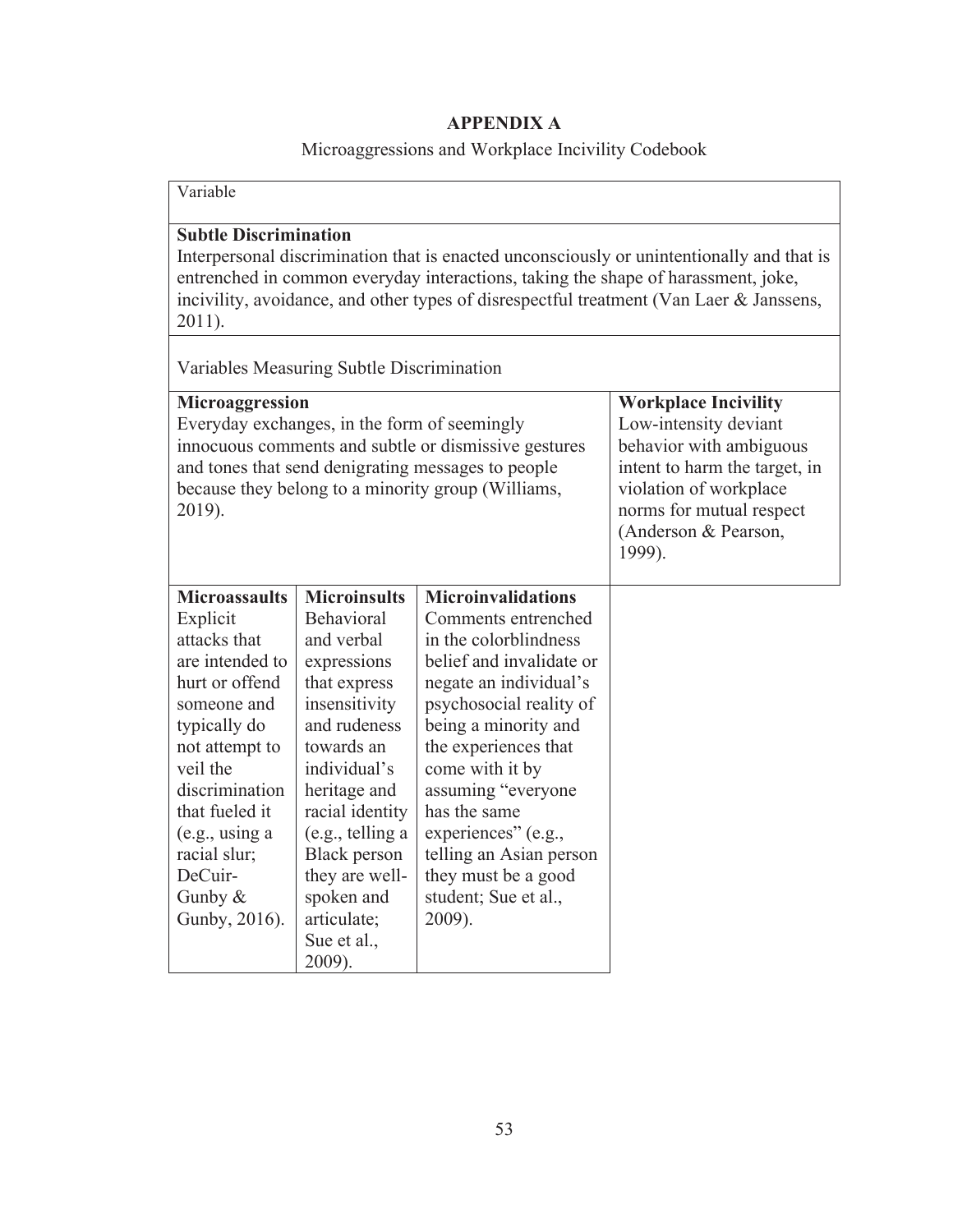## APPENDIX A

Microaggressions and Workplace Incivility Codebook

| Variable | | | |
|---|---|---|---|
| **Subtle Discrimination**<br>Interpersonal discrimination that is enacted unconsciously or unintentionally and that is entrenched in common everyday interactions, taking the shape of harassment, joke, incivility, avoidance, and other types of disrespectful treatment (Van Laer & Janssens, 2011). | | | |
| Variables Measuring Subtle Discrimination | | | |
| **Microaggression**<br>Everyday exchanges, in the form of seemingly innocuous comments and subtle or dismissive gestures and tones that send denigrating messages to people because they belong to a minority group (Williams, 2019). | | | **Workplace Incivility**<br>Low-intensity deviant behavior with ambiguous intent to harm the target, in violation of workplace norms for mutual respect (Anderson & Pearson, 1999). |
| **Microassaults**<br>Explicit attacks that are intended to hurt or offend someone and typically do not attempt to veil the discrimination that fueled it (e.g., using a racial slur; DeCuir-Gunby & Gunby, 2016). | **Microinsults**<br>Behavioral and verbal expressions that express insensitivity and rudeness towards an individual's heritage and racial identity (e.g., telling a Black person they are well-spoken and articulate; Sue et al., 2009). | **Microinvalidations**<br>Comments entrenched in the colorblindness belief and invalidate or negate an individual's psychosocial reality of being a minority and the experiences that come with it by assuming "everyone has the same experiences" (e.g., telling an Asian person they must be a good student; Sue et al., 2009). | |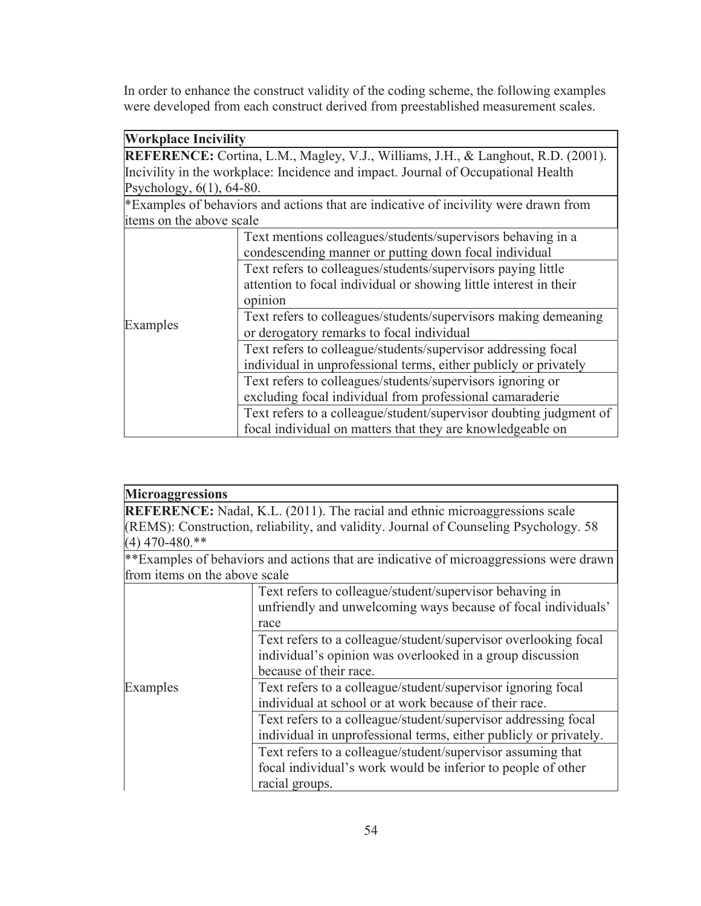In order to enhance the construct validity of the coding scheme, the following examples were developed from each construct derived from preestablished measurement scales.

| **Workplace Incivility** | |
|---|---|
| **REFERENCE:** Cortina, L.M., Magley, V.J., Williams, J.H., & Langhout, R.D. (2001). Incivility in the workplace: Incidence and impact. Journal of Occupational Health Psychology, 6(1), 64-80. | |
| *Examples of behaviors and actions that are indicative of incivility were drawn from items on the above scale | |
| Examples | Text mentions colleagues/students/supervisors behaving in a condescending manner or putting down focal individual |
| | Text refers to colleagues/students/supervisors paying little attention to focal individual or showing little interest in their opinion |
| | Text refers to colleagues/students/supervisors making demeaning or derogatory remarks to focal individual |
| | Text refers to colleague/students/supervisor addressing focal individual in unprofessional terms, either publicly or privately |
| | Text refers to colleagues/students/supervisors ignoring or excluding focal individual from professional camaraderie |
| | Text refers to a colleague/student/supervisor doubting judgment of focal individual on matters that they are knowledgeable on |

| **Microaggressions** | |
|---|---|
| **REFERENCE:** Nadal, K.L. (2011). The racial and ethnic microaggressions scale (REMS): Construction, reliability, and validity. Journal of Counseling Psychology. 58 (4) 470-480.** | |
| **Examples of behaviors and actions that are indicative of microaggressions were drawn from items on the above scale | |
| Examples | Text refers to colleague/student/supervisor behaving in unfriendly and unwelcoming ways because of focal individuals' race |
| | Text refers to a colleague/student/supervisor overlooking focal individual's opinion was overlooked in a group discussion because of their race. |
| | Text refers to a colleague/student/supervisor ignoring focal individual at school or at work because of their race. |
| | Text refers to a colleague/student/supervisor addressing focal individual in unprofessional terms, either publicly or privately. |
| | Text refers to a colleague/student/supervisor assuming that focal individual's work would be inferior to people of other racial groups. |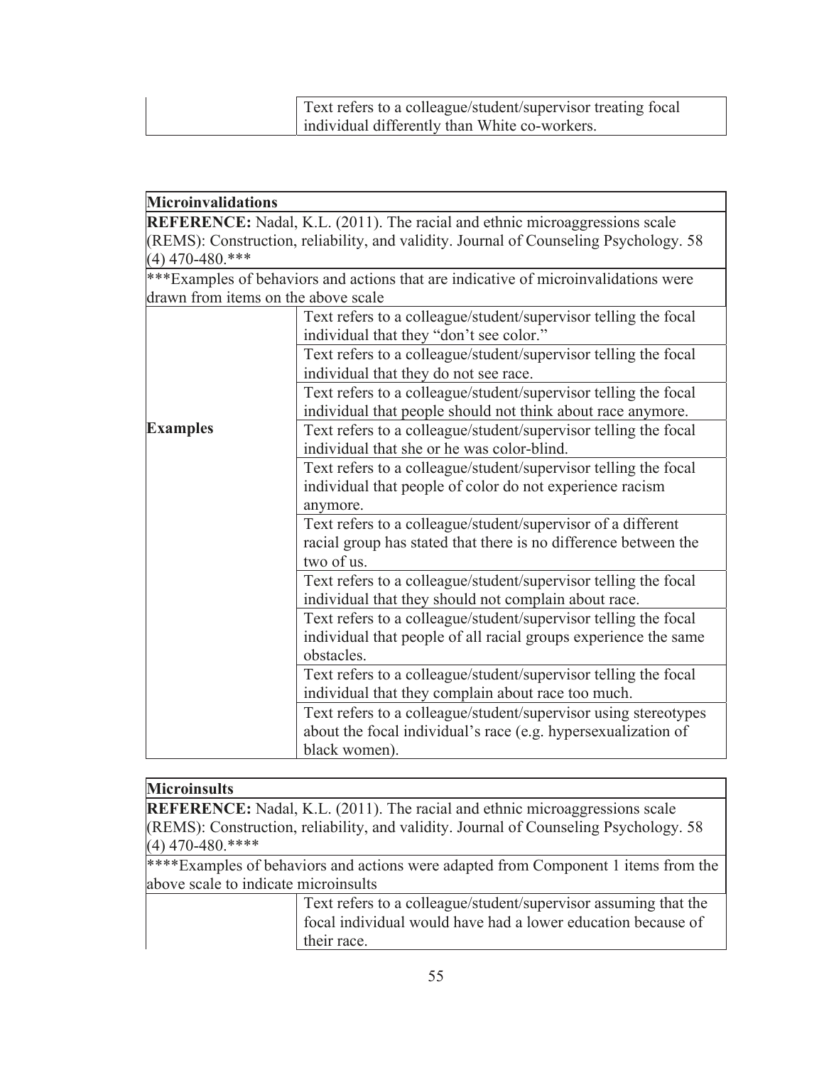| | |
|---|---|
| | Text refers to a colleague/student/supervisor treating focal individual differently than White co-workers. |

| **Microinvalidations** | |
|---|---|
| **REFERENCE:** Nadal, K.L. (2011). The racial and ethnic microaggressions scale (REMS): Construction, reliability, and validity. Journal of Counseling Psychology. 58 (4) 470-480.*** | |
| ***Examples of behaviors and actions that are indicative of microinvalidations were drawn from items on the above scale | |
| **Examples** | Text refers to a colleague/student/supervisor telling the focal individual that they "don't see color." |
| | Text refers to a colleague/student/supervisor telling the focal individual that they do not see race. |
| | Text refers to a colleague/student/supervisor telling the focal individual that people should not think about race anymore. |
| | Text refers to a colleague/student/supervisor telling the focal individual that she or he was color-blind. |
| | Text refers to a colleague/student/supervisor telling the focal individual that people of color do not experience racism anymore. |
| | Text refers to a colleague/student/supervisor of a different racial group has stated that there is no difference between the two of us. |
| | Text refers to a colleague/student/supervisor telling the focal individual that they should not complain about race. |
| | Text refers to a colleague/student/supervisor telling the focal individual that people of all racial groups experience the same obstacles. |
| | Text refers to a colleague/student/supervisor telling the focal individual that they complain about race too much. |
| | Text refers to a colleague/student/supervisor using stereotypes about the focal individual's race (e.g. hypersexualization of black women). |

| **Microinsults** | |
|---|---|
| **REFERENCE:** Nadal, K.L. (2011). The racial and ethnic microaggressions scale (REMS): Construction, reliability, and validity. Journal of Counseling Psychology. 58 (4) 470-480.**** | |
| ****Examples of behaviors and actions were adapted from Component 1 items from the above scale to indicate microinsults | |
| | Text refers to a colleague/student/supervisor assuming that the focal individual would have had a lower education because of their race. |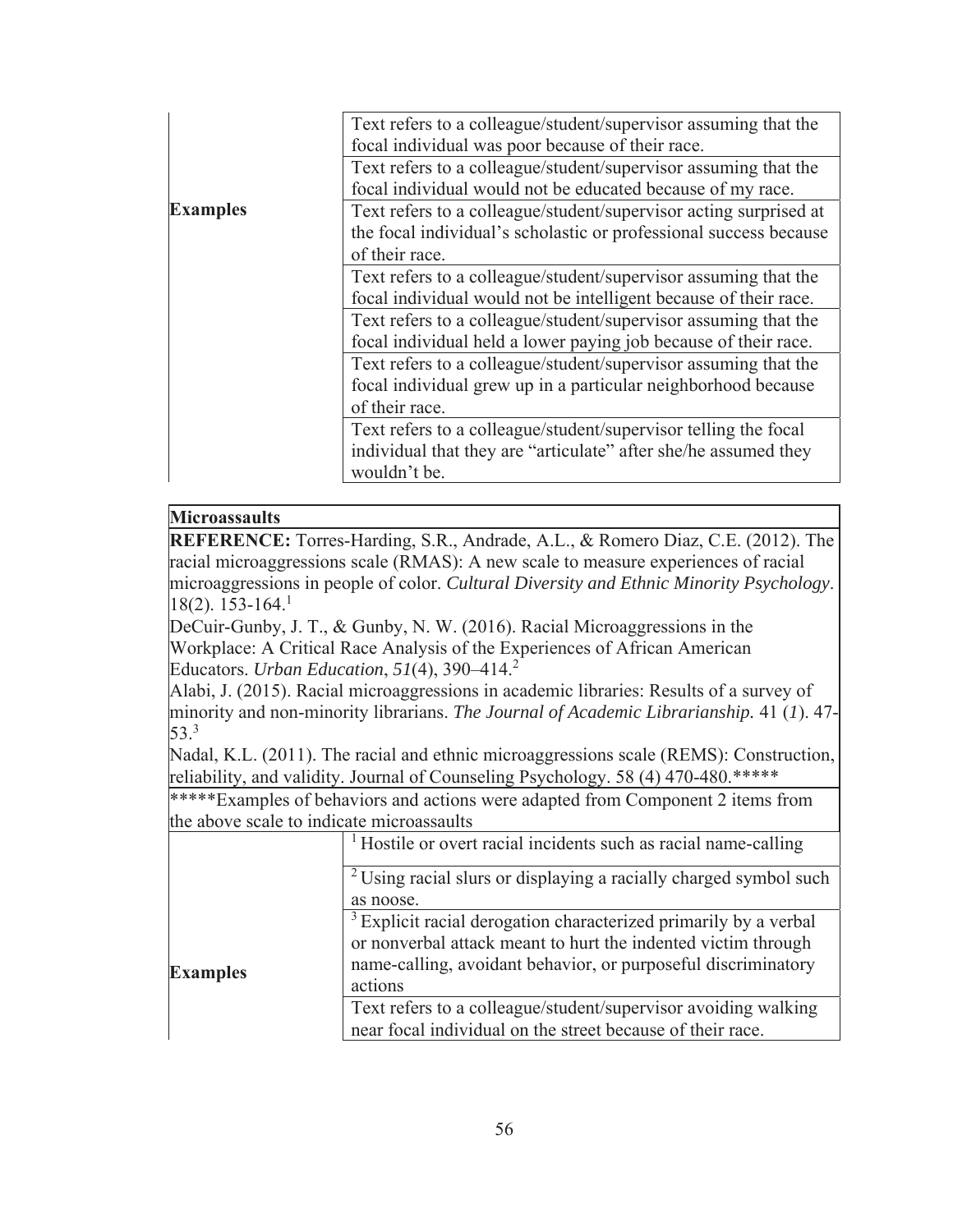| | |
|---|---|
| **Examples** | Text refers to a colleague/student/supervisor assuming that the focal individual was poor because of their race. |
| | Text refers to a colleague/student/supervisor assuming that the focal individual would not be educated because of my race. |
| | Text refers to a colleague/student/supervisor acting surprised at the focal individual's scholastic or professional success because of their race. |
| | Text refers to a colleague/student/supervisor assuming that the focal individual would not be intelligent because of their race. |
| | Text refers to a colleague/student/supervisor assuming that the focal individual held a lower paying job because of their race. |
| | Text refers to a colleague/student/supervisor assuming that the focal individual grew up in a particular neighborhood because of their race. |
| | Text refers to a colleague/student/supervisor telling the focal individual that they are "articulate" after she/he assumed they wouldn't be. |

| **Microassaults** | |
|---|---|
| **REFERENCE:** Torres-Harding, S.R., Andrade, A.L., & Romero Diaz, C.E. (2012). The racial microaggressions scale (RMAS): A new scale to measure experiences of racial microaggressions in people of color. *Cultural Diversity and Ethnic Minority Psychology*. 18(2). 153-164.[1] DeCuir-Gunby, J. T., & Gunby, N. W. (2016). Racial Microaggressions in the Workplace: A Critical Race Analysis of the Experiences of African American Educators. *Urban Education*, *51*(4), 390–414.[2] Alabi, J. (2015). Racial microaggressions in academic libraries: Results of a survey of minority and non-minority librarians. *The Journal of Academic Librarianship.* 41 (*1*). 47-53.[3] Nadal, K.L. (2011). The racial and ethnic microaggressions scale (REMS): Construction, reliability, and validity. Journal of Counseling Psychology. 58 (4) 470-480.***** | |
| *****Examples of behaviors and actions were adapted from Component 2 items from the above scale to indicate microassaults | |
| **Examples** | [1] Hostile or overt racial incidents such as racial name-calling |
| | [2] Using racial slurs or displaying a racially charged symbol such as noose. |
| | [3] Explicit racial derogation characterized primarily by a verbal or nonverbal attack meant to hurt the indented victim through name-calling, avoidant behavior, or purposeful discriminatory actions |
| | Text refers to a colleague/student/supervisor avoiding walking near focal individual on the street because of their race. |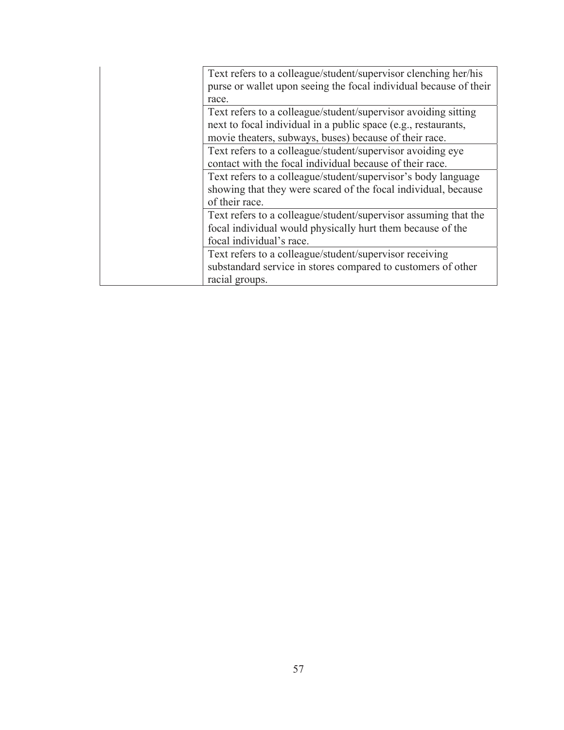| | |
|---|---|
| | Text refers to a colleague/student/supervisor clenching her/his purse or wallet upon seeing the focal individual because of their race. |
| | Text refers to a colleague/student/supervisor avoiding sitting next to focal individual in a public space (e.g., restaurants, movie theaters, subways, buses) because of their race. |
| | Text refers to a colleague/student/supervisor avoiding eye contact with the focal individual because of their race. |
| | Text refers to a colleague/student/supervisor's body language showing that they were scared of the focal individual, because of their race. |
| | Text refers to a colleague/student/supervisor assuming that the focal individual would physically hurt them because of the focal individual's race. |
| | Text refers to a colleague/student/supervisor receiving substandard service in stores compared to customers of other racial groups. |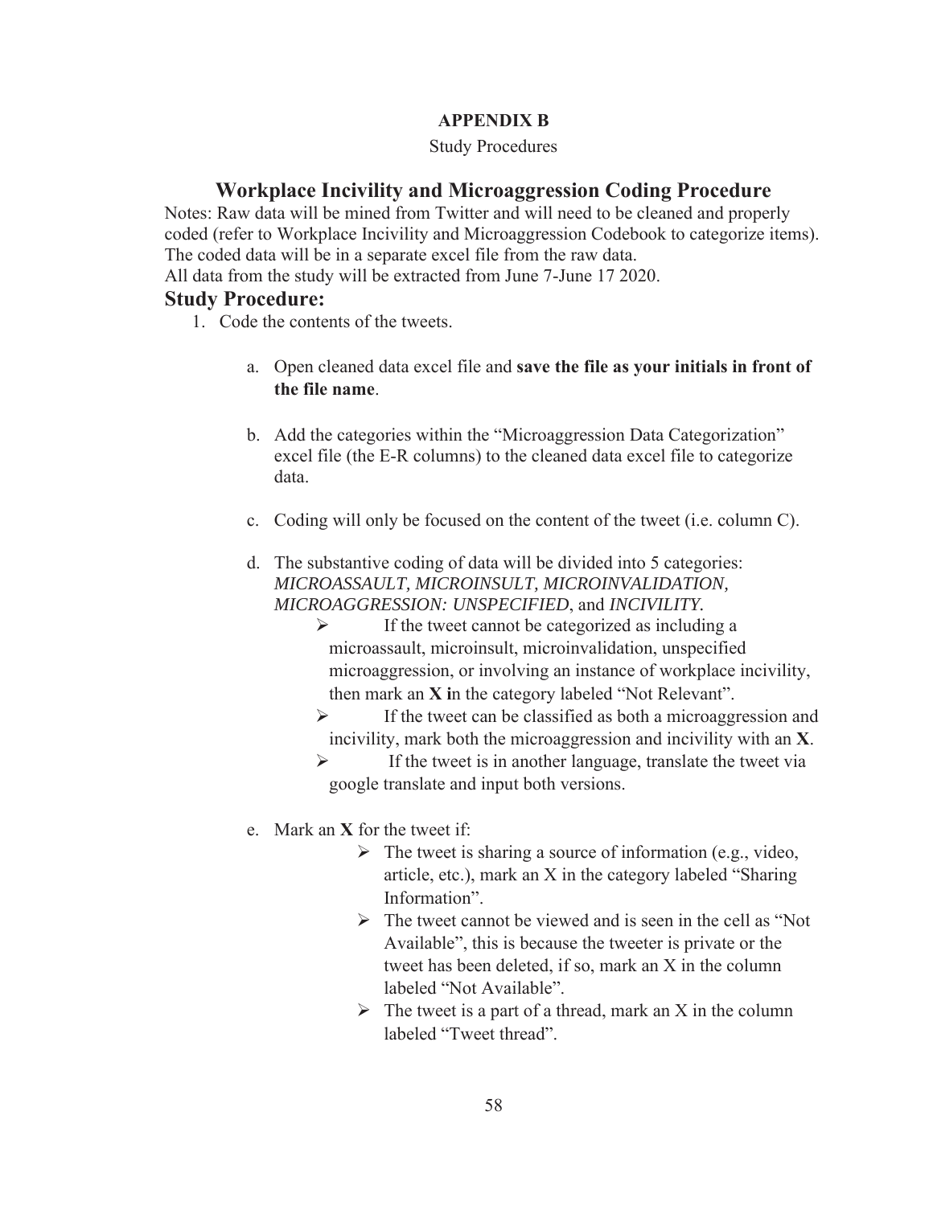**APPENDIX B**

Study Procedures

## Workplace Incivility and Microaggression Coding Procedure

Notes: Raw data will be mined from Twitter and will need to be cleaned and properly coded (refer to Workplace Incivility and Microaggression Codebook to categorize items). The coded data will be in a separate excel file from the raw data.
All data from the study will be extracted from June 7-June 17 2020.

### Study Procedure:

1. Code the contents of the tweets.

   a. Open cleaned data excel file and **save the file as your initials in front of the file name**.

   b. Add the categories within the "Microaggression Data Categorization" excel file (the E-R columns) to the cleaned data excel file to categorize data.

   c. Coding will only be focused on the content of the tweet (i.e. column C).

   d. The substantive coding of data will be divided into 5 categories: *MICROASSAULT, MICROINSULT, MICROINVALIDATION, MICROAGGRESSION: UNSPECIFIED*, and *INCIVILITY*.

      - If the tweet cannot be categorized as including a microassault, microinsult, microinvalidation, unspecified microaggression, or involving an instance of workplace incivility, then mark an **X i**n the category labeled "Not Relevant".
      - If the tweet can be classified as both a microaggression and incivility, mark both the microaggression and incivility with an **X**.
      - If the tweet is in another language, translate the tweet via google translate and input both versions.

   e. Mark an **X** for the tweet if:

      - The tweet is sharing a source of information (e.g., video, article, etc.), mark an X in the category labeled "Sharing Information".
      - The tweet cannot be viewed and is seen in the cell as "Not Available", this is because the tweeter is private or the tweet has been deleted, if so, mark an X in the column labeled "Not Available".
      - The tweet is a part of a thread, mark an X in the column labeled "Tweet thread".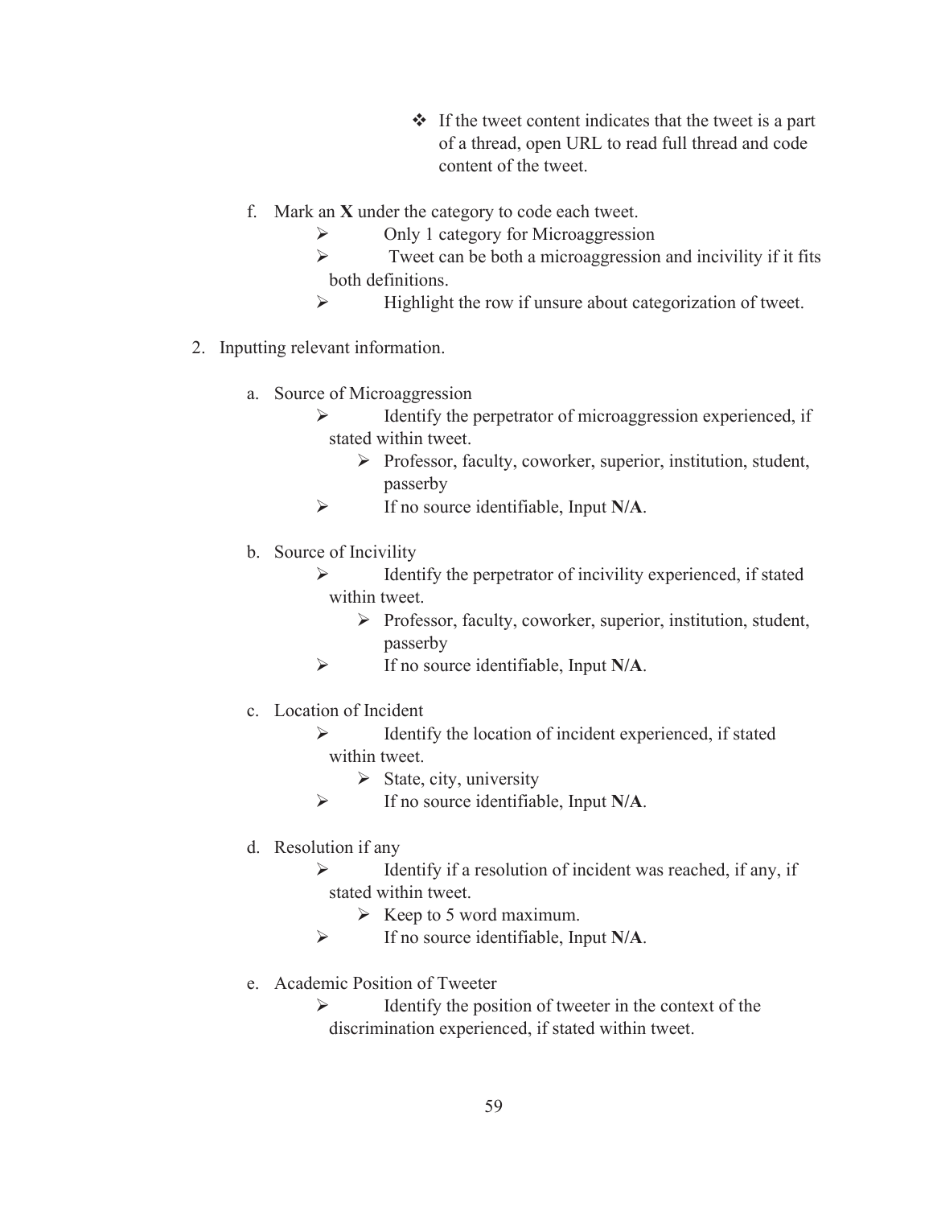- If the tweet content indicates that the tweet is a part of a thread, open URL to read full thread and code content of the tweet.

f. Mark an **X** under the category to code each tweet.
   - Only 1 category for Microaggression
   - Tweet can be both a microaggression and incivility if it fits both definitions.
   - Highlight the row if unsure about categorization of tweet.

2. Inputting relevant information.

   a. Source of Microaggression
      - Identify the perpetrator of microaggression experienced, if stated within tweet.
        - Professor, faculty, coworker, superior, institution, student, passerby
      - If no source identifiable, Input **N/A**.

   b. Source of Incivility
      - Identify the perpetrator of incivility experienced, if stated within tweet.
        - Professor, faculty, coworker, superior, institution, student, passerby
      - If no source identifiable, Input **N/A**.

   c. Location of Incident
      - Identify the location of incident experienced, if stated within tweet.
        - State, city, university
      - If no source identifiable, Input **N/A**.

   d. Resolution if any
      - Identify if a resolution of incident was reached, if any, if stated within tweet.
        - Keep to 5 word maximum.
      - If no source identifiable, Input **N/A**.

   e. Academic Position of Tweeter
      - Identify the position of tweeter in the context of the discrimination experienced, if stated within tweet.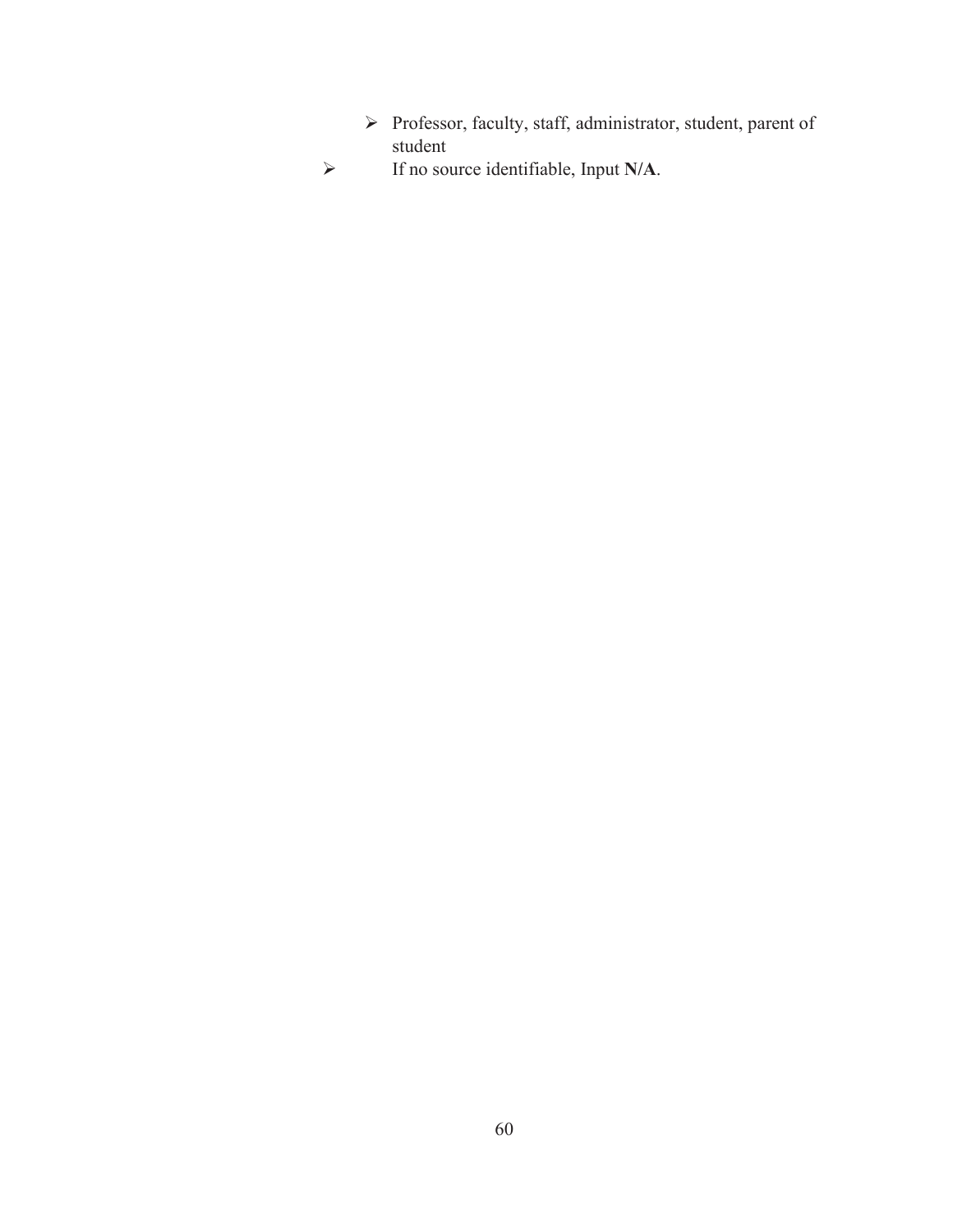- Professor, faculty, staff, administrator, student, parent of student
- If no source identifiable, Input **N/A**.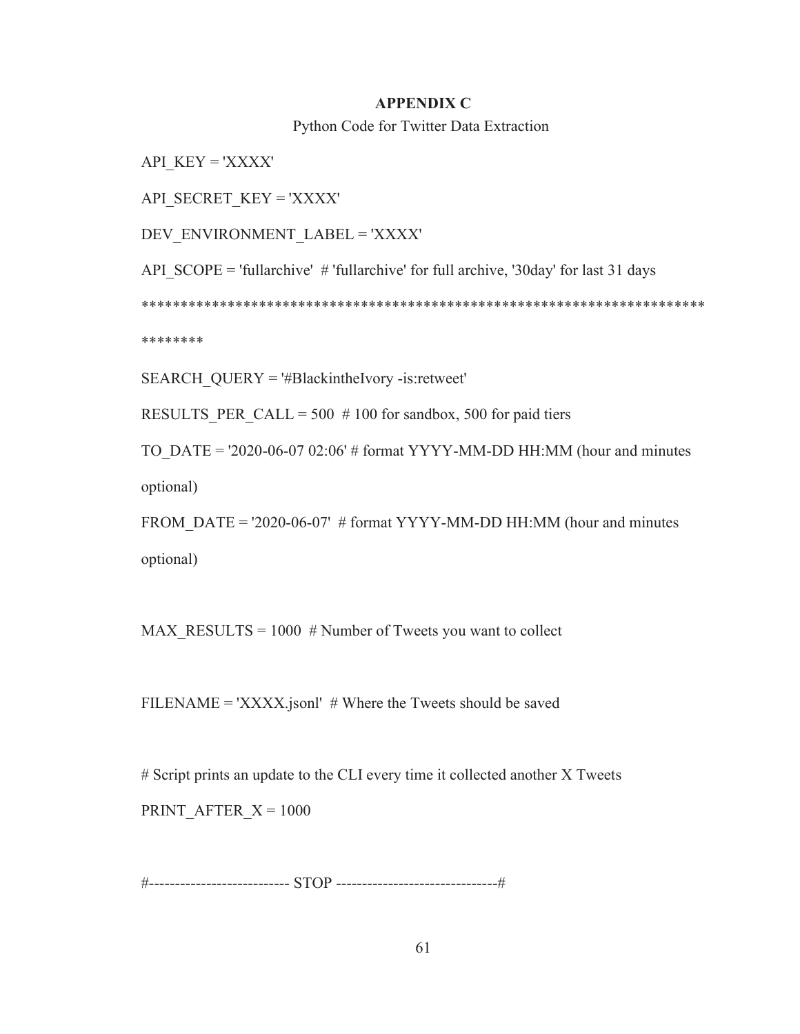## APPENDIX C

Python Code for Twitter Data Extraction

```
API_KEY = 'XXXX'

API_SECRET_KEY = 'XXXX'

DEV_ENVIRONMENT_LABEL = 'XXXX'

API_SCOPE = 'fullarchive'  # 'fullarchive' for full archive, '30day' for last 31 days

*************************************************************************
********

SEARCH_QUERY = '#BlackintheIvory -is:retweet'

RESULTS_PER_CALL = 500  # 100 for sandbox, 500 for paid tiers

TO_DATE = '2020-06-07 02:06' # format YYYY-MM-DD HH:MM (hour and minutes
optional)

FROM_DATE = '2020-06-07'  # format YYYY-MM-DD HH:MM (hour and minutes
optional)


MAX_RESULTS = 1000  # Number of Tweets you want to collect


FILENAME = 'XXXX.jsonl'  # Where the Tweets should be saved


# Script prints an update to the CLI every time it collected another X Tweets
PRINT_AFTER_X = 1000


#-------------------------- STOP ------------------------------#
```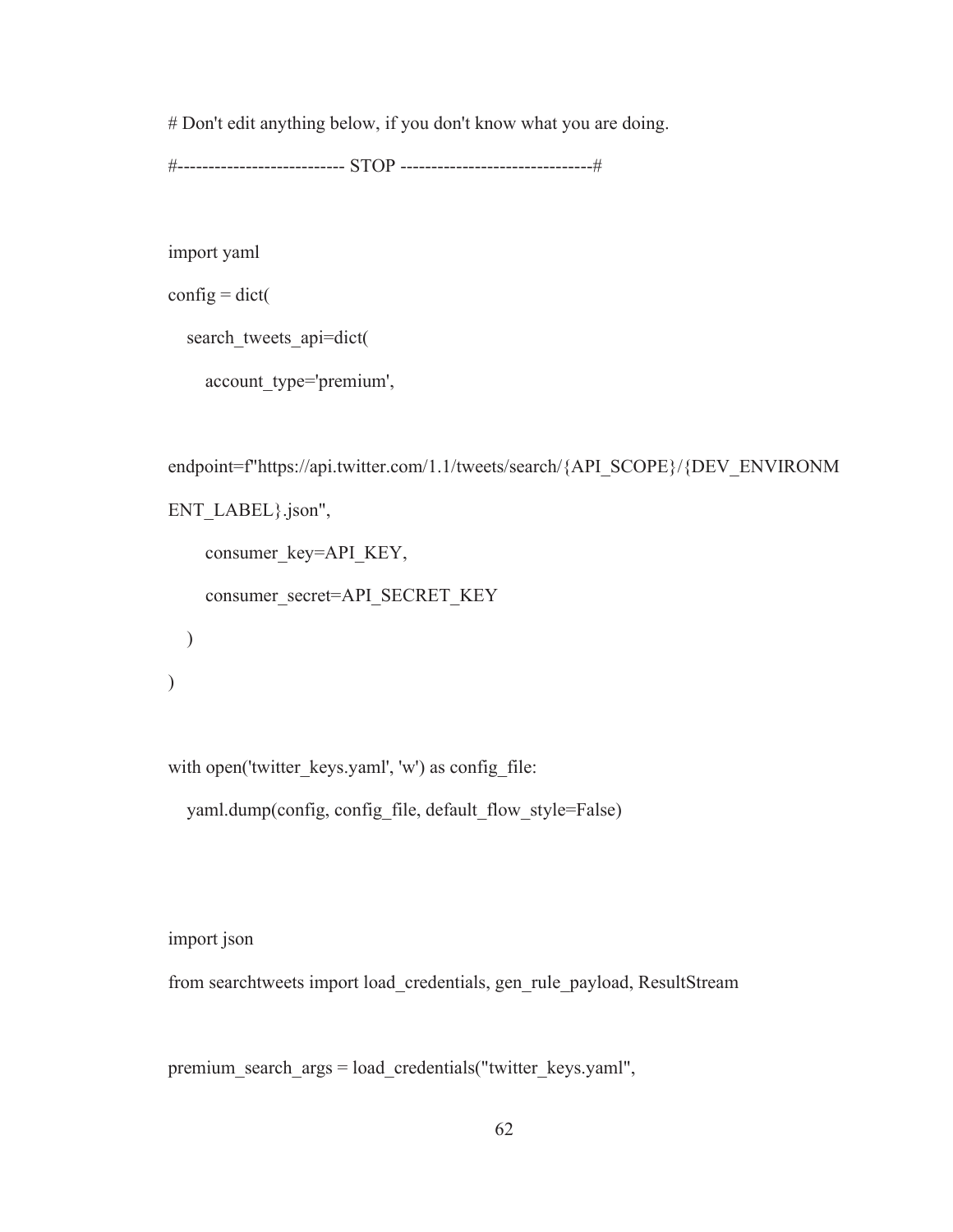```
# Don't edit anything below, if you don't know what you are doing.

#--------------------------- STOP -------------------------------#


import yaml

config = dict(

    search_tweets_api=dict(

        account_type='premium',


endpoint=f"https://api.twitter.com/1.1/tweets/search/{API_SCOPE}/{DEV_ENVIRONMENT_LABEL}.json",

        consumer_key=API_KEY,

        consumer_secret=API_SECRET_KEY

    )

)


with open('twitter_keys.yaml', 'w') as config_file:

    yaml.dump(config, config_file, default_flow_style=False)




import json

from searchtweets import load_credentials, gen_rule_payload, ResultStream


premium_search_args = load_credentials("twitter_keys.yaml",
```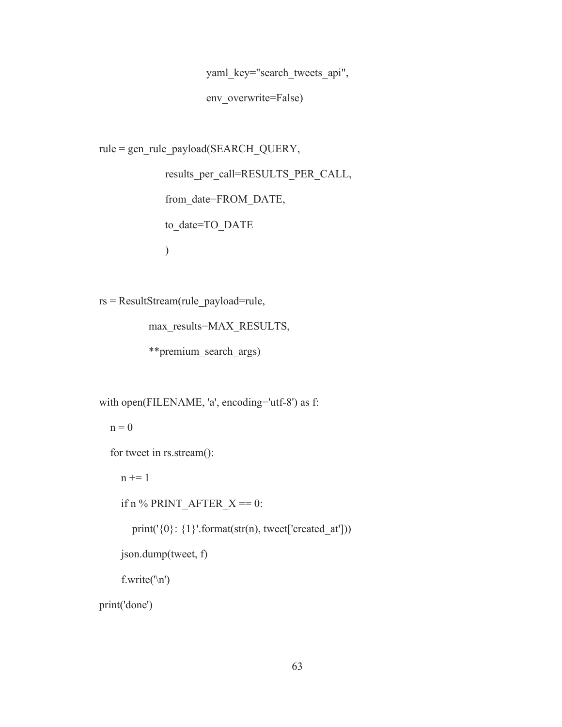```
                    yaml_key="search_tweets_api",
                    env_overwrite=False)

rule = gen_rule_payload(SEARCH_QUERY,
                results_per_call=RESULTS_PER_CALL,
                from_date=FROM_DATE,
                to_date=TO_DATE
                )

rs = ResultStream(rule_payload=rule,
              max_results=MAX_RESULTS,
              **premium_search_args)

with open(FILENAME, 'a', encoding='utf-8') as f:
    n = 0
    for tweet in rs.stream():
        n += 1
        if n % PRINT_AFTER_X == 0:
            print('{0}: {1}'.format(str(n), tweet['created_at']))
        json.dump(tweet, f)
        f.write('\n')
print('done')
```